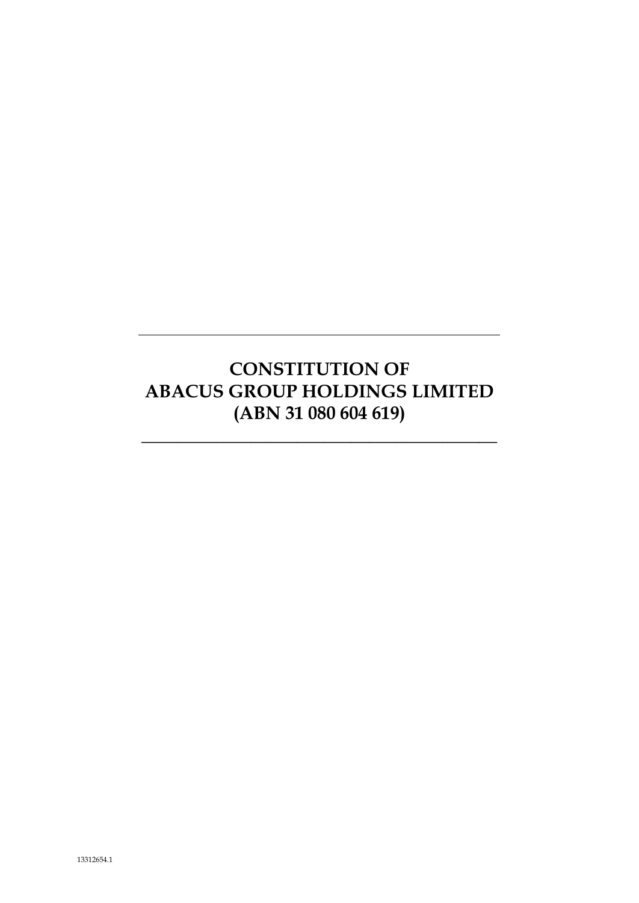# CONSTITUTION OF ABACUS GROUP HOLDINGS LIMITED (ABN 31 080 604 619)

13312654.1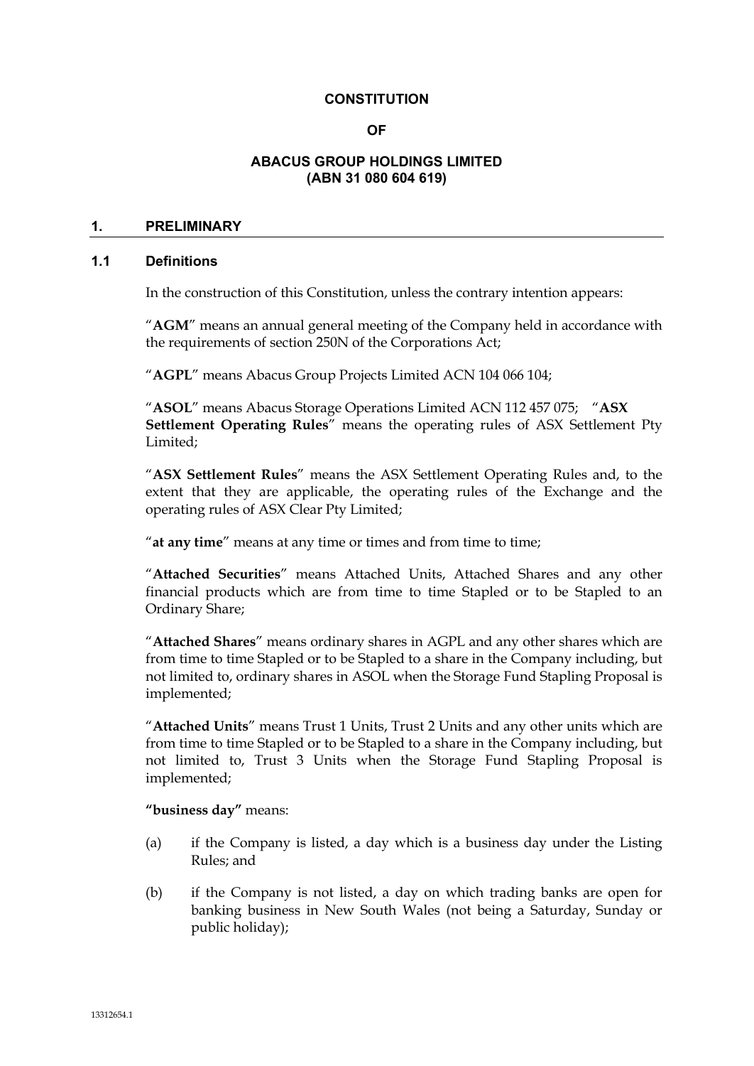**CONSTITUTION**

**OF**

**ABACUS GROUP HOLDINGS LIMITED (ABN 31 080 604 619)**

## 1. PRELIMINARY

### 1.1 Definitions

In the construction of this Constitution, unless the contrary intention appears:

"**AGM**" means an annual general meeting of the Company held in accordance with the requirements of section 250N of the Corporations Act;

"**AGPL**" means Abacus Group Projects Limited ACN 104 066 104;

"**ASOL**" means Abacus Storage Operations Limited ACN 112 457 075; "**ASX Settlement Operating Rules**" means the operating rules of ASX Settlement Pty Limited;

"**ASX Settlement Rules**" means the ASX Settlement Operating Rules and, to the extent that they are applicable, the operating rules of the Exchange and the operating rules of ASX Clear Pty Limited;

"**at any time**" means at any time or times and from time to time;

"**Attached Securities**" means Attached Units, Attached Shares and any other financial products which are from time to time Stapled or to be Stapled to an Ordinary Share;

"**Attached Shares**" means ordinary shares in AGPL and any other shares which are from time to time Stapled or to be Stapled to a share in the Company including, but not limited to, ordinary shares in ASOL when the Storage Fund Stapling Proposal is implemented;

"**Attached Units**" means Trust 1 Units, Trust 2 Units and any other units which are from time to time Stapled or to be Stapled to a share in the Company including, but not limited to, Trust 3 Units when the Storage Fund Stapling Proposal is implemented;

**"business day"** means:

(a) if the Company is listed, a day which is a business day under the Listing Rules; and

(b) if the Company is not listed, a day on which trading banks are open for banking business in New South Wales (not being a Saturday, Sunday or public holiday);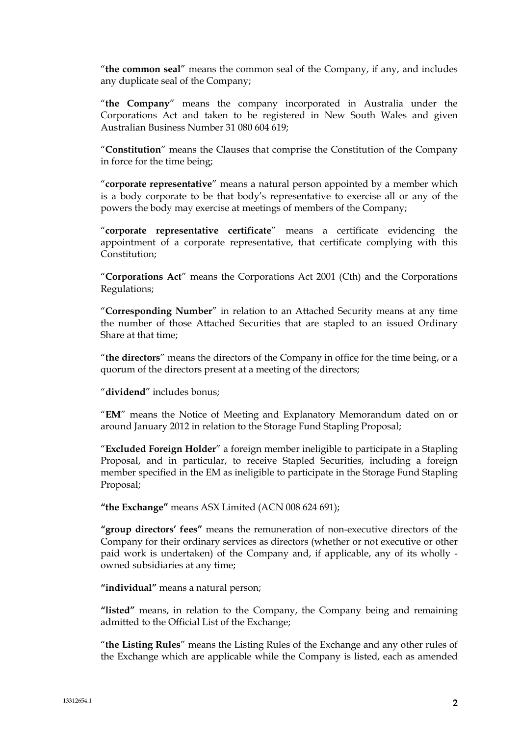"**the common seal**" means the common seal of the Company, if any, and includes any duplicate seal of the Company;

"**the Company**" means the company incorporated in Australia under the Corporations Act and taken to be registered in New South Wales and given Australian Business Number 31 080 604 619;

"**Constitution**" means the Clauses that comprise the Constitution of the Company in force for the time being;

"**corporate representative**" means a natural person appointed by a member which is a body corporate to be that body's representative to exercise all or any of the powers the body may exercise at meetings of members of the Company;

"**corporate representative certificate**" means a certificate evidencing the appointment of a corporate representative, that certificate complying with this Constitution;

"**Corporations Act**" means the Corporations Act 2001 (Cth) and the Corporations Regulations;

"**Corresponding Number**" in relation to an Attached Security means at any time the number of those Attached Securities that are stapled to an issued Ordinary Share at that time;

"**the directors**" means the directors of the Company in office for the time being, or a quorum of the directors present at a meeting of the directors;

"**dividend**" includes bonus;

"**EM**" means the Notice of Meeting and Explanatory Memorandum dated on or around January 2012 in relation to the Storage Fund Stapling Proposal;

"**Excluded Foreign Holder**" a foreign member ineligible to participate in a Stapling Proposal, and in particular, to receive Stapled Securities, including a foreign member specified in the EM as ineligible to participate in the Storage Fund Stapling Proposal;

**"the Exchange"** means ASX Limited (ACN 008 624 691);

**"group directors' fees"** means the remuneration of non-executive directors of the Company for their ordinary services as directors (whether or not executive or other paid work is undertaken) of the Company and, if applicable, any of its wholly - owned subsidiaries at any time;

**"individual"** means a natural person;

**"listed"** means, in relation to the Company, the Company being and remaining admitted to the Official List of the Exchange;

"**the Listing Rules**" means the Listing Rules of the Exchange and any other rules of the Exchange which are applicable while the Company is listed, each as amended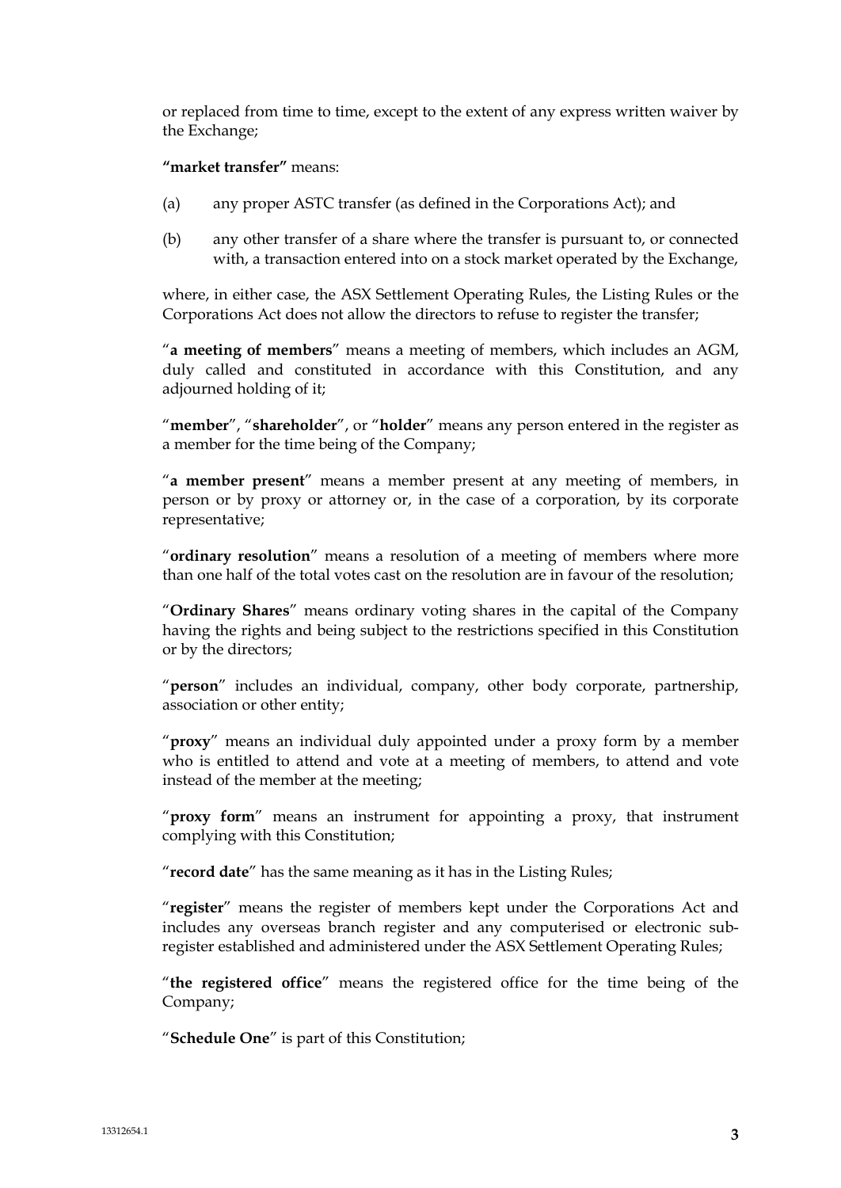or replaced from time to time, except to the extent of any express written waiver by the Exchange;

**"market transfer"** means:

(a) any proper ASTC transfer (as defined in the Corporations Act); and

(b) any other transfer of a share where the transfer is pursuant to, or connected with, a transaction entered into on a stock market operated by the Exchange,

where, in either case, the ASX Settlement Operating Rules, the Listing Rules or the Corporations Act does not allow the directors to refuse to register the transfer;

"**a meeting of members**" means a meeting of members, which includes an AGM, duly called and constituted in accordance with this Constitution, and any adjourned holding of it;

"**member**", "**shareholder**", or "**holder**" means any person entered in the register as a member for the time being of the Company;

"**a member present**" means a member present at any meeting of members, in person or by proxy or attorney or, in the case of a corporation, by its corporate representative;

"**ordinary resolution**" means a resolution of a meeting of members where more than one half of the total votes cast on the resolution are in favour of the resolution;

"**Ordinary Shares**" means ordinary voting shares in the capital of the Company having the rights and being subject to the restrictions specified in this Constitution or by the directors;

"**person**" includes an individual, company, other body corporate, partnership, association or other entity;

"**proxy**" means an individual duly appointed under a proxy form by a member who is entitled to attend and vote at a meeting of members, to attend and vote instead of the member at the meeting;

"**proxy form**" means an instrument for appointing a proxy, that instrument complying with this Constitution;

"**record date**" has the same meaning as it has in the Listing Rules;

"**register**" means the register of members kept under the Corporations Act and includes any overseas branch register and any computerised or electronic sub-register established and administered under the ASX Settlement Operating Rules;

"**the registered office**" means the registered office for the time being of the Company;

"**Schedule One**" is part of this Constitution;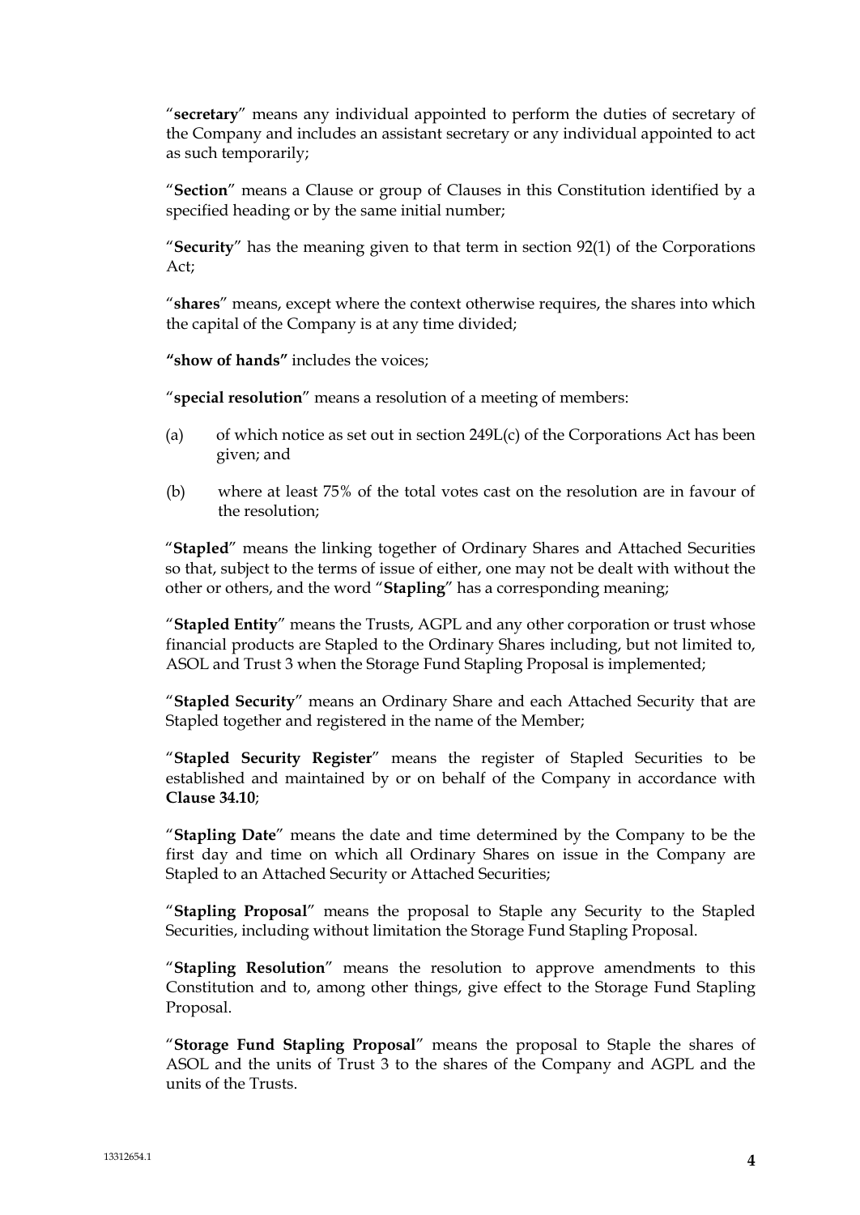"**secretary**" means any individual appointed to perform the duties of secretary of the Company and includes an assistant secretary or any individual appointed to act as such temporarily;

"**Section**" means a Clause or group of Clauses in this Constitution identified by a specified heading or by the same initial number;

"**Security**" has the meaning given to that term in section 92(1) of the Corporations Act;

"**shares**" means, except where the context otherwise requires, the shares into which the capital of the Company is at any time divided;

**"show of hands"** includes the voices;

"**special resolution**" means a resolution of a meeting of members:

(a) of which notice as set out in section 249L(c) of the Corporations Act has been given; and

(b) where at least 75% of the total votes cast on the resolution are in favour of the resolution;

"**Stapled**" means the linking together of Ordinary Shares and Attached Securities so that, subject to the terms of issue of either, one may not be dealt with without the other or others, and the word "**Stapling**" has a corresponding meaning;

"**Stapled Entity**" means the Trusts, AGPL and any other corporation or trust whose financial products are Stapled to the Ordinary Shares including, but not limited to, ASOL and Trust 3 when the Storage Fund Stapling Proposal is implemented;

"**Stapled Security**" means an Ordinary Share and each Attached Security that are Stapled together and registered in the name of the Member;

"**Stapled Security Register**" means the register of Stapled Securities to be established and maintained by or on behalf of the Company in accordance with **Clause 34.10**;

"**Stapling Date**" means the date and time determined by the Company to be the first day and time on which all Ordinary Shares on issue in the Company are Stapled to an Attached Security or Attached Securities;

"**Stapling Proposal**" means the proposal to Staple any Security to the Stapled Securities, including without limitation the Storage Fund Stapling Proposal.

"**Stapling Resolution**" means the resolution to approve amendments to this Constitution and to, among other things, give effect to the Storage Fund Stapling Proposal.

"**Storage Fund Stapling Proposal**" means the proposal to Staple the shares of ASOL and the units of Trust 3 to the shares of the Company and AGPL and the units of the Trusts.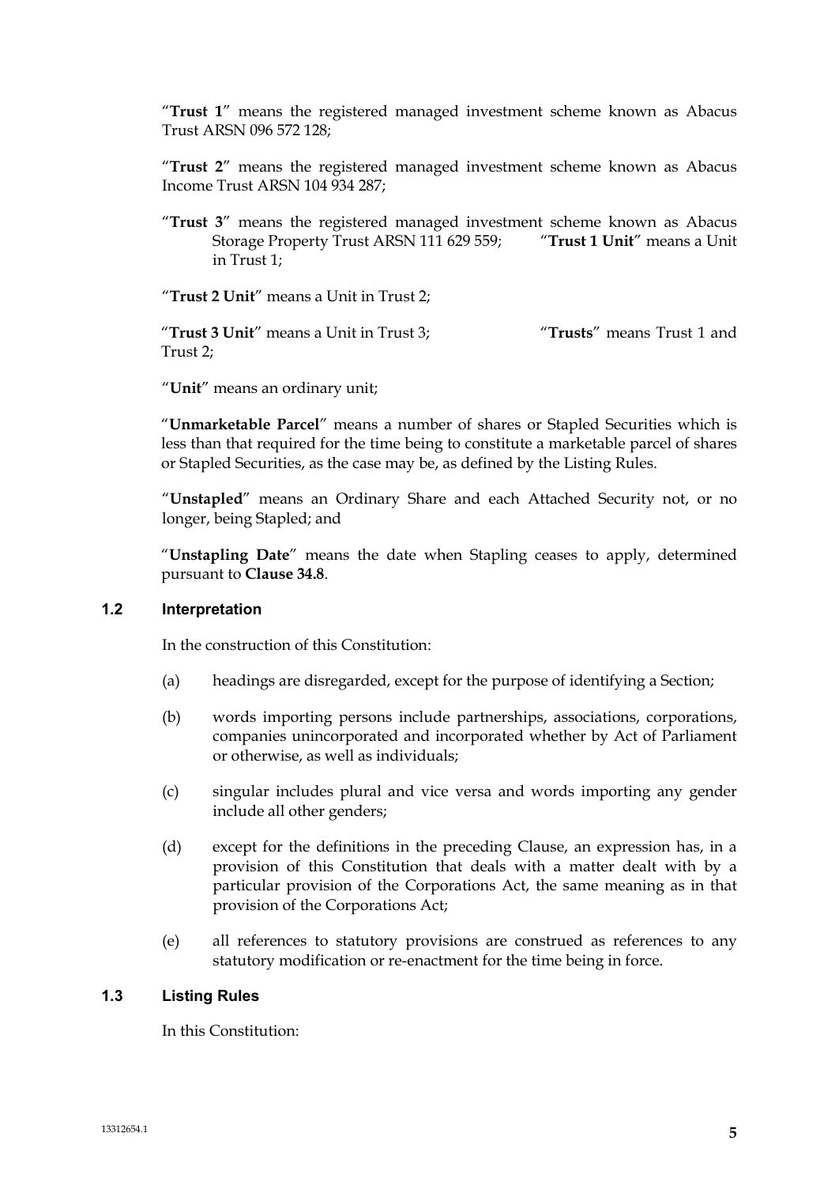"**Trust 1**" means the registered managed investment scheme known as Abacus Trust ARSN 096 572 128;

"**Trust 2**" means the registered managed investment scheme known as Abacus Income Trust ARSN 104 934 287;

"**Trust 3**" means the registered managed investment scheme known as Abacus Storage Property Trust ARSN 111 629 559;

"**Trust 1 Unit**" means a Unit in Trust 1;

"**Trust 2 Unit**" means a Unit in Trust 2;

"**Trust 3 Unit**" means a Unit in Trust 3;

"**Trusts**" means Trust 1 and Trust 2;

"**Unit**" means an ordinary unit;

"**Unmarketable Parcel**" means a number of shares or Stapled Securities which is less than that required for the time being to constitute a marketable parcel of shares or Stapled Securities, as the case may be, as defined by the Listing Rules.

"**Unstapled**" means an Ordinary Share and each Attached Security not, or no longer, being Stapled; and

"**Unstapling Date**" means the date when Stapling ceases to apply, determined pursuant to **Clause 34.8**.

### 1.2 Interpretation

In the construction of this Constitution:

(a) headings are disregarded, except for the purpose of identifying a Section;

(b) words importing persons include partnerships, associations, corporations, companies unincorporated and incorporated whether by Act of Parliament or otherwise, as well as individuals;

(c) singular includes plural and vice versa and words importing any gender include all other genders;

(d) except for the definitions in the preceding Clause, an expression has, in a provision of this Constitution that deals with a matter dealt with by a particular provision of the Corporations Act, the same meaning as in that provision of the Corporations Act;

(e) all references to statutory provisions are construed as references to any statutory modification or re-enactment for the time being in force.

### 1.3 Listing Rules

In this Constitution: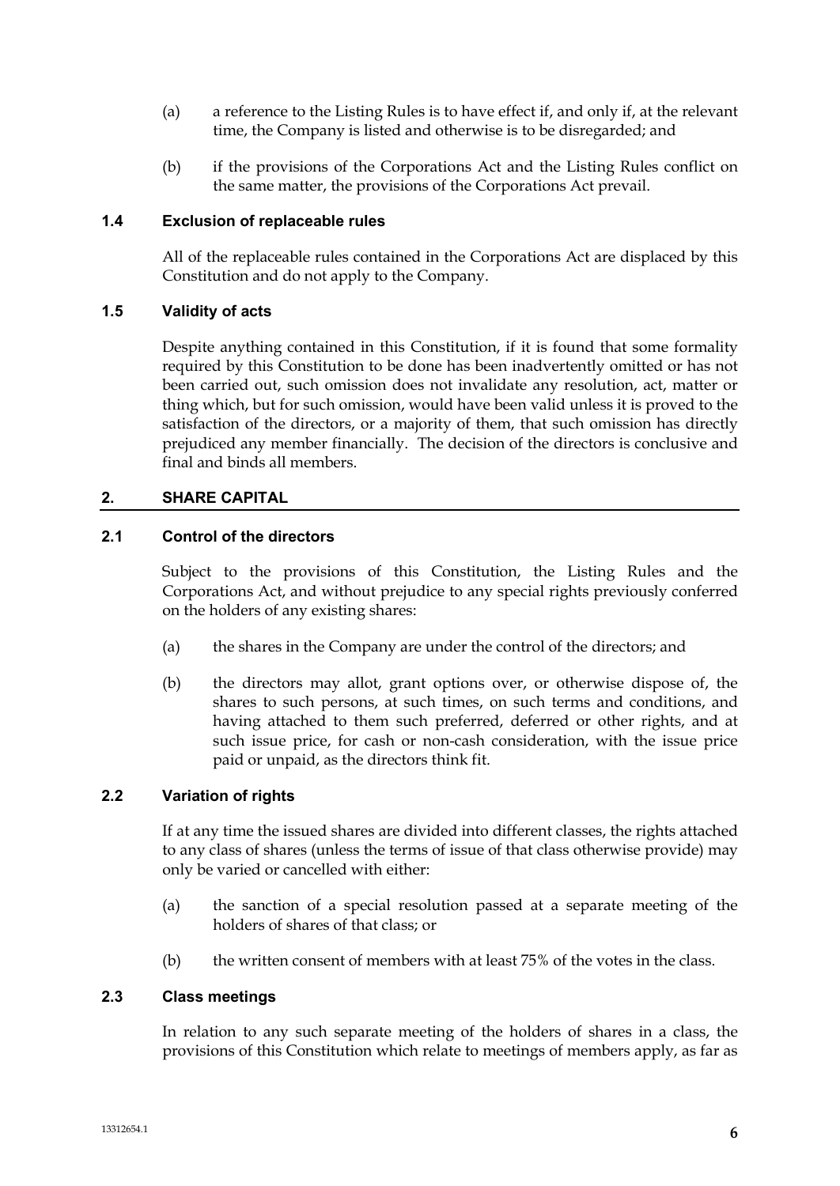(a) a reference to the Listing Rules is to have effect if, and only if, at the relevant time, the Company is listed and otherwise is to be disregarded; and

(b) if the provisions of the Corporations Act and the Listing Rules conflict on the same matter, the provisions of the Corporations Act prevail.

### 1.4 Exclusion of replaceable rules

All of the replaceable rules contained in the Corporations Act are displaced by this Constitution and do not apply to the Company.

### 1.5 Validity of acts

Despite anything contained in this Constitution, if it is found that some formality required by this Constitution to be done has been inadvertently omitted or has not been carried out, such omission does not invalidate any resolution, act, matter or thing which, but for such omission, would have been valid unless it is proved to the satisfaction of the directors, or a majority of them, that such omission has directly prejudiced any member financially. The decision of the directors is conclusive and final and binds all members.

## 2. SHARE CAPITAL

### 2.1 Control of the directors

Subject to the provisions of this Constitution, the Listing Rules and the Corporations Act, and without prejudice to any special rights previously conferred on the holders of any existing shares:

(a) the shares in the Company are under the control of the directors; and

(b) the directors may allot, grant options over, or otherwise dispose of, the shares to such persons, at such times, on such terms and conditions, and having attached to them such preferred, deferred or other rights, and at such issue price, for cash or non-cash consideration, with the issue price paid or unpaid, as the directors think fit.

### 2.2 Variation of rights

If at any time the issued shares are divided into different classes, the rights attached to any class of shares (unless the terms of issue of that class otherwise provide) may only be varied or cancelled with either:

(a) the sanction of a special resolution passed at a separate meeting of the holders of shares of that class; or

(b) the written consent of members with at least 75% of the votes in the class.

### 2.3 Class meetings

In relation to any such separate meeting of the holders of shares in a class, the provisions of this Constitution which relate to meetings of members apply, as far as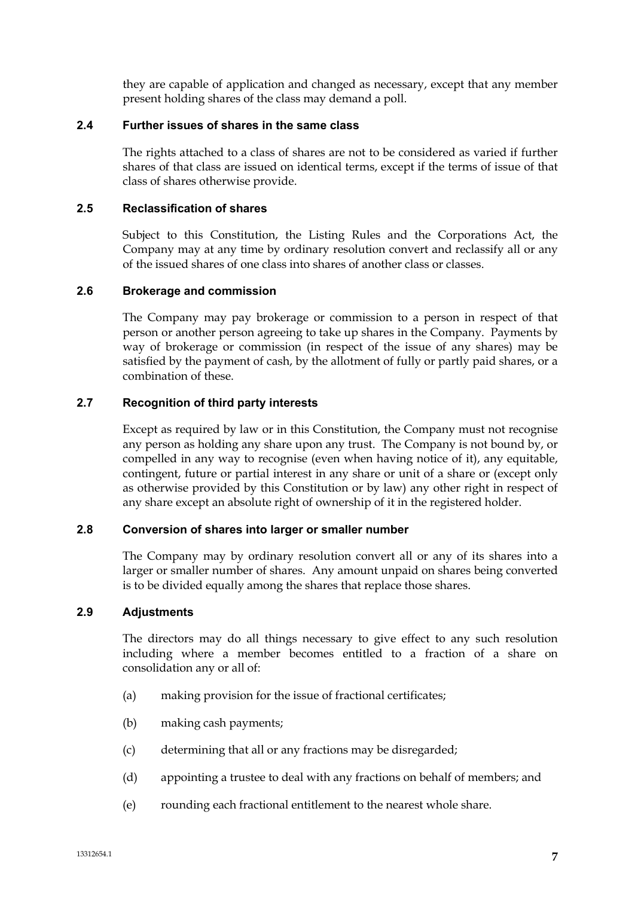they are capable of application and changed as necessary, except that any member present holding shares of the class may demand a poll.

### 2.4 Further issues of shares in the same class

The rights attached to a class of shares are not to be considered as varied if further shares of that class are issued on identical terms, except if the terms of issue of that class of shares otherwise provide.

### 2.5 Reclassification of shares

Subject to this Constitution, the Listing Rules and the Corporations Act, the Company may at any time by ordinary resolution convert and reclassify all or any of the issued shares of one class into shares of another class or classes.

### 2.6 Brokerage and commission

The Company may pay brokerage or commission to a person in respect of that person or another person agreeing to take up shares in the Company. Payments by way of brokerage or commission (in respect of the issue of any shares) may be satisfied by the payment of cash, by the allotment of fully or partly paid shares, or a combination of these.

### 2.7 Recognition of third party interests

Except as required by law or in this Constitution, the Company must not recognise any person as holding any share upon any trust. The Company is not bound by, or compelled in any way to recognise (even when having notice of it), any equitable, contingent, future or partial interest in any share or unit of a share or (except only as otherwise provided by this Constitution or by law) any other right in respect of any share except an absolute right of ownership of it in the registered holder.

### 2.8 Conversion of shares into larger or smaller number

The Company may by ordinary resolution convert all or any of its shares into a larger or smaller number of shares. Any amount unpaid on shares being converted is to be divided equally among the shares that replace those shares.

### 2.9 Adjustments

The directors may do all things necessary to give effect to any such resolution including where a member becomes entitled to a fraction of a share on consolidation any or all of:

(a) making provision for the issue of fractional certificates;

(b) making cash payments;

(c) determining that all or any fractions may be disregarded;

(d) appointing a trustee to deal with any fractions on behalf of members; and

(e) rounding each fractional entitlement to the nearest whole share.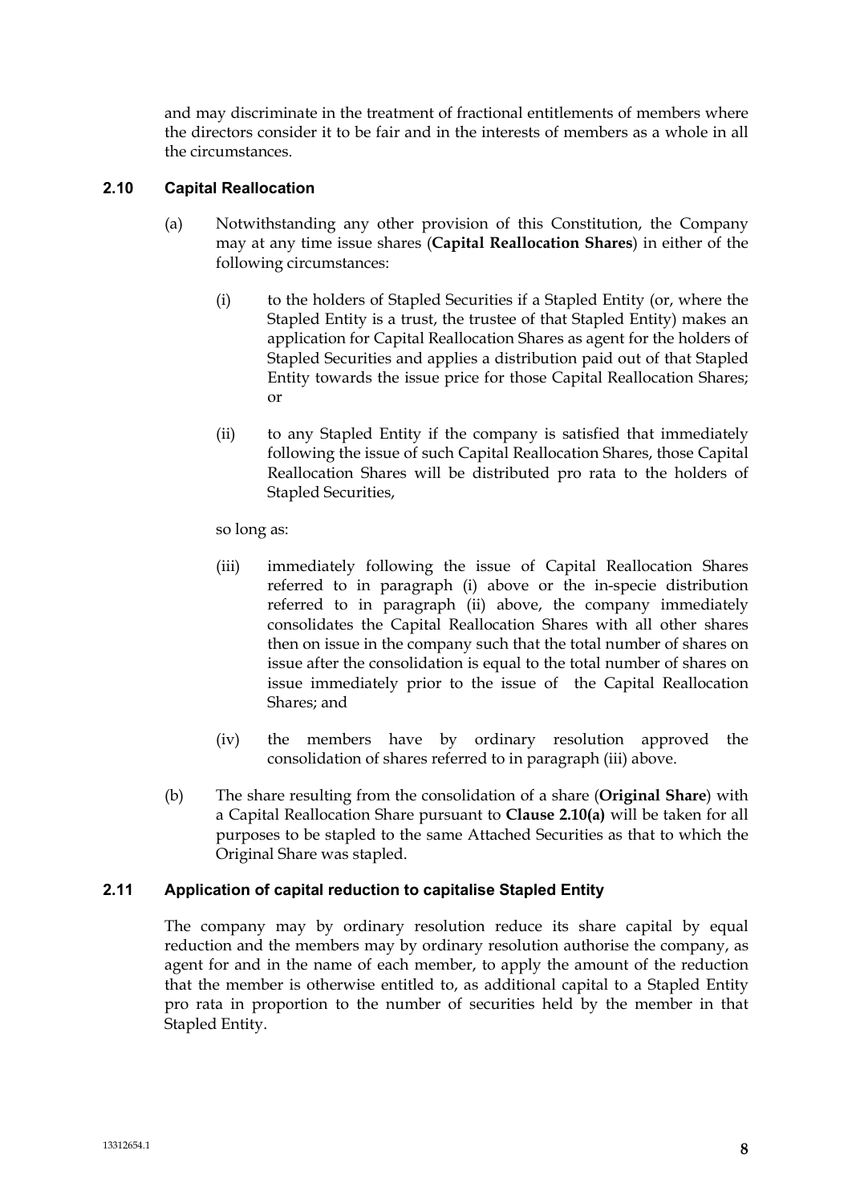and may discriminate in the treatment of fractional entitlements of members where the directors consider it to be fair and in the interests of members as a whole in all the circumstances.

### 2.10 Capital Reallocation

(a) Notwithstanding any other provision of this Constitution, the Company may at any time issue shares (**Capital Reallocation Shares**) in either of the following circumstances:

(i) to the holders of Stapled Securities if a Stapled Entity (or, where the Stapled Entity is a trust, the trustee of that Stapled Entity) makes an application for Capital Reallocation Shares as agent for the holders of Stapled Securities and applies a distribution paid out of that Stapled Entity towards the issue price for those Capital Reallocation Shares; or

(ii) to any Stapled Entity if the company is satisfied that immediately following the issue of such Capital Reallocation Shares, those Capital Reallocation Shares will be distributed pro rata to the holders of Stapled Securities,

so long as:

(iii) immediately following the issue of Capital Reallocation Shares referred to in paragraph (i) above or the in-specie distribution referred to in paragraph (ii) above, the company immediately consolidates the Capital Reallocation Shares with all other shares then on issue in the company such that the total number of shares on issue after the consolidation is equal to the total number of shares on issue immediately prior to the issue of the Capital Reallocation Shares; and

(iv) the members have by ordinary resolution approved the consolidation of shares referred to in paragraph (iii) above.

(b) The share resulting from the consolidation of a share (**Original Share**) with a Capital Reallocation Share pursuant to **Clause 2.10(a)** will be taken for all purposes to be stapled to the same Attached Securities as that to which the Original Share was stapled.

### 2.11 Application of capital reduction to capitalise Stapled Entity

The company may by ordinary resolution reduce its share capital by equal reduction and the members may by ordinary resolution authorise the company, as agent for and in the name of each member, to apply the amount of the reduction that the member is otherwise entitled to, as additional capital to a Stapled Entity pro rata in proportion to the number of securities held by the member in that Stapled Entity.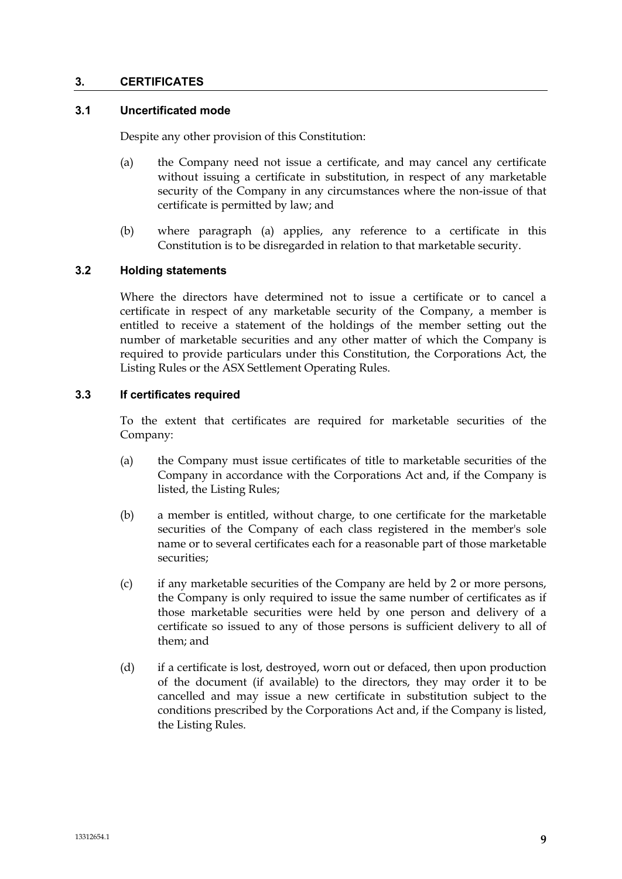## 3. CERTIFICATES

### 3.1 Uncertificated mode

Despite any other provision of this Constitution:

(a) the Company need not issue a certificate, and may cancel any certificate without issuing a certificate in substitution, in respect of any marketable security of the Company in any circumstances where the non-issue of that certificate is permitted by law; and

(b) where paragraph (a) applies, any reference to a certificate in this Constitution is to be disregarded in relation to that marketable security.

### 3.2 Holding statements

Where the directors have determined not to issue a certificate or to cancel a certificate in respect of any marketable security of the Company, a member is entitled to receive a statement of the holdings of the member setting out the number of marketable securities and any other matter of which the Company is required to provide particulars under this Constitution, the Corporations Act, the Listing Rules or the ASX Settlement Operating Rules.

### 3.3 If certificates required

To the extent that certificates are required for marketable securities of the Company:

(a) the Company must issue certificates of title to marketable securities of the Company in accordance with the Corporations Act and, if the Company is listed, the Listing Rules;

(b) a member is entitled, without charge, to one certificate for the marketable securities of the Company of each class registered in the member's sole name or to several certificates each for a reasonable part of those marketable securities;

(c) if any marketable securities of the Company are held by 2 or more persons, the Company is only required to issue the same number of certificates as if those marketable securities were held by one person and delivery of a certificate so issued to any of those persons is sufficient delivery to all of them; and

(d) if a certificate is lost, destroyed, worn out or defaced, then upon production of the document (if available) to the directors, they may order it to be cancelled and may issue a new certificate in substitution subject to the conditions prescribed by the Corporations Act and, if the Company is listed, the Listing Rules.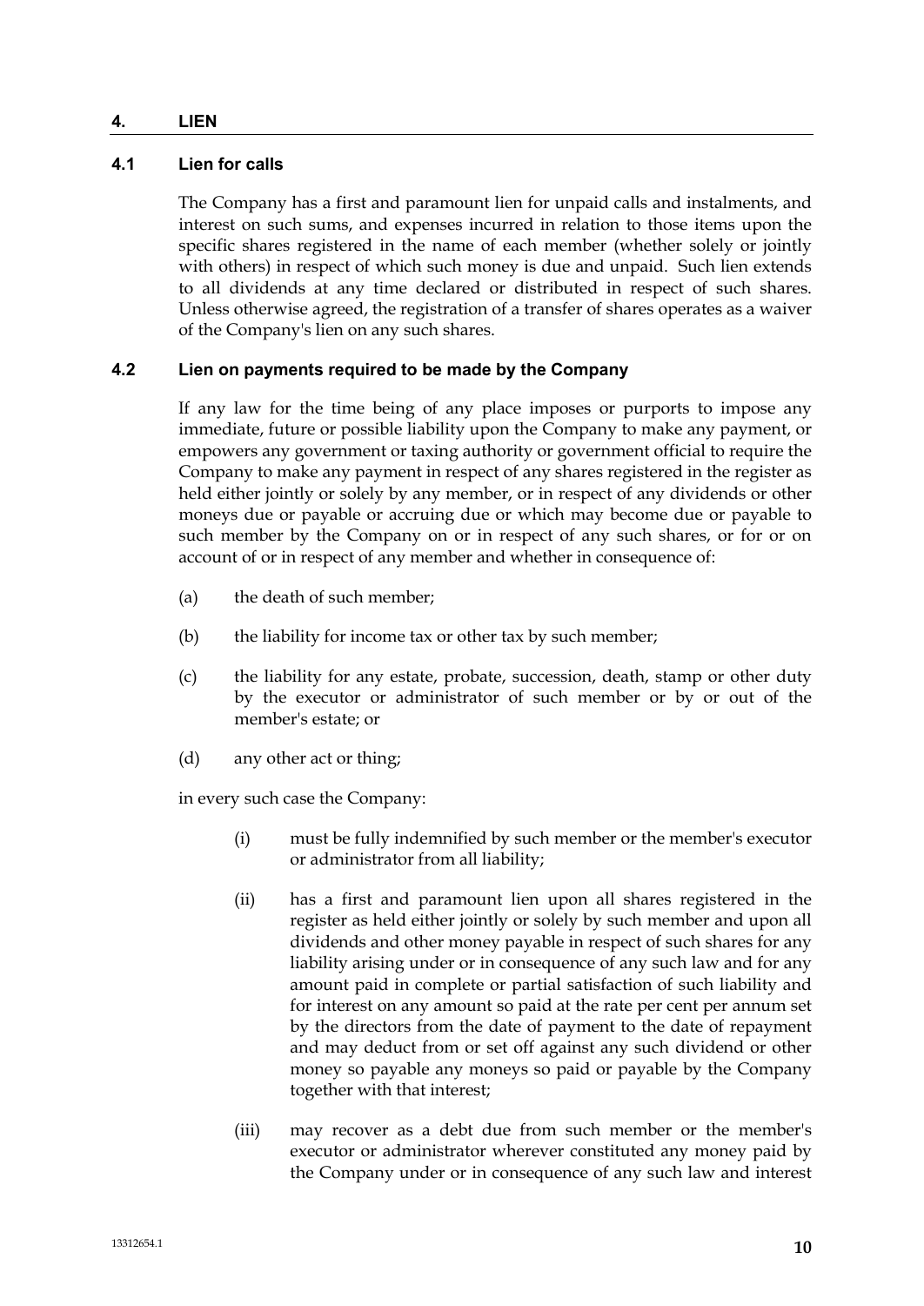## 4. LIEN

### 4.1 Lien for calls

The Company has a first and paramount lien for unpaid calls and instalments, and interest on such sums, and expenses incurred in relation to those items upon the specific shares registered in the name of each member (whether solely or jointly with others) in respect of which such money is due and unpaid. Such lien extends to all dividends at any time declared or distributed in respect of such shares. Unless otherwise agreed, the registration of a transfer of shares operates as a waiver of the Company's lien on any such shares.

### 4.2 Lien on payments required to be made by the Company

If any law for the time being of any place imposes or purports to impose any immediate, future or possible liability upon the Company to make any payment, or empowers any government or taxing authority or government official to require the Company to make any payment in respect of any shares registered in the register as held either jointly or solely by any member, or in respect of any dividends or other moneys due or payable or accruing due or which may become due or payable to such member by the Company on or in respect of any such shares, or for or on account of or in respect of any member and whether in consequence of:

(a) the death of such member;

(b) the liability for income tax or other tax by such member;

(c) the liability for any estate, probate, succession, death, stamp or other duty by the executor or administrator of such member or by or out of the member's estate; or

(d) any other act or thing;

in every such case the Company:

(i) must be fully indemnified by such member or the member's executor or administrator from all liability;

(ii) has a first and paramount lien upon all shares registered in the register as held either jointly or solely by such member and upon all dividends and other money payable in respect of such shares for any liability arising under or in consequence of any such law and for any amount paid in complete or partial satisfaction of such liability and for interest on any amount so paid at the rate per cent per annum set by the directors from the date of payment to the date of repayment and may deduct from or set off against any such dividend or other money so payable any moneys so paid or payable by the Company together with that interest;

(iii) may recover as a debt due from such member or the member's executor or administrator wherever constituted any money paid by the Company under or in consequence of any such law and interest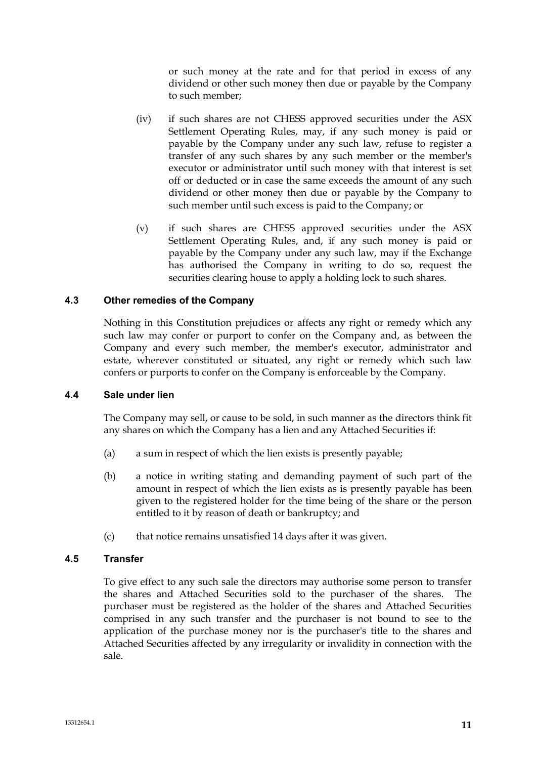or such money at the rate and for that period in excess of any dividend or other such money then due or payable by the Company to such member;

(iv) if such shares are not CHESS approved securities under the ASX Settlement Operating Rules, may, if any such money is paid or payable by the Company under any such law, refuse to register a transfer of any such shares by any such member or the member's executor or administrator until such money with that interest is set off or deducted or in case the same exceeds the amount of any such dividend or other money then due or payable by the Company to such member until such excess is paid to the Company; or

(v) if such shares are CHESS approved securities under the ASX Settlement Operating Rules, and, if any such money is paid or payable by the Company under any such law, may if the Exchange has authorised the Company in writing to do so, request the securities clearing house to apply a holding lock to such shares.

### 4.3 Other remedies of the Company

Nothing in this Constitution prejudices or affects any right or remedy which any such law may confer or purport to confer on the Company and, as between the Company and every such member, the member's executor, administrator and estate, wherever constituted or situated, any right or remedy which such law confers or purports to confer on the Company is enforceable by the Company.

### 4.4 Sale under lien

The Company may sell, or cause to be sold, in such manner as the directors think fit any shares on which the Company has a lien and any Attached Securities if:

(a) a sum in respect of which the lien exists is presently payable;

(b) a notice in writing stating and demanding payment of such part of the amount in respect of which the lien exists as is presently payable has been given to the registered holder for the time being of the share or the person entitled to it by reason of death or bankruptcy; and

(c) that notice remains unsatisfied 14 days after it was given.

### 4.5 Transfer

To give effect to any such sale the directors may authorise some person to transfer the shares and Attached Securities sold to the purchaser of the shares. The purchaser must be registered as the holder of the shares and Attached Securities comprised in any such transfer and the purchaser is not bound to see to the application of the purchase money nor is the purchaser's title to the shares and Attached Securities affected by any irregularity or invalidity in connection with the sale.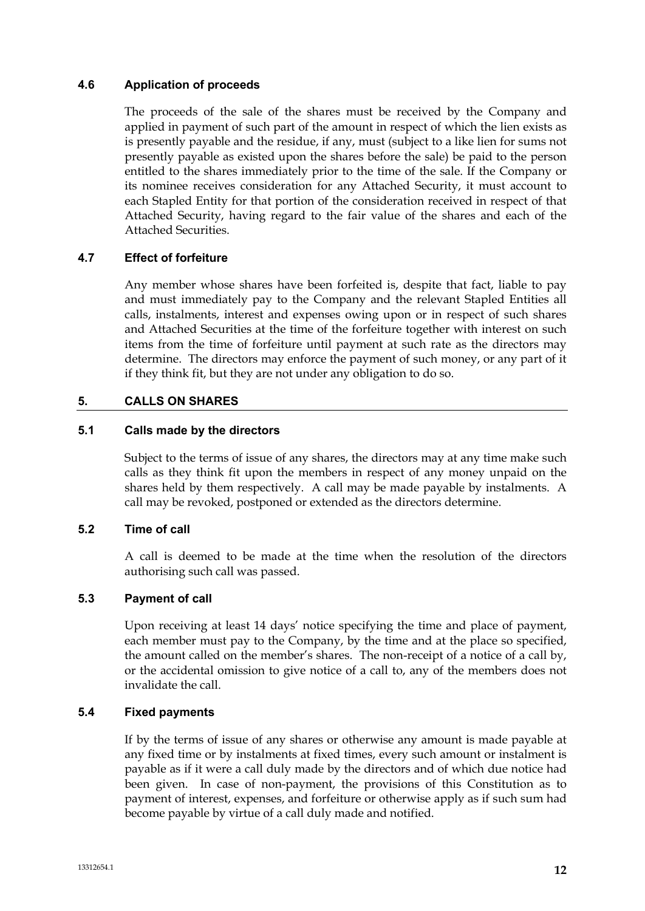### 4.6 Application of proceeds

The proceeds of the sale of the shares must be received by the Company and applied in payment of such part of the amount in respect of which the lien exists as is presently payable and the residue, if any, must (subject to a like lien for sums not presently payable as existed upon the shares before the sale) be paid to the person entitled to the shares immediately prior to the time of the sale. If the Company or its nominee receives consideration for any Attached Security, it must account to each Stapled Entity for that portion of the consideration received in respect of that Attached Security, having regard to the fair value of the shares and each of the Attached Securities.

### 4.7 Effect of forfeiture

Any member whose shares have been forfeited is, despite that fact, liable to pay and must immediately pay to the Company and the relevant Stapled Entities all calls, instalments, interest and expenses owing upon or in respect of such shares and Attached Securities at the time of the forfeiture together with interest on such items from the time of forfeiture until payment at such rate as the directors may determine. The directors may enforce the payment of such money, or any part of it if they think fit, but they are not under any obligation to do so.

## 5. CALLS ON SHARES

### 5.1 Calls made by the directors

Subject to the terms of issue of any shares, the directors may at any time make such calls as they think fit upon the members in respect of any money unpaid on the shares held by them respectively. A call may be made payable by instalments. A call may be revoked, postponed or extended as the directors determine.

### 5.2 Time of call

A call is deemed to be made at the time when the resolution of the directors authorising such call was passed.

### 5.3 Payment of call

Upon receiving at least 14 days' notice specifying the time and place of payment, each member must pay to the Company, by the time and at the place so specified, the amount called on the member's shares. The non-receipt of a notice of a call by, or the accidental omission to give notice of a call to, any of the members does not invalidate the call.

### 5.4 Fixed payments

If by the terms of issue of any shares or otherwise any amount is made payable at any fixed time or by instalments at fixed times, every such amount or instalment is payable as if it were a call duly made by the directors and of which due notice had been given. In case of non-payment, the provisions of this Constitution as to payment of interest, expenses, and forfeiture or otherwise apply as if such sum had become payable by virtue of a call duly made and notified.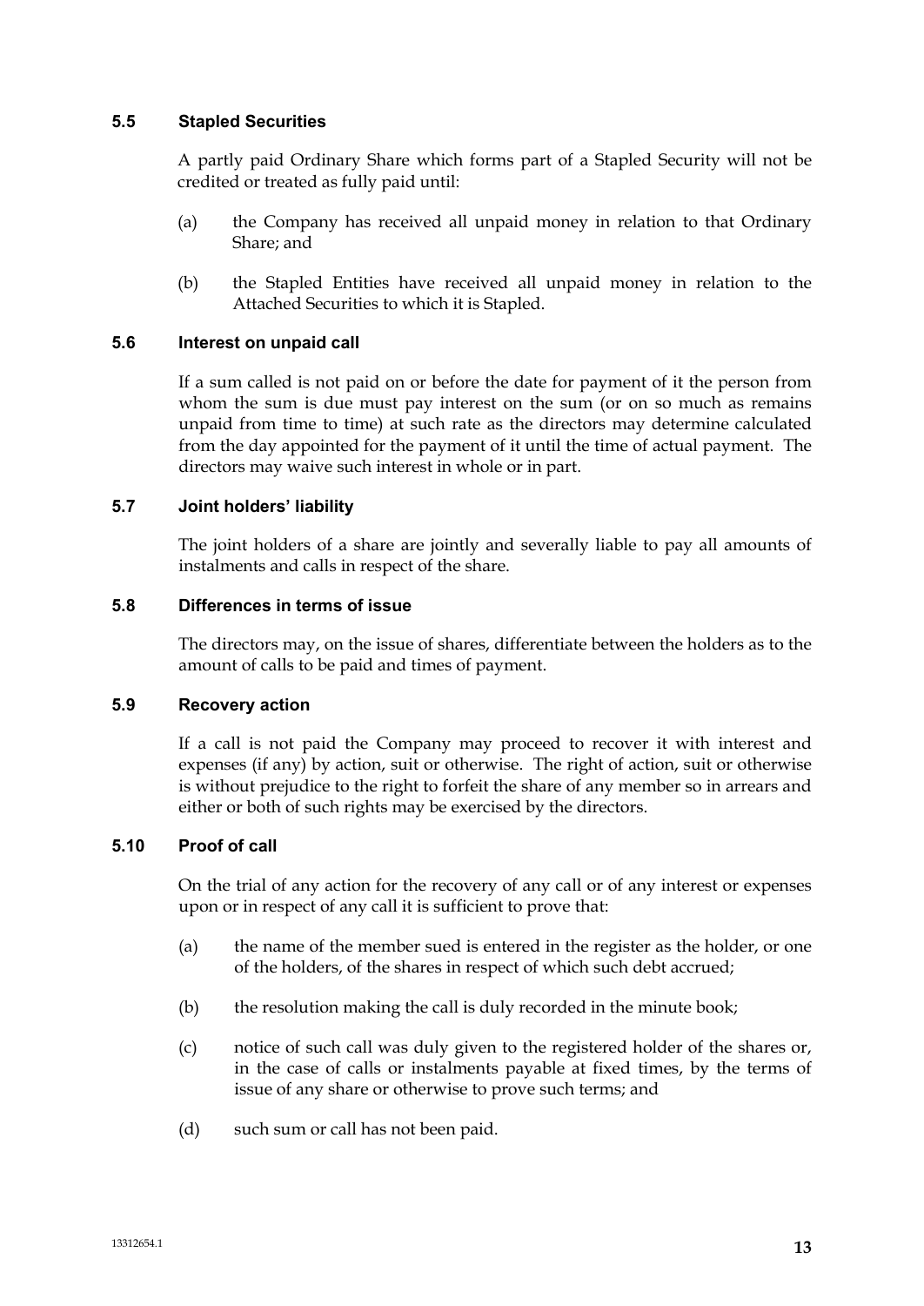### 5.5 Stapled Securities

A partly paid Ordinary Share which forms part of a Stapled Security will not be credited or treated as fully paid until:

(a) the Company has received all unpaid money in relation to that Ordinary Share; and

(b) the Stapled Entities have received all unpaid money in relation to the Attached Securities to which it is Stapled.

### 5.6 Interest on unpaid call

If a sum called is not paid on or before the date for payment of it the person from whom the sum is due must pay interest on the sum (or on so much as remains unpaid from time to time) at such rate as the directors may determine calculated from the day appointed for the payment of it until the time of actual payment. The directors may waive such interest in whole or in part.

### 5.7 Joint holders' liability

The joint holders of a share are jointly and severally liable to pay all amounts of instalments and calls in respect of the share.

### 5.8 Differences in terms of issue

The directors may, on the issue of shares, differentiate between the holders as to the amount of calls to be paid and times of payment.

### 5.9 Recovery action

If a call is not paid the Company may proceed to recover it with interest and expenses (if any) by action, suit or otherwise. The right of action, suit or otherwise is without prejudice to the right to forfeit the share of any member so in arrears and either or both of such rights may be exercised by the directors.

### 5.10 Proof of call

On the trial of any action for the recovery of any call or of any interest or expenses upon or in respect of any call it is sufficient to prove that:

(a) the name of the member sued is entered in the register as the holder, or one of the holders, of the shares in respect of which such debt accrued;

(b) the resolution making the call is duly recorded in the minute book;

(c) notice of such call was duly given to the registered holder of the shares or, in the case of calls or instalments payable at fixed times, by the terms of issue of any share or otherwise to prove such terms; and

(d) such sum or call has not been paid.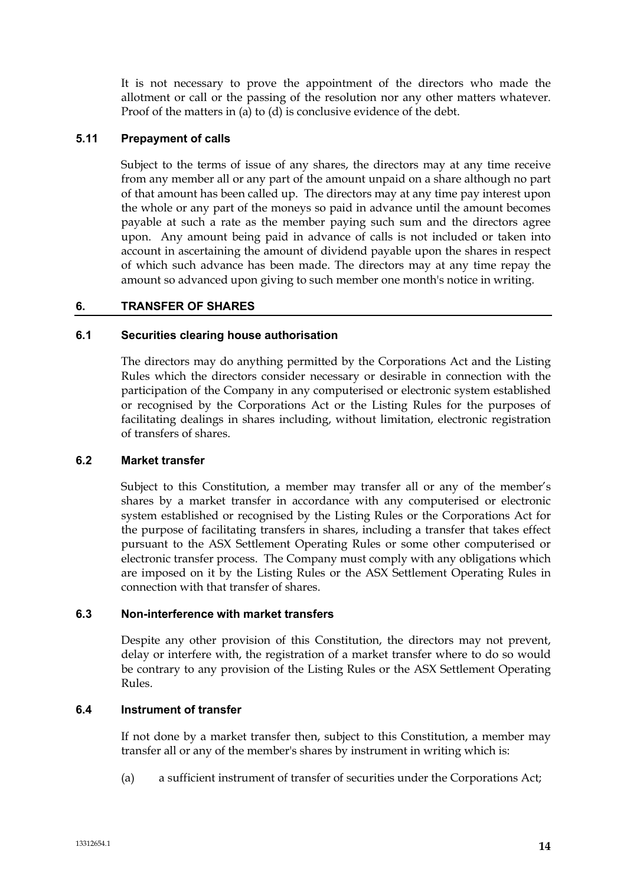It is not necessary to prove the appointment of the directors who made the allotment or call or the passing of the resolution nor any other matters whatever. Proof of the matters in (a) to (d) is conclusive evidence of the debt.

### 5.11 Prepayment of calls

Subject to the terms of issue of any shares, the directors may at any time receive from any member all or any part of the amount unpaid on a share although no part of that amount has been called up. The directors may at any time pay interest upon the whole or any part of the moneys so paid in advance until the amount becomes payable at such a rate as the member paying such sum and the directors agree upon. Any amount being paid in advance of calls is not included or taken into account in ascertaining the amount of dividend payable upon the shares in respect of which such advance has been made. The directors may at any time repay the amount so advanced upon giving to such member one month's notice in writing.

## 6. TRANSFER OF SHARES

### 6.1 Securities clearing house authorisation

The directors may do anything permitted by the Corporations Act and the Listing Rules which the directors consider necessary or desirable in connection with the participation of the Company in any computerised or electronic system established or recognised by the Corporations Act or the Listing Rules for the purposes of facilitating dealings in shares including, without limitation, electronic registration of transfers of shares.

### 6.2 Market transfer

Subject to this Constitution, a member may transfer all or any of the member's shares by a market transfer in accordance with any computerised or electronic system established or recognised by the Listing Rules or the Corporations Act for the purpose of facilitating transfers in shares, including a transfer that takes effect pursuant to the ASX Settlement Operating Rules or some other computerised or electronic transfer process. The Company must comply with any obligations which are imposed on it by the Listing Rules or the ASX Settlement Operating Rules in connection with that transfer of shares.

### 6.3 Non-interference with market transfers

Despite any other provision of this Constitution, the directors may not prevent, delay or interfere with, the registration of a market transfer where to do so would be contrary to any provision of the Listing Rules or the ASX Settlement Operating Rules.

### 6.4 Instrument of transfer

If not done by a market transfer then, subject to this Constitution, a member may transfer all or any of the member's shares by instrument in writing which is:

(a) a sufficient instrument of transfer of securities under the Corporations Act;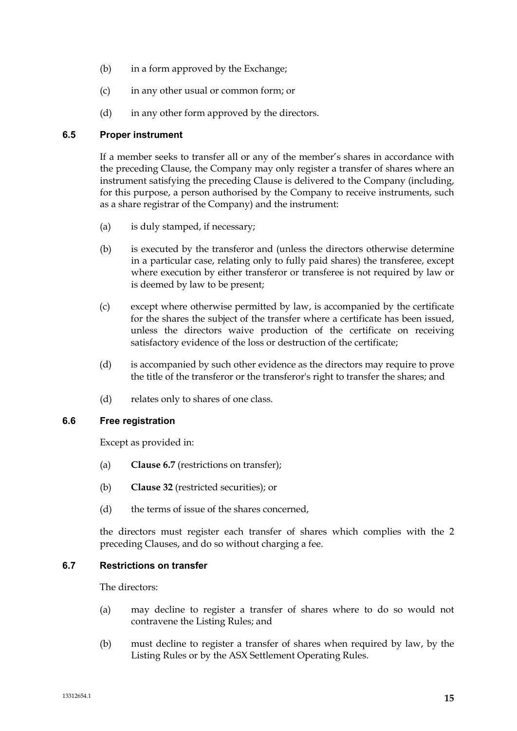(b) in a form approved by the Exchange;

(c) in any other usual or common form; or

(d) in any other form approved by the directors.

### 6.5 Proper instrument

If a member seeks to transfer all or any of the member's shares in accordance with the preceding Clause, the Company may only register a transfer of shares where an instrument satisfying the preceding Clause is delivered to the Company (including, for this purpose, a person authorised by the Company to receive instruments, such as a share registrar of the Company) and the instrument:

(a) is duly stamped, if necessary;

(b) is executed by the transferor and (unless the directors otherwise determine in a particular case, relating only to fully paid shares) the transferee, except where execution by either transferor or transferee is not required by law or is deemed by law to be present;

(c) except where otherwise permitted by law, is accompanied by the certificate for the shares the subject of the transfer where a certificate has been issued, unless the directors waive production of the certificate on receiving satisfactory evidence of the loss or destruction of the certificate;

(d) is accompanied by such other evidence as the directors may require to prove the title of the transferor or the transferor's right to transfer the shares; and

(d) relates only to shares of one class.

### 6.6 Free registration

Except as provided in:

(a) **Clause 6.7** (restrictions on transfer);

(b) **Clause 32** (restricted securities); or

(d) the terms of issue of the shares concerned,

the directors must register each transfer of shares which complies with the 2 preceding Clauses, and do so without charging a fee.

### 6.7 Restrictions on transfer

The directors:

(a) may decline to register a transfer of shares where to do so would not contravene the Listing Rules; and

(b) must decline to register a transfer of shares when required by law, by the Listing Rules or by the ASX Settlement Operating Rules.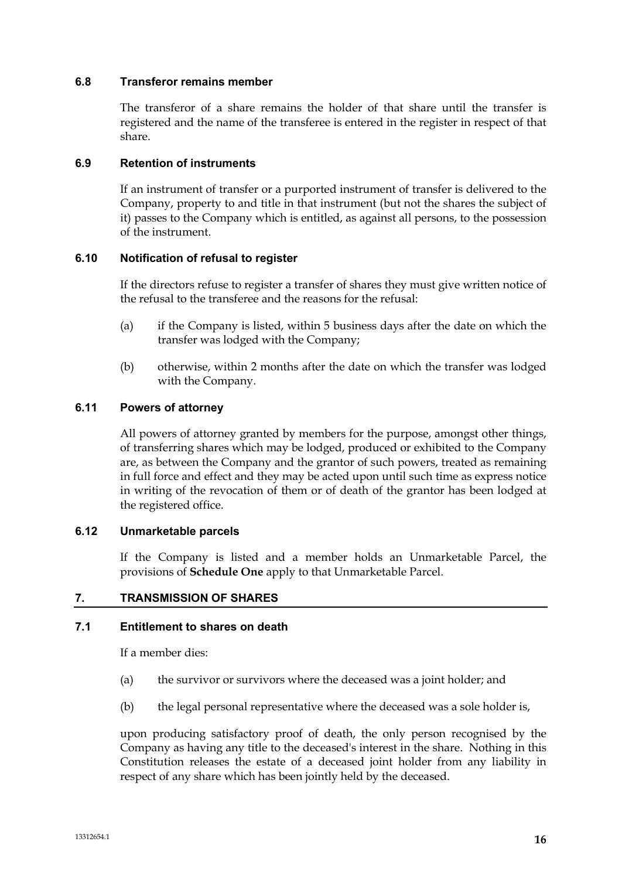### 6.8 Transferor remains member

The transferor of a share remains the holder of that share until the transfer is registered and the name of the transferee is entered in the register in respect of that share.

### 6.9 Retention of instruments

If an instrument of transfer or a purported instrument of transfer is delivered to the Company, property to and title in that instrument (but not the shares the subject of it) passes to the Company which is entitled, as against all persons, to the possession of the instrument.

### 6.10 Notification of refusal to register

If the directors refuse to register a transfer of shares they must give written notice of the refusal to the transferee and the reasons for the refusal:

(a) if the Company is listed, within 5 business days after the date on which the transfer was lodged with the Company;

(b) otherwise, within 2 months after the date on which the transfer was lodged with the Company.

### 6.11 Powers of attorney

All powers of attorney granted by members for the purpose, amongst other things, of transferring shares which may be lodged, produced or exhibited to the Company are, as between the Company and the grantor of such powers, treated as remaining in full force and effect and they may be acted upon until such time as express notice in writing of the revocation of them or of death of the grantor has been lodged at the registered office.

### 6.12 Unmarketable parcels

If the Company is listed and a member holds an Unmarketable Parcel, the provisions of **Schedule One** apply to that Unmarketable Parcel.

## 7. TRANSMISSION OF SHARES

### 7.1 Entitlement to shares on death

If a member dies:

(a) the survivor or survivors where the deceased was a joint holder; and

(b) the legal personal representative where the deceased was a sole holder is,

upon producing satisfactory proof of death, the only person recognised by the Company as having any title to the deceased's interest in the share. Nothing in this Constitution releases the estate of a deceased joint holder from any liability in respect of any share which has been jointly held by the deceased.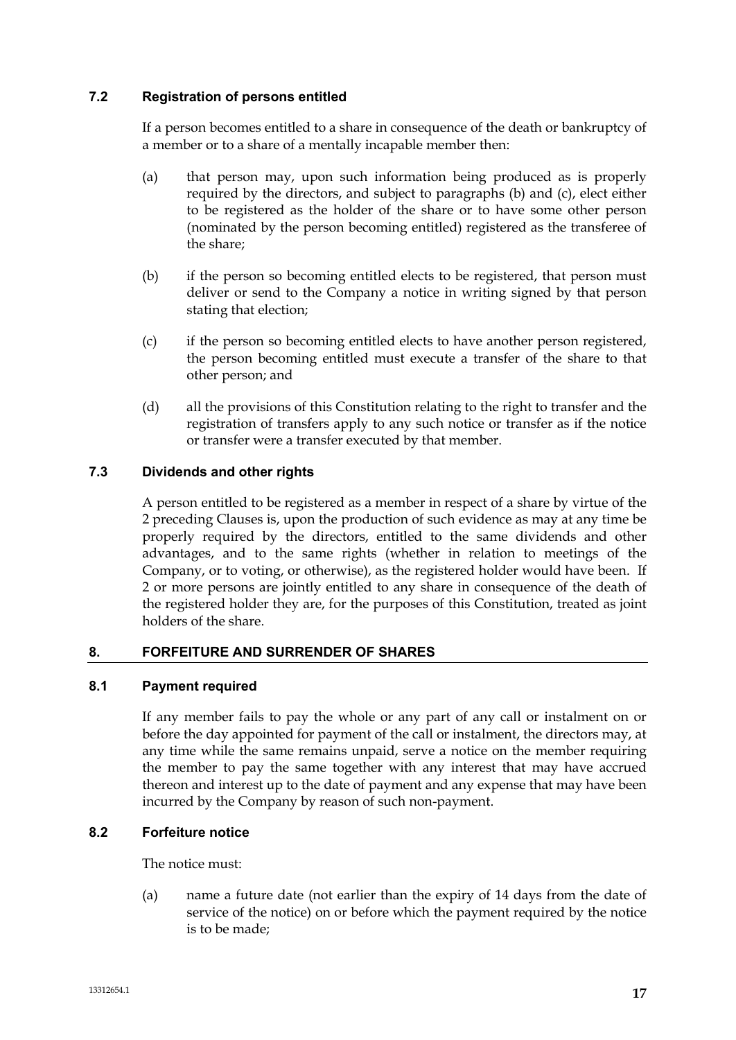### 7.2 Registration of persons entitled

If a person becomes entitled to a share in consequence of the death or bankruptcy of a member or to a share of a mentally incapable member then:

(a) that person may, upon such information being produced as is properly required by the directors, and subject to paragraphs (b) and (c), elect either to be registered as the holder of the share or to have some other person (nominated by the person becoming entitled) registered as the transferee of the share;

(b) if the person so becoming entitled elects to be registered, that person must deliver or send to the Company a notice in writing signed by that person stating that election;

(c) if the person so becoming entitled elects to have another person registered, the person becoming entitled must execute a transfer of the share to that other person; and

(d) all the provisions of this Constitution relating to the right to transfer and the registration of transfers apply to any such notice or transfer as if the notice or transfer were a transfer executed by that member.

### 7.3 Dividends and other rights

A person entitled to be registered as a member in respect of a share by virtue of the 2 preceding Clauses is, upon the production of such evidence as may at any time be properly required by the directors, entitled to the same dividends and other advantages, and to the same rights (whether in relation to meetings of the Company, or to voting, or otherwise), as the registered holder would have been. If 2 or more persons are jointly entitled to any share in consequence of the death of the registered holder they are, for the purposes of this Constitution, treated as joint holders of the share.

## 8. FORFEITURE AND SURRENDER OF SHARES

### 8.1 Payment required

If any member fails to pay the whole or any part of any call or instalment on or before the day appointed for payment of the call or instalment, the directors may, at any time while the same remains unpaid, serve a notice on the member requiring the member to pay the same together with any interest that may have accrued thereon and interest up to the date of payment and any expense that may have been incurred by the Company by reason of such non-payment.

### 8.2 Forfeiture notice

The notice must:

(a) name a future date (not earlier than the expiry of 14 days from the date of service of the notice) on or before which the payment required by the notice is to be made;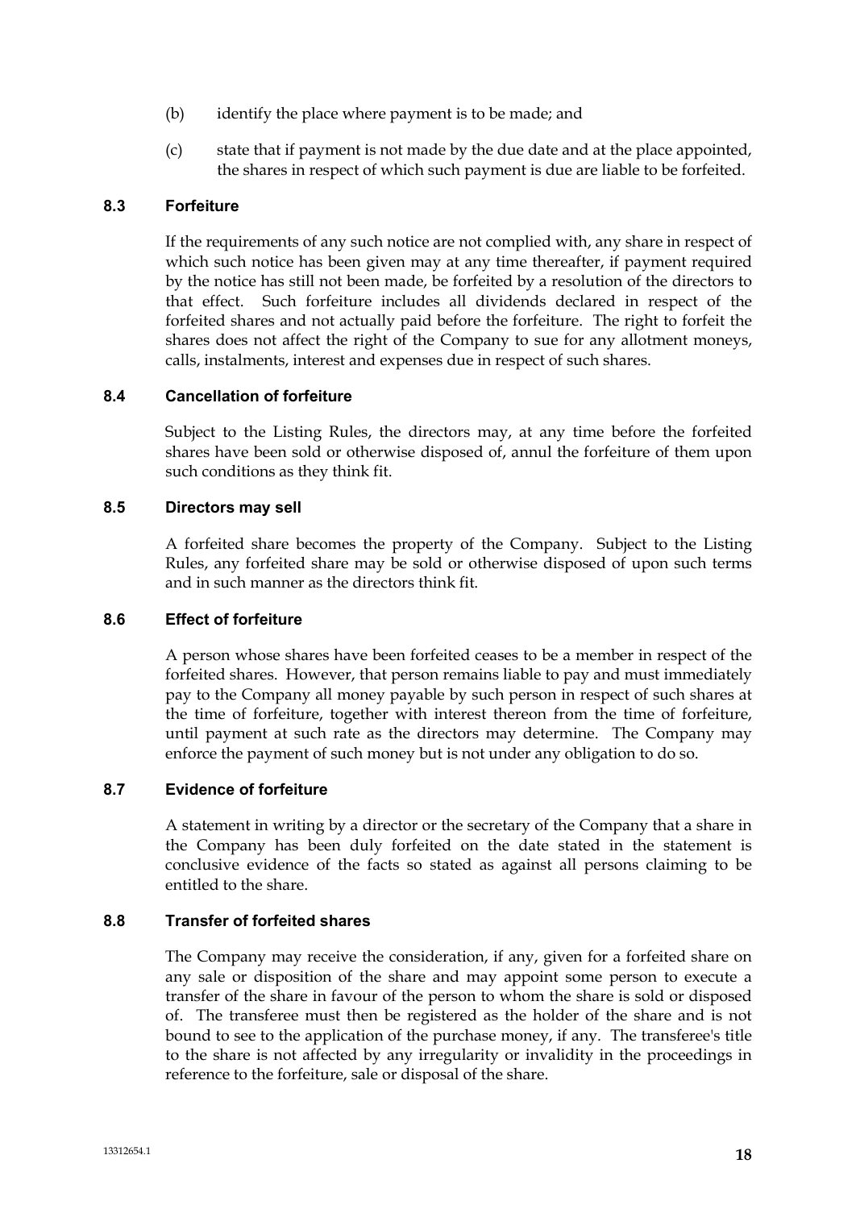(b) identify the place where payment is to be made; and

(c) state that if payment is not made by the due date and at the place appointed, the shares in respect of which such payment is due are liable to be forfeited.

### 8.3 Forfeiture

If the requirements of any such notice are not complied with, any share in respect of which such notice has been given may at any time thereafter, if payment required by the notice has still not been made, be forfeited by a resolution of the directors to that effect. Such forfeiture includes all dividends declared in respect of the forfeited shares and not actually paid before the forfeiture. The right to forfeit the shares does not affect the right of the Company to sue for any allotment moneys, calls, instalments, interest and expenses due in respect of such shares.

### 8.4 Cancellation of forfeiture

Subject to the Listing Rules, the directors may, at any time before the forfeited shares have been sold or otherwise disposed of, annul the forfeiture of them upon such conditions as they think fit.

### 8.5 Directors may sell

A forfeited share becomes the property of the Company. Subject to the Listing Rules, any forfeited share may be sold or otherwise disposed of upon such terms and in such manner as the directors think fit.

### 8.6 Effect of forfeiture

A person whose shares have been forfeited ceases to be a member in respect of the forfeited shares. However, that person remains liable to pay and must immediately pay to the Company all money payable by such person in respect of such shares at the time of forfeiture, together with interest thereon from the time of forfeiture, until payment at such rate as the directors may determine. The Company may enforce the payment of such money but is not under any obligation to do so.

### 8.7 Evidence of forfeiture

A statement in writing by a director or the secretary of the Company that a share in the Company has been duly forfeited on the date stated in the statement is conclusive evidence of the facts so stated as against all persons claiming to be entitled to the share.

### 8.8 Transfer of forfeited shares

The Company may receive the consideration, if any, given for a forfeited share on any sale or disposition of the share and may appoint some person to execute a transfer of the share in favour of the person to whom the share is sold or disposed of. The transferee must then be registered as the holder of the share and is not bound to see to the application of the purchase money, if any. The transferee's title to the share is not affected by any irregularity or invalidity in the proceedings in reference to the forfeiture, sale or disposal of the share.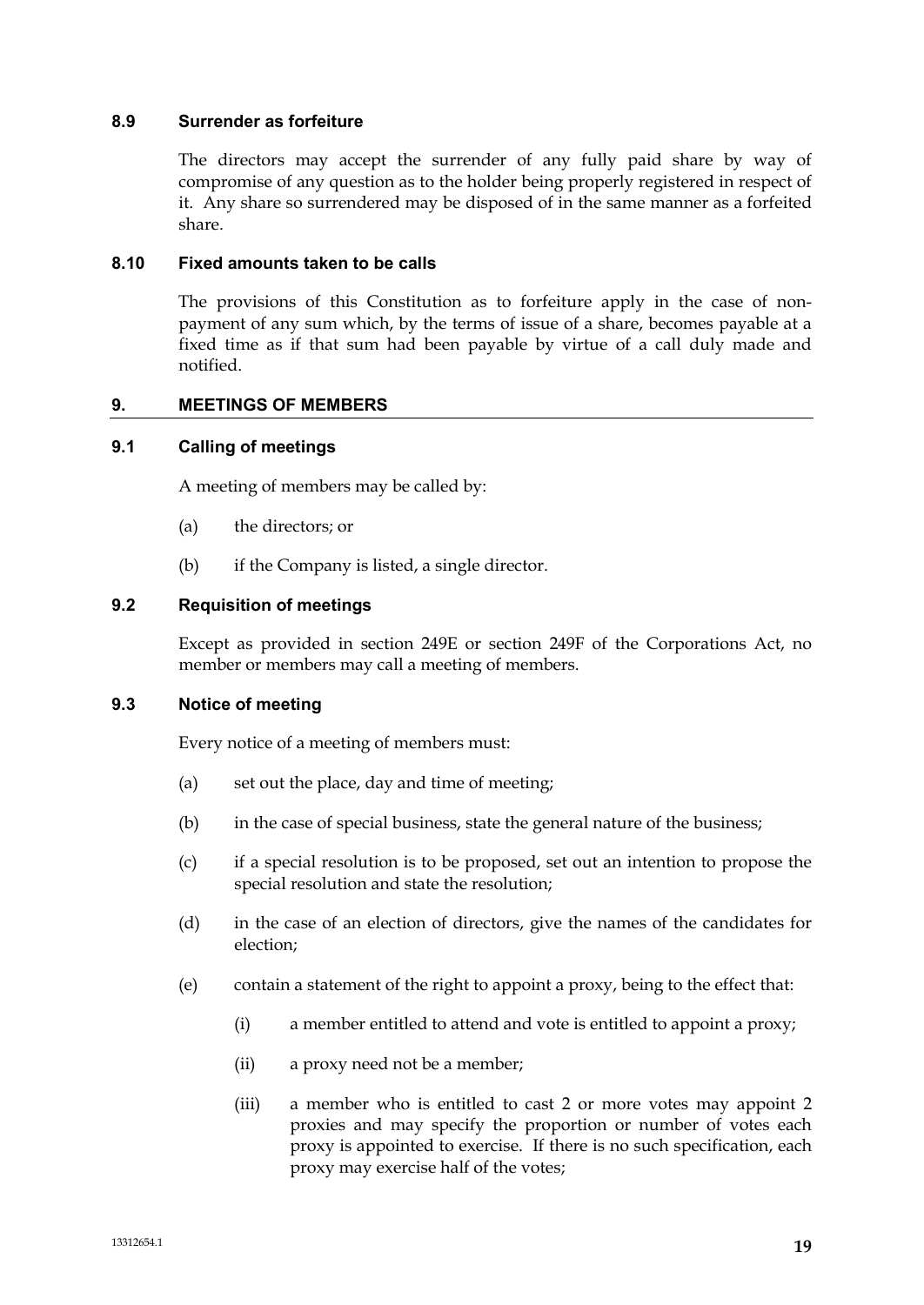### 8.9 Surrender as forfeiture

The directors may accept the surrender of any fully paid share by way of compromise of any question as to the holder being properly registered in respect of it. Any share so surrendered may be disposed of in the same manner as a forfeited share.

### 8.10 Fixed amounts taken to be calls

The provisions of this Constitution as to forfeiture apply in the case of non-payment of any sum which, by the terms of issue of a share, becomes payable at a fixed time as if that sum had been payable by virtue of a call duly made and notified.

## 9. MEETINGS OF MEMBERS

### 9.1 Calling of meetings

A meeting of members may be called by:

(a) the directors; or

(b) if the Company is listed, a single director.

### 9.2 Requisition of meetings

Except as provided in section 249E or section 249F of the Corporations Act, no member or members may call a meeting of members.

### 9.3 Notice of meeting

Every notice of a meeting of members must:

(a) set out the place, day and time of meeting;

(b) in the case of special business, state the general nature of the business;

(c) if a special resolution is to be proposed, set out an intention to propose the special resolution and state the resolution;

(d) in the case of an election of directors, give the names of the candidates for election;

(e) contain a statement of the right to appoint a proxy, being to the effect that:

(i) a member entitled to attend and vote is entitled to appoint a proxy;

(ii) a proxy need not be a member;

(iii) a member who is entitled to cast 2 or more votes may appoint 2 proxies and may specify the proportion or number of votes each proxy is appointed to exercise. If there is no such specification, each proxy may exercise half of the votes;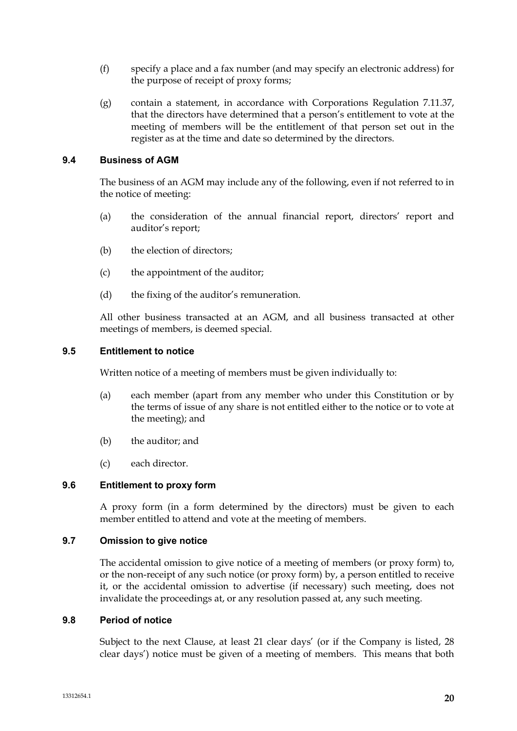(f) specify a place and a fax number (and may specify an electronic address) for the purpose of receipt of proxy forms;

(g) contain a statement, in accordance with Corporations Regulation 7.11.37, that the directors have determined that a person's entitlement to vote at the meeting of members will be the entitlement of that person set out in the register as at the time and date so determined by the directors.

### 9.4 Business of AGM

The business of an AGM may include any of the following, even if not referred to in the notice of meeting:

(a) the consideration of the annual financial report, directors' report and auditor's report;

(b) the election of directors;

(c) the appointment of the auditor;

(d) the fixing of the auditor's remuneration.

All other business transacted at an AGM, and all business transacted at other meetings of members, is deemed special.

### 9.5 Entitlement to notice

Written notice of a meeting of members must be given individually to:

(a) each member (apart from any member who under this Constitution or by the terms of issue of any share is not entitled either to the notice or to vote at the meeting); and

(b) the auditor; and

(c) each director.

### 9.6 Entitlement to proxy form

A proxy form (in a form determined by the directors) must be given to each member entitled to attend and vote at the meeting of members.

### 9.7 Omission to give notice

The accidental omission to give notice of a meeting of members (or proxy form) to, or the non-receipt of any such notice (or proxy form) by, a person entitled to receive it, or the accidental omission to advertise (if necessary) such meeting, does not invalidate the proceedings at, or any resolution passed at, any such meeting.

### 9.8 Period of notice

Subject to the next Clause, at least 21 clear days' (or if the Company is listed, 28 clear days') notice must be given of a meeting of members. This means that both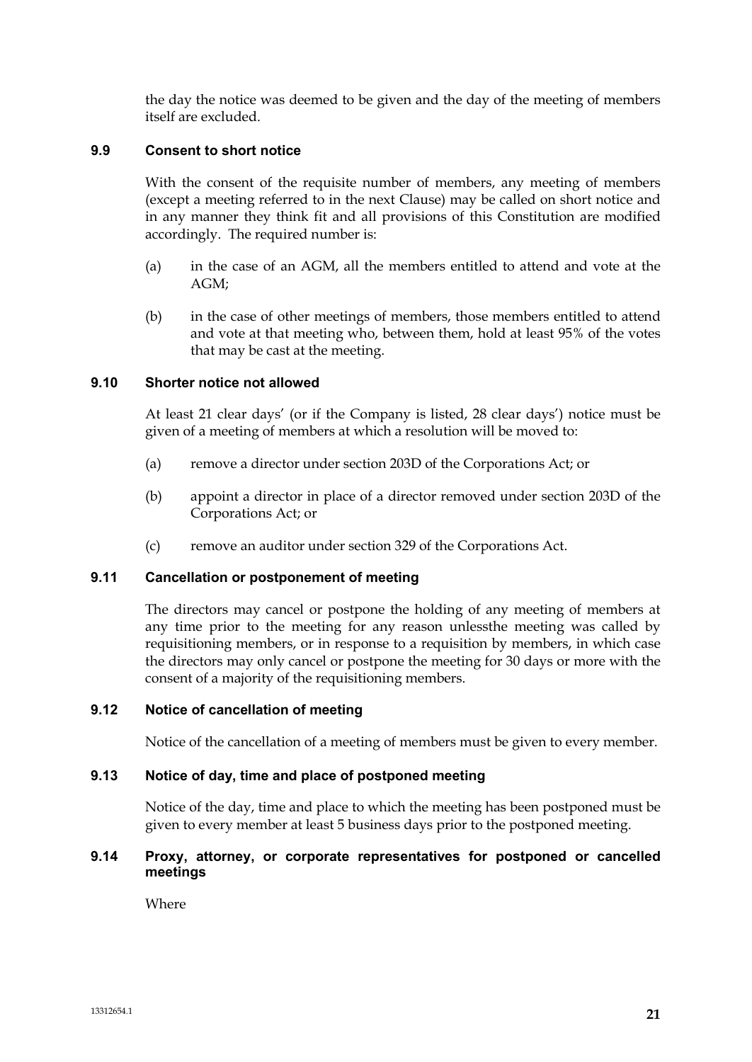the day the notice was deemed to be given and the day of the meeting of members itself are excluded.

### 9.9 Consent to short notice

With the consent of the requisite number of members, any meeting of members (except a meeting referred to in the next Clause) may be called on short notice and in any manner they think fit and all provisions of this Constitution are modified accordingly. The required number is:

(a) in the case of an AGM, all the members entitled to attend and vote at the AGM;

(b) in the case of other meetings of members, those members entitled to attend and vote at that meeting who, between them, hold at least 95% of the votes that may be cast at the meeting.

### 9.10 Shorter notice not allowed

At least 21 clear days' (or if the Company is listed, 28 clear days') notice must be given of a meeting of members at which a resolution will be moved to:

(a) remove a director under section 203D of the Corporations Act; or

(b) appoint a director in place of a director removed under section 203D of the Corporations Act; or

(c) remove an auditor under section 329 of the Corporations Act.

### 9.11 Cancellation or postponement of meeting

The directors may cancel or postpone the holding of any meeting of members at any time prior to the meeting for any reason unlessthe meeting was called by requisitioning members, or in response to a requisition by members, in which case the directors may only cancel or postpone the meeting for 30 days or more with the consent of a majority of the requisitioning members.

### 9.12 Notice of cancellation of meeting

Notice of the cancellation of a meeting of members must be given to every member.

### 9.13 Notice of day, time and place of postponed meeting

Notice of the day, time and place to which the meeting has been postponed must be given to every member at least 5 business days prior to the postponed meeting.

### 9.14 Proxy, attorney, or corporate representatives for postponed or cancelled meetings

Where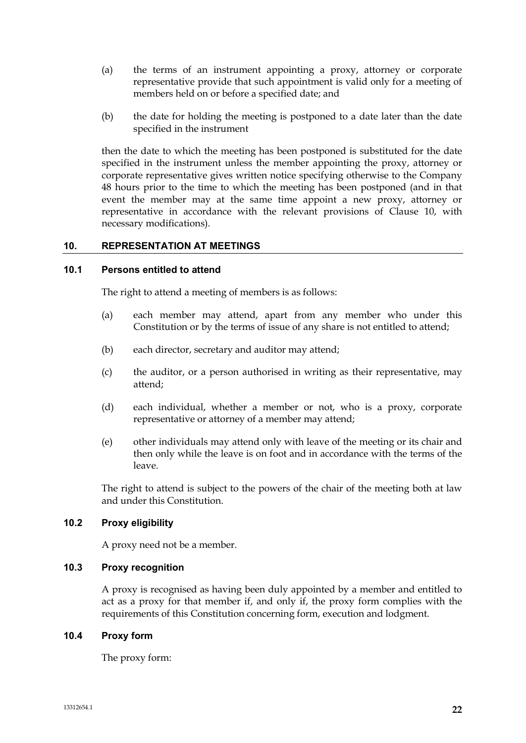(a) the terms of an instrument appointing a proxy, attorney or corporate representative provide that such appointment is valid only for a meeting of members held on or before a specified date; and

(b) the date for holding the meeting is postponed to a date later than the date specified in the instrument

then the date to which the meeting has been postponed is substituted for the date specified in the instrument unless the member appointing the proxy, attorney or corporate representative gives written notice specifying otherwise to the Company 48 hours prior to the time to which the meeting has been postponed (and in that event the member may at the same time appoint a new proxy, attorney or representative in accordance with the relevant provisions of Clause 10, with necessary modifications).

## 10. REPRESENTATION AT MEETINGS

### 10.1 Persons entitled to attend

The right to attend a meeting of members is as follows:

(a) each member may attend, apart from any member who under this Constitution or by the terms of issue of any share is not entitled to attend;

(b) each director, secretary and auditor may attend;

(c) the auditor, or a person authorised in writing as their representative, may attend;

(d) each individual, whether a member or not, who is a proxy, corporate representative or attorney of a member may attend;

(e) other individuals may attend only with leave of the meeting or its chair and then only while the leave is on foot and in accordance with the terms of the leave.

The right to attend is subject to the powers of the chair of the meeting both at law and under this Constitution.

### 10.2 Proxy eligibility

A proxy need not be a member.

### 10.3 Proxy recognition

A proxy is recognised as having been duly appointed by a member and entitled to act as a proxy for that member if, and only if, the proxy form complies with the requirements of this Constitution concerning form, execution and lodgment.

### 10.4 Proxy form

The proxy form: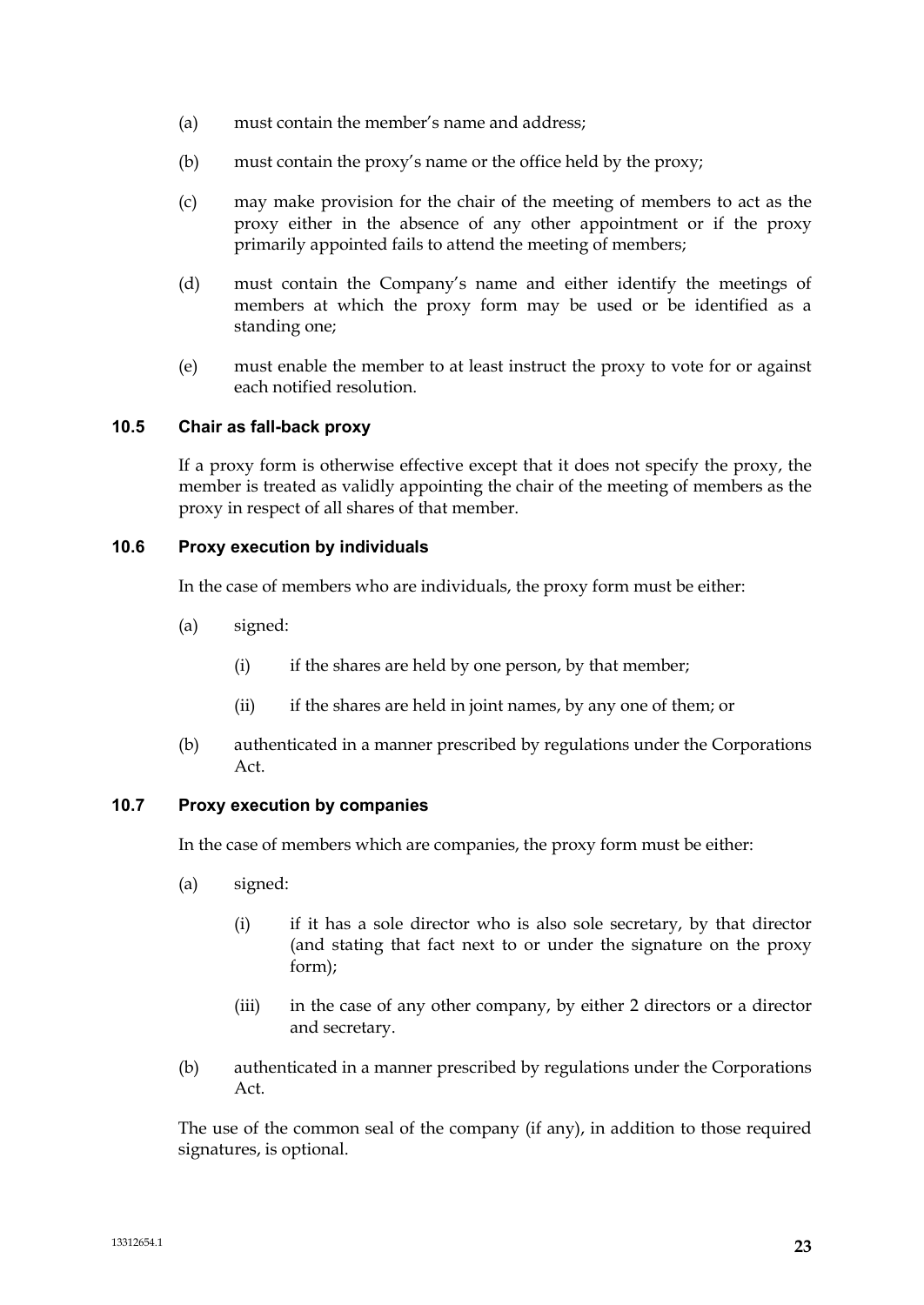(a) must contain the member's name and address;

(b) must contain the proxy's name or the office held by the proxy;

(c) may make provision for the chair of the meeting of members to act as the proxy either in the absence of any other appointment or if the proxy primarily appointed fails to attend the meeting of members;

(d) must contain the Company's name and either identify the meetings of members at which the proxy form may be used or be identified as a standing one;

(e) must enable the member to at least instruct the proxy to vote for or against each notified resolution.

### 10.5 Chair as fall-back proxy

If a proxy form is otherwise effective except that it does not specify the proxy, the member is treated as validly appointing the chair of the meeting of members as the proxy in respect of all shares of that member.

### 10.6 Proxy execution by individuals

In the case of members who are individuals, the proxy form must be either:

(a) signed:

(i) if the shares are held by one person, by that member;

(ii) if the shares are held in joint names, by any one of them; or

(b) authenticated in a manner prescribed by regulations under the Corporations Act.

### 10.7 Proxy execution by companies

In the case of members which are companies, the proxy form must be either:

(a) signed:

(i) if it has a sole director who is also sole secretary, by that director (and stating that fact next to or under the signature on the proxy form);

(iii) in the case of any other company, by either 2 directors or a director and secretary.

(b) authenticated in a manner prescribed by regulations under the Corporations Act.

The use of the common seal of the company (if any), in addition to those required signatures, is optional.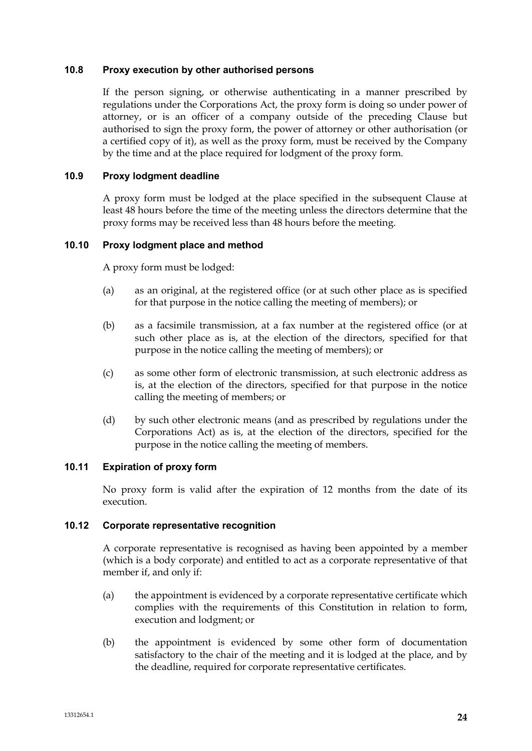### 10.8 Proxy execution by other authorised persons

If the person signing, or otherwise authenticating in a manner prescribed by regulations under the Corporations Act, the proxy form is doing so under power of attorney, or is an officer of a company outside of the preceding Clause but authorised to sign the proxy form, the power of attorney or other authorisation (or a certified copy of it), as well as the proxy form, must be received by the Company by the time and at the place required for lodgment of the proxy form.

### 10.9 Proxy lodgment deadline

A proxy form must be lodged at the place specified in the subsequent Clause at least 48 hours before the time of the meeting unless the directors determine that the proxy forms may be received less than 48 hours before the meeting.

### 10.10 Proxy lodgment place and method

A proxy form must be lodged:

(a) as an original, at the registered office (or at such other place as is specified for that purpose in the notice calling the meeting of members); or

(b) as a facsimile transmission, at a fax number at the registered office (or at such other place as is, at the election of the directors, specified for that purpose in the notice calling the meeting of members); or

(c) as some other form of electronic transmission, at such electronic address as is, at the election of the directors, specified for that purpose in the notice calling the meeting of members; or

(d) by such other electronic means (and as prescribed by regulations under the Corporations Act) as is, at the election of the directors, specified for the purpose in the notice calling the meeting of members.

### 10.11 Expiration of proxy form

No proxy form is valid after the expiration of 12 months from the date of its execution.

### 10.12 Corporate representative recognition

A corporate representative is recognised as having been appointed by a member (which is a body corporate) and entitled to act as a corporate representative of that member if, and only if:

(a) the appointment is evidenced by a corporate representative certificate which complies with the requirements of this Constitution in relation to form, execution and lodgment; or

(b) the appointment is evidenced by some other form of documentation satisfactory to the chair of the meeting and it is lodged at the place, and by the deadline, required for corporate representative certificates.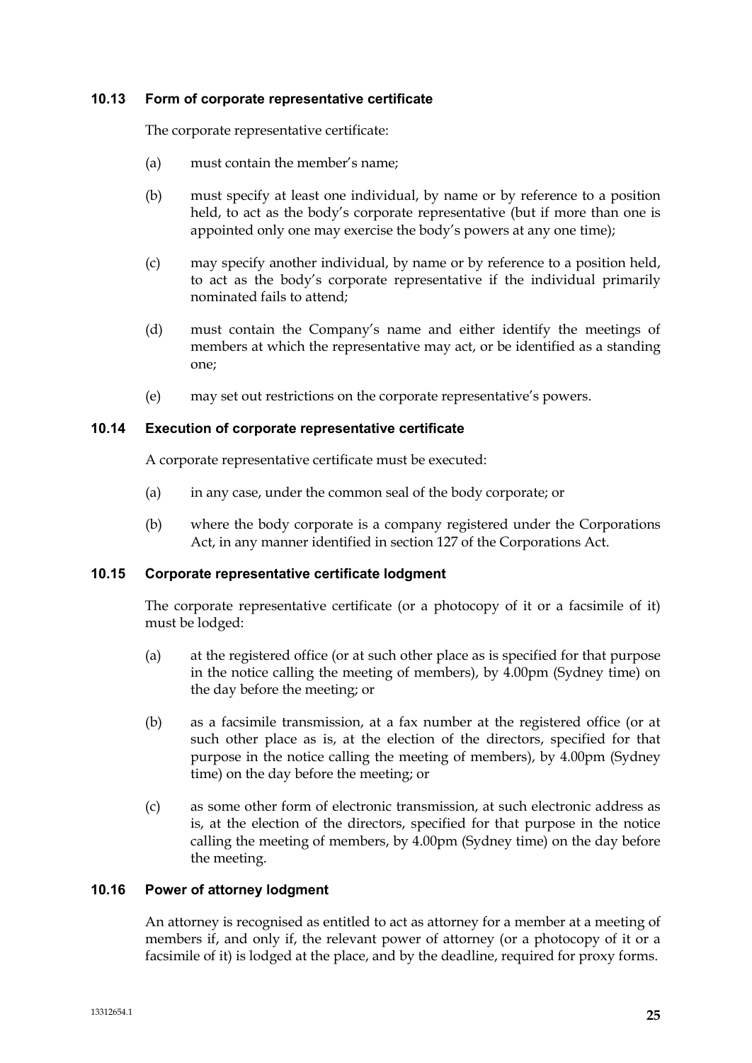### 10.13 Form of corporate representative certificate

The corporate representative certificate:

(a) must contain the member's name;

(b) must specify at least one individual, by name or by reference to a position held, to act as the body's corporate representative (but if more than one is appointed only one may exercise the body's powers at any one time);

(c) may specify another individual, by name or by reference to a position held, to act as the body's corporate representative if the individual primarily nominated fails to attend;

(d) must contain the Company's name and either identify the meetings of members at which the representative may act, or be identified as a standing one;

(e) may set out restrictions on the corporate representative's powers.

### 10.14 Execution of corporate representative certificate

A corporate representative certificate must be executed:

(a) in any case, under the common seal of the body corporate; or

(b) where the body corporate is a company registered under the Corporations Act, in any manner identified in section 127 of the Corporations Act.

### 10.15 Corporate representative certificate lodgment

The corporate representative certificate (or a photocopy of it or a facsimile of it) must be lodged:

(a) at the registered office (or at such other place as is specified for that purpose in the notice calling the meeting of members), by 4.00pm (Sydney time) on the day before the meeting; or

(b) as a facsimile transmission, at a fax number at the registered office (or at such other place as is, at the election of the directors, specified for that purpose in the notice calling the meeting of members), by 4.00pm (Sydney time) on the day before the meeting; or

(c) as some other form of electronic transmission, at such electronic address as is, at the election of the directors, specified for that purpose in the notice calling the meeting of members, by 4.00pm (Sydney time) on the day before the meeting.

### 10.16 Power of attorney lodgment

An attorney is recognised as entitled to act as attorney for a member at a meeting of members if, and only if, the relevant power of attorney (or a photocopy of it or a facsimile of it) is lodged at the place, and by the deadline, required for proxy forms.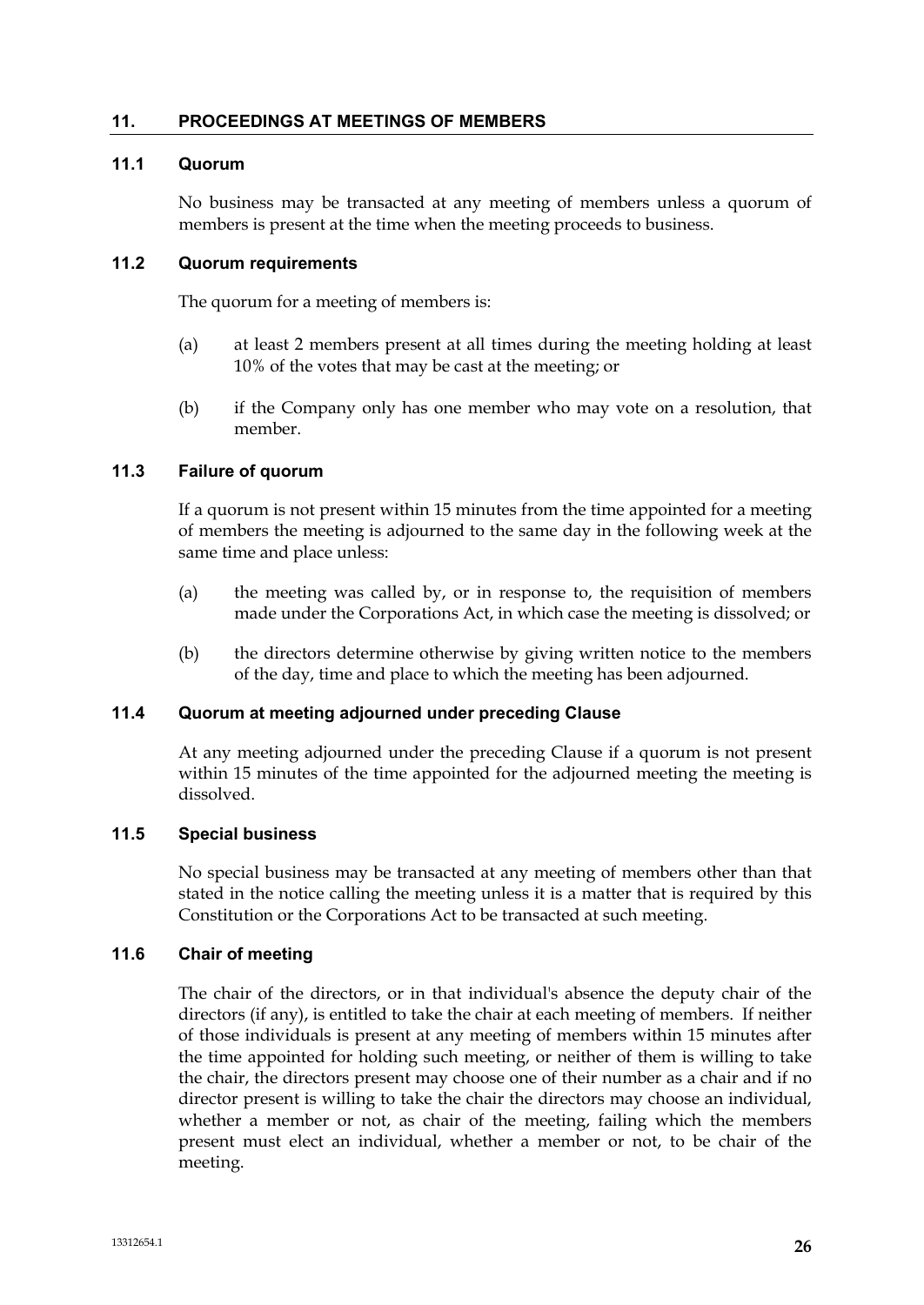## 11. PROCEEDINGS AT MEETINGS OF MEMBERS

### 11.1 Quorum

No business may be transacted at any meeting of members unless a quorum of members is present at the time when the meeting proceeds to business.

### 11.2 Quorum requirements

The quorum for a meeting of members is:

(a) at least 2 members present at all times during the meeting holding at least 10% of the votes that may be cast at the meeting; or

(b) if the Company only has one member who may vote on a resolution, that member.

### 11.3 Failure of quorum

If a quorum is not present within 15 minutes from the time appointed for a meeting of members the meeting is adjourned to the same day in the following week at the same time and place unless:

(a) the meeting was called by, or in response to, the requisition of members made under the Corporations Act, in which case the meeting is dissolved; or

(b) the directors determine otherwise by giving written notice to the members of the day, time and place to which the meeting has been adjourned.

### 11.4 Quorum at meeting adjourned under preceding Clause

At any meeting adjourned under the preceding Clause if a quorum is not present within 15 minutes of the time appointed for the adjourned meeting the meeting is dissolved.

### 11.5 Special business

No special business may be transacted at any meeting of members other than that stated in the notice calling the meeting unless it is a matter that is required by this Constitution or the Corporations Act to be transacted at such meeting.

### 11.6 Chair of meeting

The chair of the directors, or in that individual's absence the deputy chair of the directors (if any), is entitled to take the chair at each meeting of members. If neither of those individuals is present at any meeting of members within 15 minutes after the time appointed for holding such meeting, or neither of them is willing to take the chair, the directors present may choose one of their number as a chair and if no director present is willing to take the chair the directors may choose an individual, whether a member or not, as chair of the meeting, failing which the members present must elect an individual, whether a member or not, to be chair of the meeting.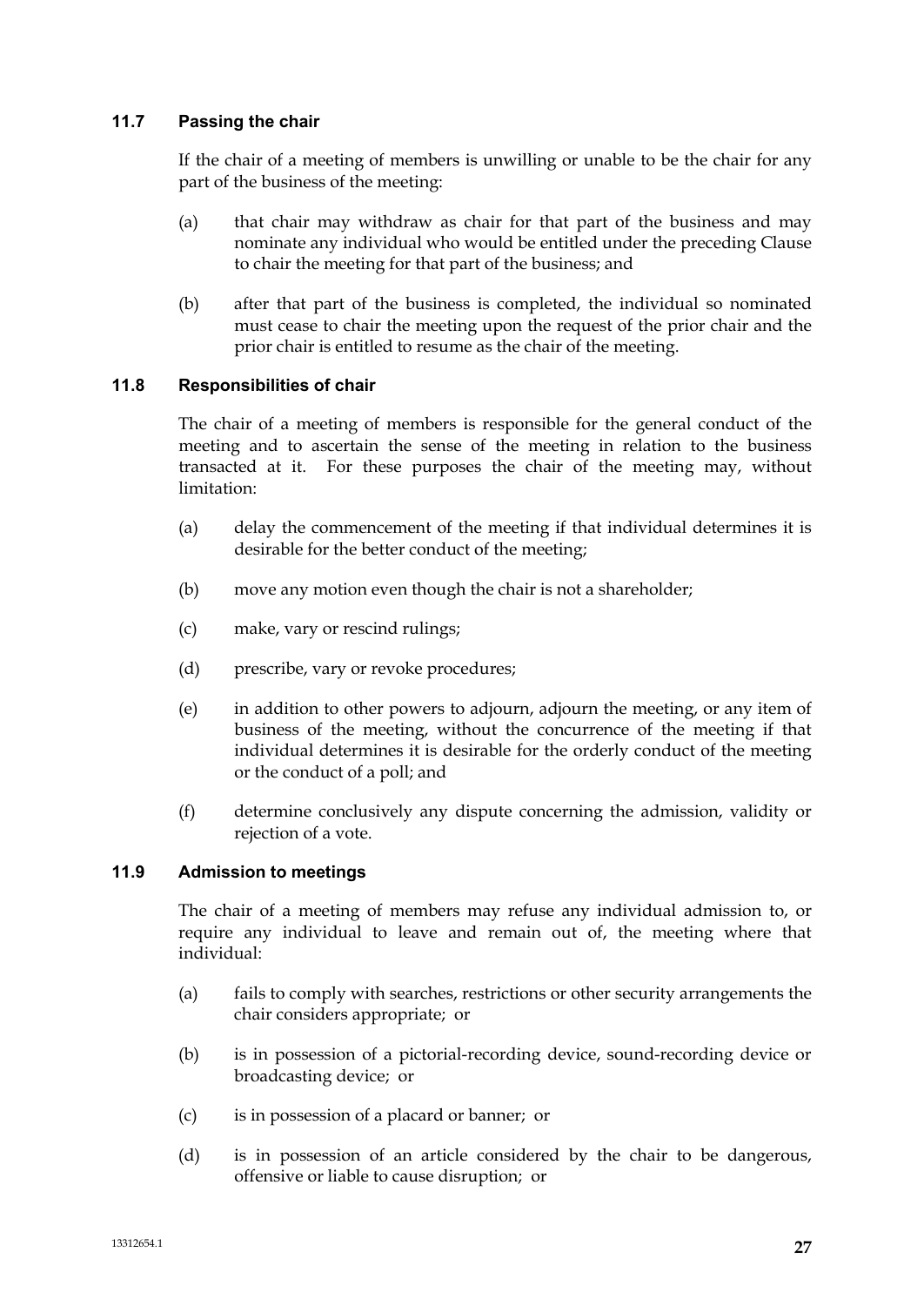### 11.7 Passing the chair

If the chair of a meeting of members is unwilling or unable to be the chair for any part of the business of the meeting:

(a) that chair may withdraw as chair for that part of the business and may nominate any individual who would be entitled under the preceding Clause to chair the meeting for that part of the business; and

(b) after that part of the business is completed, the individual so nominated must cease to chair the meeting upon the request of the prior chair and the prior chair is entitled to resume as the chair of the meeting.

### 11.8 Responsibilities of chair

The chair of a meeting of members is responsible for the general conduct of the meeting and to ascertain the sense of the meeting in relation to the business transacted at it. For these purposes the chair of the meeting may, without limitation:

(a) delay the commencement of the meeting if that individual determines it is desirable for the better conduct of the meeting;

(b) move any motion even though the chair is not a shareholder;

(c) make, vary or rescind rulings;

(d) prescribe, vary or revoke procedures;

(e) in addition to other powers to adjourn, adjourn the meeting, or any item of business of the meeting, without the concurrence of the meeting if that individual determines it is desirable for the orderly conduct of the meeting or the conduct of a poll; and

(f) determine conclusively any dispute concerning the admission, validity or rejection of a vote.

### 11.9 Admission to meetings

The chair of a meeting of members may refuse any individual admission to, or require any individual to leave and remain out of, the meeting where that individual:

(a) fails to comply with searches, restrictions or other security arrangements the chair considers appropriate; or

(b) is in possession of a pictorial-recording device, sound-recording device or broadcasting device; or

(c) is in possession of a placard or banner; or

(d) is in possession of an article considered by the chair to be dangerous, offensive or liable to cause disruption; or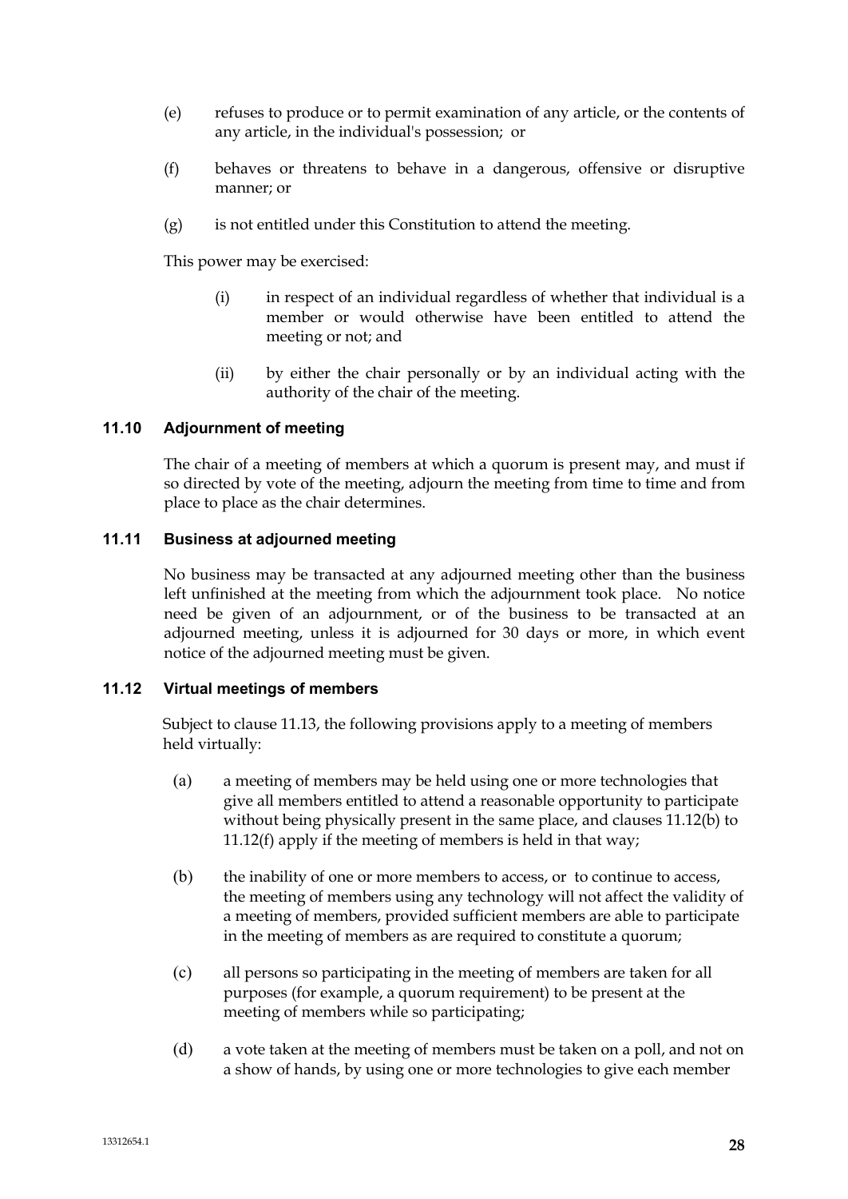(e) refuses to produce or to permit examination of any article, or the contents of any article, in the individual's possession; or

(f) behaves or threatens to behave in a dangerous, offensive or disruptive manner; or

(g) is not entitled under this Constitution to attend the meeting.

This power may be exercised:

(i) in respect of an individual regardless of whether that individual is a member or would otherwise have been entitled to attend the meeting or not; and

(ii) by either the chair personally or by an individual acting with the authority of the chair of the meeting.

### 11.10 Adjournment of meeting

The chair of a meeting of members at which a quorum is present may, and must if so directed by vote of the meeting, adjourn the meeting from time to time and from place to place as the chair determines.

### 11.11 Business at adjourned meeting

No business may be transacted at any adjourned meeting other than the business left unfinished at the meeting from which the adjournment took place. No notice need be given of an adjournment, or of the business to be transacted at an adjourned meeting, unless it is adjourned for 30 days or more, in which event notice of the adjourned meeting must be given.

### 11.12 Virtual meetings of members

Subject to clause 11.13, the following provisions apply to a meeting of members held virtually:

(a) a meeting of members may be held using one or more technologies that give all members entitled to attend a reasonable opportunity to participate without being physically present in the same place, and clauses 11.12(b) to 11.12(f) apply if the meeting of members is held in that way;

(b) the inability of one or more members to access, or to continue to access, the meeting of members using any technology will not affect the validity of a meeting of members, provided sufficient members are able to participate in the meeting of members as are required to constitute a quorum;

(c) all persons so participating in the meeting of members are taken for all purposes (for example, a quorum requirement) to be present at the meeting of members while so participating;

(d) a vote taken at the meeting of members must be taken on a poll, and not on a show of hands, by using one or more technologies to give each member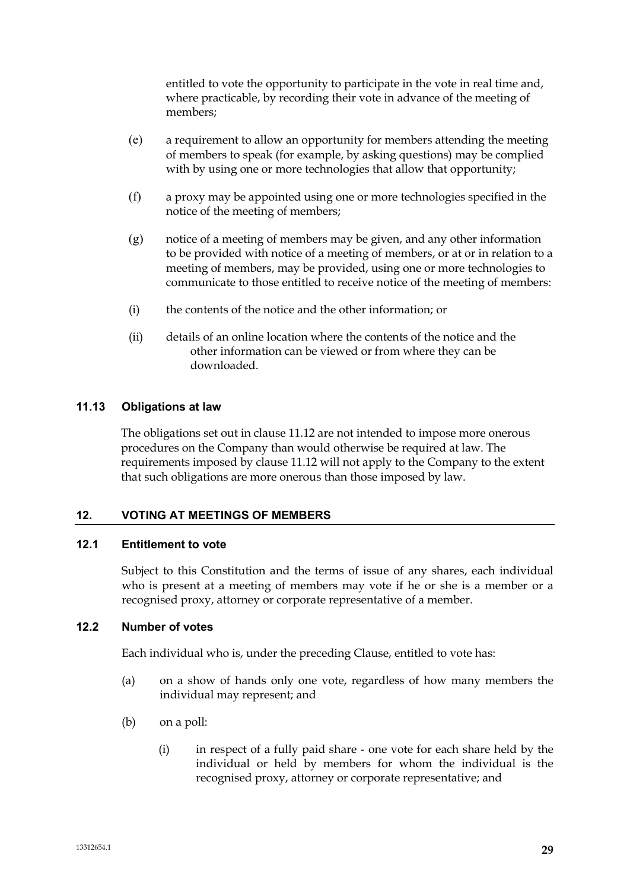entitled to vote the opportunity to participate in the vote in real time and, where practicable, by recording their vote in advance of the meeting of members;

(e) a requirement to allow an opportunity for members attending the meeting of members to speak (for example, by asking questions) may be complied with by using one or more technologies that allow that opportunity;

(f) a proxy may be appointed using one or more technologies specified in the notice of the meeting of members;

(g) notice of a meeting of members may be given, and any other information to be provided with notice of a meeting of members, or at or in relation to a meeting of members, may be provided, using one or more technologies to communicate to those entitled to receive notice of the meeting of members:

(i) the contents of the notice and the other information; or

(ii) details of an online location where the contents of the notice and the other information can be viewed or from where they can be downloaded.

### 11.13 Obligations at law

The obligations set out in clause 11.12 are not intended to impose more onerous procedures on the Company than would otherwise be required at law. The requirements imposed by clause 11.12 will not apply to the Company to the extent that such obligations are more onerous than those imposed by law.

## 12. VOTING AT MEETINGS OF MEMBERS

### 12.1 Entitlement to vote

Subject to this Constitution and the terms of issue of any shares, each individual who is present at a meeting of members may vote if he or she is a member or a recognised proxy, attorney or corporate representative of a member.

### 12.2 Number of votes

Each individual who is, under the preceding Clause, entitled to vote has:

(a) on a show of hands only one vote, regardless of how many members the individual may represent; and

(b) on a poll:

(i) in respect of a fully paid share - one vote for each share held by the individual or held by members for whom the individual is the recognised proxy, attorney or corporate representative; and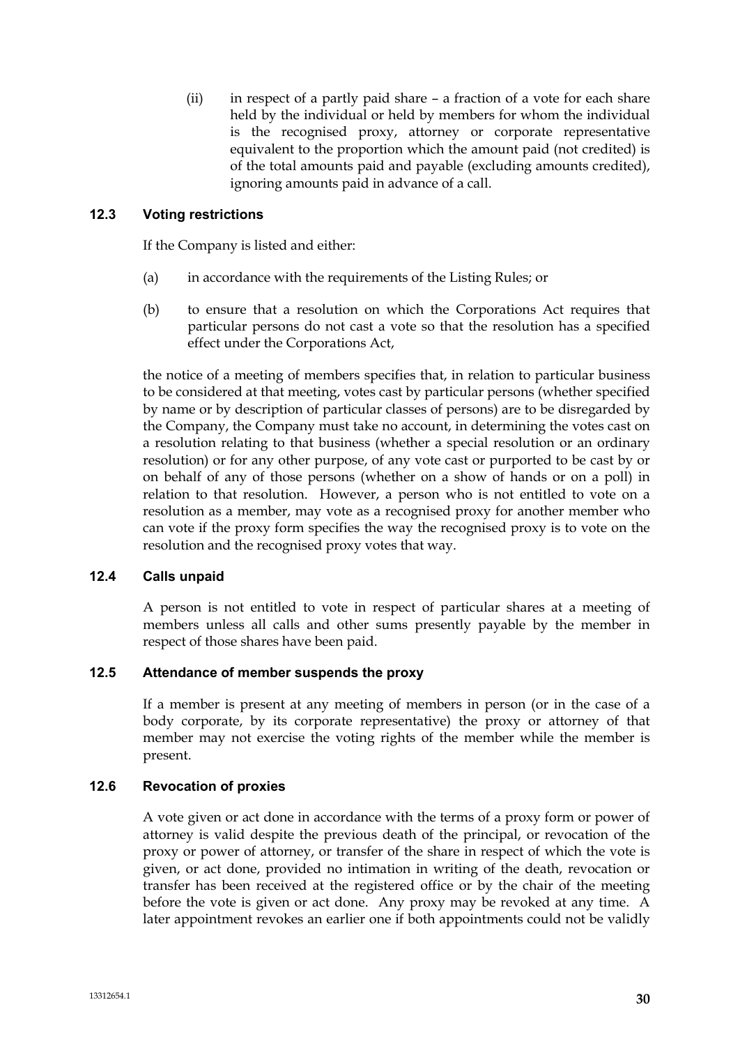(ii) in respect of a partly paid share – a fraction of a vote for each share held by the individual or held by members for whom the individual is the recognised proxy, attorney or corporate representative equivalent to the proportion which the amount paid (not credited) is of the total amounts paid and payable (excluding amounts credited), ignoring amounts paid in advance of a call.

### 12.3 Voting restrictions

If the Company is listed and either:

(a) in accordance with the requirements of the Listing Rules; or

(b) to ensure that a resolution on which the Corporations Act requires that particular persons do not cast a vote so that the resolution has a specified effect under the Corporations Act,

the notice of a meeting of members specifies that, in relation to particular business to be considered at that meeting, votes cast by particular persons (whether specified by name or by description of particular classes of persons) are to be disregarded by the Company, the Company must take no account, in determining the votes cast on a resolution relating to that business (whether a special resolution or an ordinary resolution) or for any other purpose, of any vote cast or purported to be cast by or on behalf of any of those persons (whether on a show of hands or on a poll) in relation to that resolution. However, a person who is not entitled to vote on a resolution as a member, may vote as a recognised proxy for another member who can vote if the proxy form specifies the way the recognised proxy is to vote on the resolution and the recognised proxy votes that way.

### 12.4 Calls unpaid

A person is not entitled to vote in respect of particular shares at a meeting of members unless all calls and other sums presently payable by the member in respect of those shares have been paid.

### 12.5 Attendance of member suspends the proxy

If a member is present at any meeting of members in person (or in the case of a body corporate, by its corporate representative) the proxy or attorney of that member may not exercise the voting rights of the member while the member is present.

### 12.6 Revocation of proxies

A vote given or act done in accordance with the terms of a proxy form or power of attorney is valid despite the previous death of the principal, or revocation of the proxy or power of attorney, or transfer of the share in respect of which the vote is given, or act done, provided no intimation in writing of the death, revocation or transfer has been received at the registered office or by the chair of the meeting before the vote is given or act done. Any proxy may be revoked at any time. A later appointment revokes an earlier one if both appointments could not be validly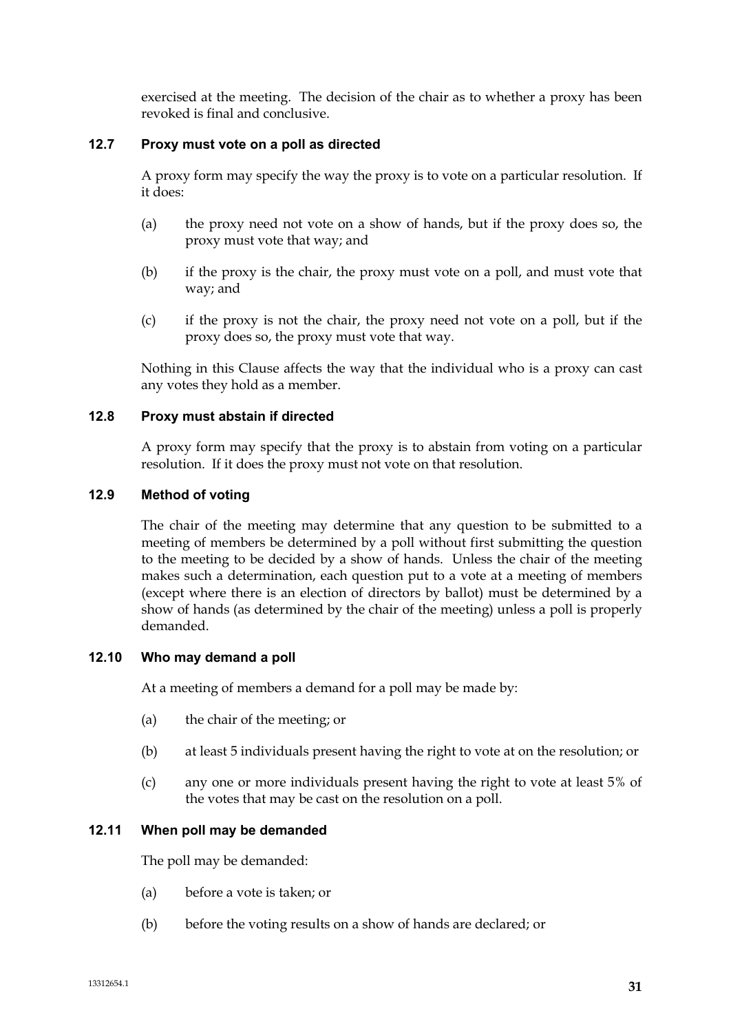exercised at the meeting. The decision of the chair as to whether a proxy has been revoked is final and conclusive.

### 12.7 Proxy must vote on a poll as directed

A proxy form may specify the way the proxy is to vote on a particular resolution. If it does:

(a) the proxy need not vote on a show of hands, but if the proxy does so, the proxy must vote that way; and

(b) if the proxy is the chair, the proxy must vote on a poll, and must vote that way; and

(c) if the proxy is not the chair, the proxy need not vote on a poll, but if the proxy does so, the proxy must vote that way.

Nothing in this Clause affects the way that the individual who is a proxy can cast any votes they hold as a member.

### 12.8 Proxy must abstain if directed

A proxy form may specify that the proxy is to abstain from voting on a particular resolution. If it does the proxy must not vote on that resolution.

### 12.9 Method of voting

The chair of the meeting may determine that any question to be submitted to a meeting of members be determined by a poll without first submitting the question to the meeting to be decided by a show of hands. Unless the chair of the meeting makes such a determination, each question put to a vote at a meeting of members (except where there is an election of directors by ballot) must be determined by a show of hands (as determined by the chair of the meeting) unless a poll is properly demanded.

### 12.10 Who may demand a poll

At a meeting of members a demand for a poll may be made by:

(a) the chair of the meeting; or

(b) at least 5 individuals present having the right to vote at on the resolution; or

(c) any one or more individuals present having the right to vote at least 5% of the votes that may be cast on the resolution on a poll.

### 12.11 When poll may be demanded

The poll may be demanded:

(a) before a vote is taken; or

(b) before the voting results on a show of hands are declared; or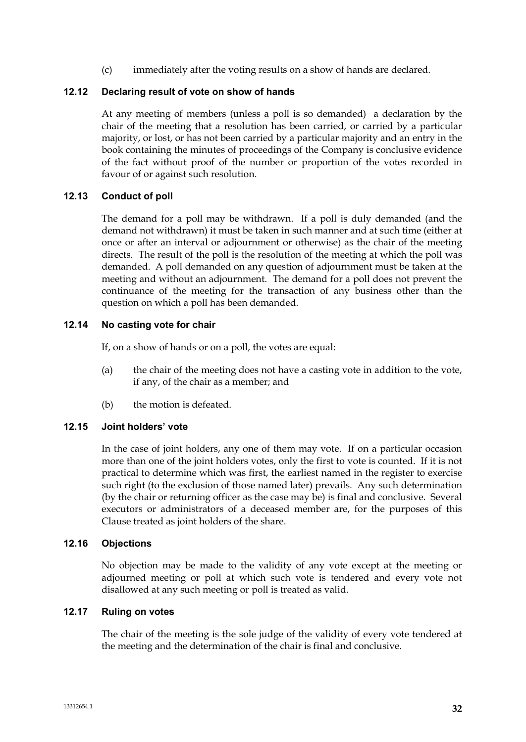(c) immediately after the voting results on a show of hands are declared.

### 12.12 Declaring result of vote on show of hands

At any meeting of members (unless a poll is so demanded) a declaration by the chair of the meeting that a resolution has been carried, or carried by a particular majority, or lost, or has not been carried by a particular majority and an entry in the book containing the minutes of proceedings of the Company is conclusive evidence of the fact without proof of the number or proportion of the votes recorded in favour of or against such resolution.

### 12.13 Conduct of poll

The demand for a poll may be withdrawn. If a poll is duly demanded (and the demand not withdrawn) it must be taken in such manner and at such time (either at once or after an interval or adjournment or otherwise) as the chair of the meeting directs. The result of the poll is the resolution of the meeting at which the poll was demanded. A poll demanded on any question of adjournment must be taken at the meeting and without an adjournment. The demand for a poll does not prevent the continuance of the meeting for the transaction of any business other than the question on which a poll has been demanded.

### 12.14 No casting vote for chair

If, on a show of hands or on a poll, the votes are equal:

(a) the chair of the meeting does not have a casting vote in addition to the vote, if any, of the chair as a member; and

(b) the motion is defeated.

### 12.15 Joint holders' vote

In the case of joint holders, any one of them may vote. If on a particular occasion more than one of the joint holders votes, only the first to vote is counted. If it is not practical to determine which was first, the earliest named in the register to exercise such right (to the exclusion of those named later) prevails. Any such determination (by the chair or returning officer as the case may be) is final and conclusive. Several executors or administrators of a deceased member are, for the purposes of this Clause treated as joint holders of the share.

### 12.16 Objections

No objection may be made to the validity of any vote except at the meeting or adjourned meeting or poll at which such vote is tendered and every vote not disallowed at any such meeting or poll is treated as valid.

### 12.17 Ruling on votes

The chair of the meeting is the sole judge of the validity of every vote tendered at the meeting and the determination of the chair is final and conclusive.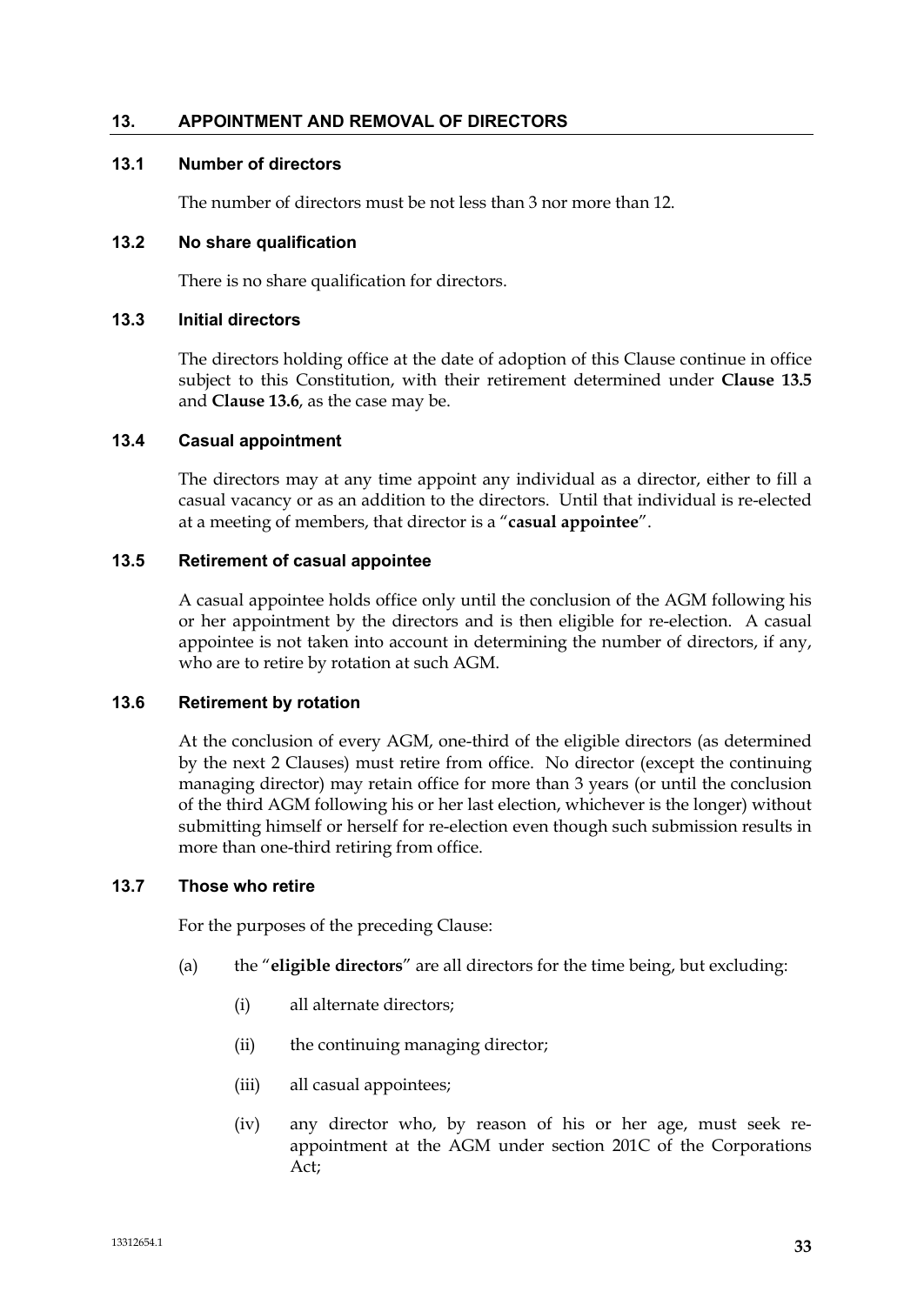## 13. APPOINTMENT AND REMOVAL OF DIRECTORS

### 13.1 Number of directors

The number of directors must be not less than 3 nor more than 12.

### 13.2 No share qualification

There is no share qualification for directors.

### 13.3 Initial directors

The directors holding office at the date of adoption of this Clause continue in office subject to this Constitution, with their retirement determined under **Clause 13.5** and **Clause 13.6**, as the case may be.

### 13.4 Casual appointment

The directors may at any time appoint any individual as a director, either to fill a casual vacancy or as an addition to the directors. Until that individual is re-elected at a meeting of members, that director is a "**casual appointee**".

### 13.5 Retirement of casual appointee

A casual appointee holds office only until the conclusion of the AGM following his or her appointment by the directors and is then eligible for re-election. A casual appointee is not taken into account in determining the number of directors, if any, who are to retire by rotation at such AGM.

### 13.6 Retirement by rotation

At the conclusion of every AGM, one-third of the eligible directors (as determined by the next 2 Clauses) must retire from office. No director (except the continuing managing director) may retain office for more than 3 years (or until the conclusion of the third AGM following his or her last election, whichever is the longer) without submitting himself or herself for re-election even though such submission results in more than one-third retiring from office.

### 13.7 Those who retire

For the purposes of the preceding Clause:

(a) the "**eligible directors**" are all directors for the time being, but excluding:

  (i) all alternate directors;

  (ii) the continuing managing director;

  (iii) all casual appointees;

  (iv) any director who, by reason of his or her age, must seek re-appointment at the AGM under section 201C of the Corporations Act;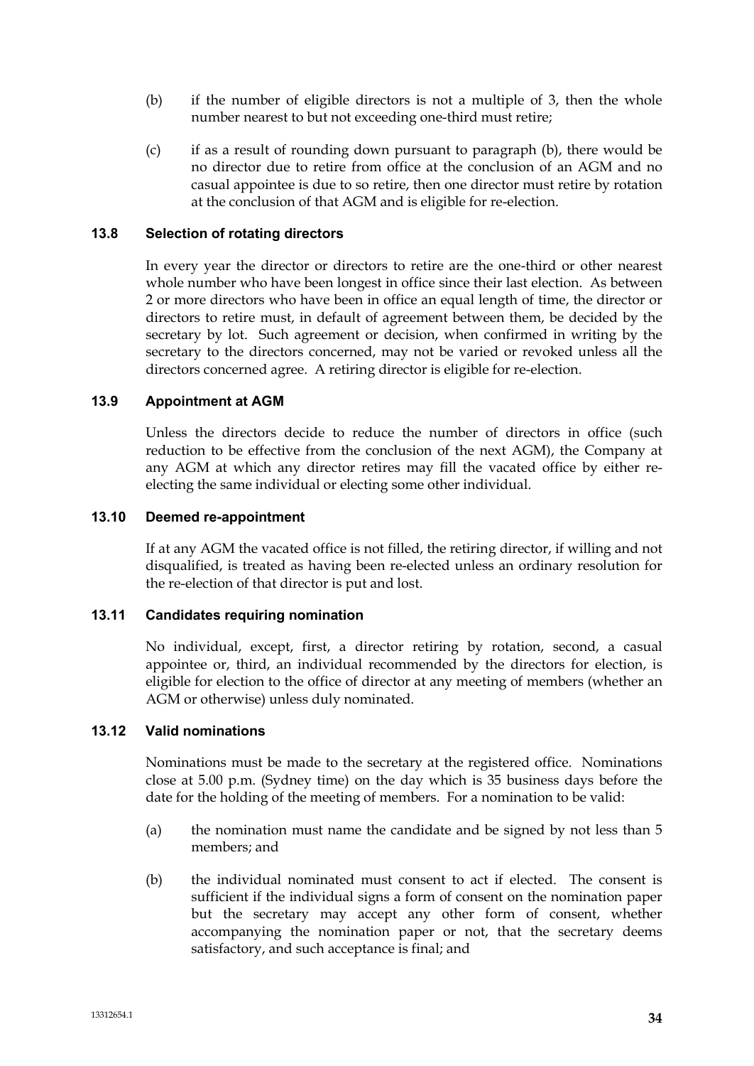(b) if the number of eligible directors is not a multiple of 3, then the whole number nearest to but not exceeding one-third must retire;

(c) if as a result of rounding down pursuant to paragraph (b), there would be no director due to retire from office at the conclusion of an AGM and no casual appointee is due to so retire, then one director must retire by rotation at the conclusion of that AGM and is eligible for re-election.

### 13.8 Selection of rotating directors

In every year the director or directors to retire are the one-third or other nearest whole number who have been longest in office since their last election. As between 2 or more directors who have been in office an equal length of time, the director or directors to retire must, in default of agreement between them, be decided by the secretary by lot. Such agreement or decision, when confirmed in writing by the secretary to the directors concerned, may not be varied or revoked unless all the directors concerned agree. A retiring director is eligible for re-election.

### 13.9 Appointment at AGM

Unless the directors decide to reduce the number of directors in office (such reduction to be effective from the conclusion of the next AGM), the Company at any AGM at which any director retires may fill the vacated office by either re-electing the same individual or electing some other individual.

### 13.10 Deemed re-appointment

If at any AGM the vacated office is not filled, the retiring director, if willing and not disqualified, is treated as having been re-elected unless an ordinary resolution for the re-election of that director is put and lost.

### 13.11 Candidates requiring nomination

No individual, except, first, a director retiring by rotation, second, a casual appointee or, third, an individual recommended by the directors for election, is eligible for election to the office of director at any meeting of members (whether an AGM or otherwise) unless duly nominated.

### 13.12 Valid nominations

Nominations must be made to the secretary at the registered office. Nominations close at 5.00 p.m. (Sydney time) on the day which is 35 business days before the date for the holding of the meeting of members. For a nomination to be valid:

(a) the nomination must name the candidate and be signed by not less than 5 members; and

(b) the individual nominated must consent to act if elected. The consent is sufficient if the individual signs a form of consent on the nomination paper but the secretary may accept any other form of consent, whether accompanying the nomination paper or not, that the secretary deems satisfactory, and such acceptance is final; and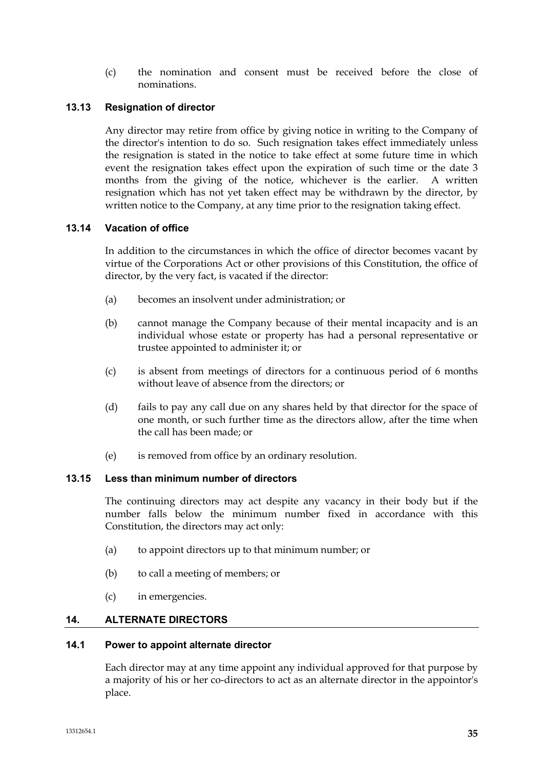(c) the nomination and consent must be received before the close of nominations.

### 13.13 Resignation of director

Any director may retire from office by giving notice in writing to the Company of the director's intention to do so. Such resignation takes effect immediately unless the resignation is stated in the notice to take effect at some future time in which event the resignation takes effect upon the expiration of such time or the date 3 months from the giving of the notice, whichever is the earlier. A written resignation which has not yet taken effect may be withdrawn by the director, by written notice to the Company, at any time prior to the resignation taking effect.

### 13.14 Vacation of office

In addition to the circumstances in which the office of director becomes vacant by virtue of the Corporations Act or other provisions of this Constitution, the office of director, by the very fact, is vacated if the director:

(a) becomes an insolvent under administration; or

(b) cannot manage the Company because of their mental incapacity and is an individual whose estate or property has had a personal representative or trustee appointed to administer it; or

(c) is absent from meetings of directors for a continuous period of 6 months without leave of absence from the directors; or

(d) fails to pay any call due on any shares held by that director for the space of one month, or such further time as the directors allow, after the time when the call has been made; or

(e) is removed from office by an ordinary resolution.

### 13.15 Less than minimum number of directors

The continuing directors may act despite any vacancy in their body but if the number falls below the minimum number fixed in accordance with this Constitution, the directors may act only:

(a) to appoint directors up to that minimum number; or

(b) to call a meeting of members; or

(c) in emergencies.

## 14. ALTERNATE DIRECTORS

### 14.1 Power to appoint alternate director

Each director may at any time appoint any individual approved for that purpose by a majority of his or her co-directors to act as an alternate director in the appointor's place.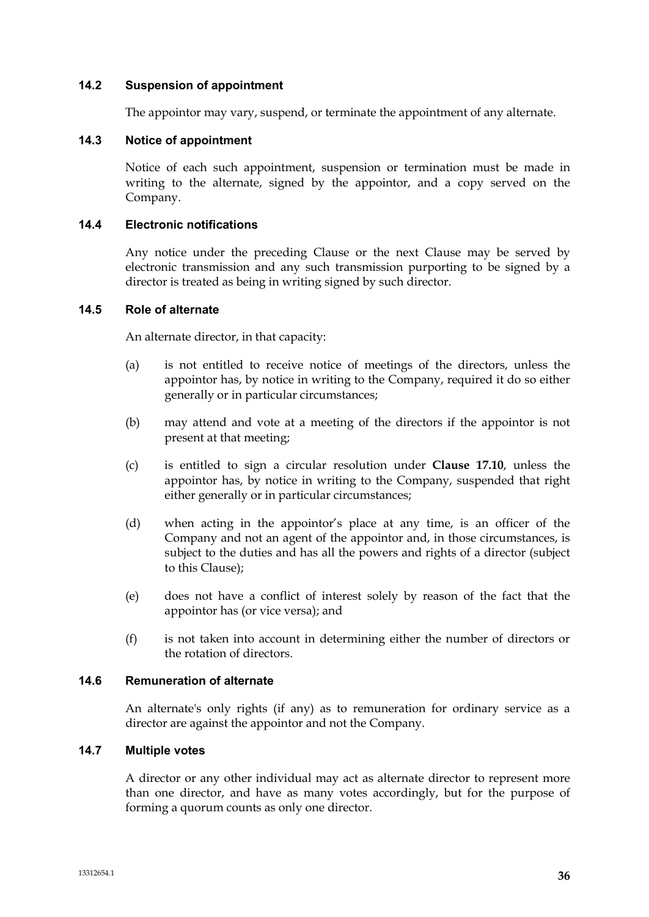### 14.2 Suspension of appointment

The appointor may vary, suspend, or terminate the appointment of any alternate.

### 14.3 Notice of appointment

Notice of each such appointment, suspension or termination must be made in writing to the alternate, signed by the appointor, and a copy served on the Company.

### 14.4 Electronic notifications

Any notice under the preceding Clause or the next Clause may be served by electronic transmission and any such transmission purporting to be signed by a director is treated as being in writing signed by such director.

### 14.5 Role of alternate

An alternate director, in that capacity:

(a) is not entitled to receive notice of meetings of the directors, unless the appointor has, by notice in writing to the Company, required it do so either generally or in particular circumstances;

(b) may attend and vote at a meeting of the directors if the appointor is not present at that meeting;

(c) is entitled to sign a circular resolution under **Clause 17.10**, unless the appointor has, by notice in writing to the Company, suspended that right either generally or in particular circumstances;

(d) when acting in the appointor's place at any time, is an officer of the Company and not an agent of the appointor and, in those circumstances, is subject to the duties and has all the powers and rights of a director (subject to this Clause);

(e) does not have a conflict of interest solely by reason of the fact that the appointor has (or vice versa); and

(f) is not taken into account in determining either the number of directors or the rotation of directors.

### 14.6 Remuneration of alternate

An alternate's only rights (if any) as to remuneration for ordinary service as a director are against the appointor and not the Company.

### 14.7 Multiple votes

A director or any other individual may act as alternate director to represent more than one director, and have as many votes accordingly, but for the purpose of forming a quorum counts as only one director.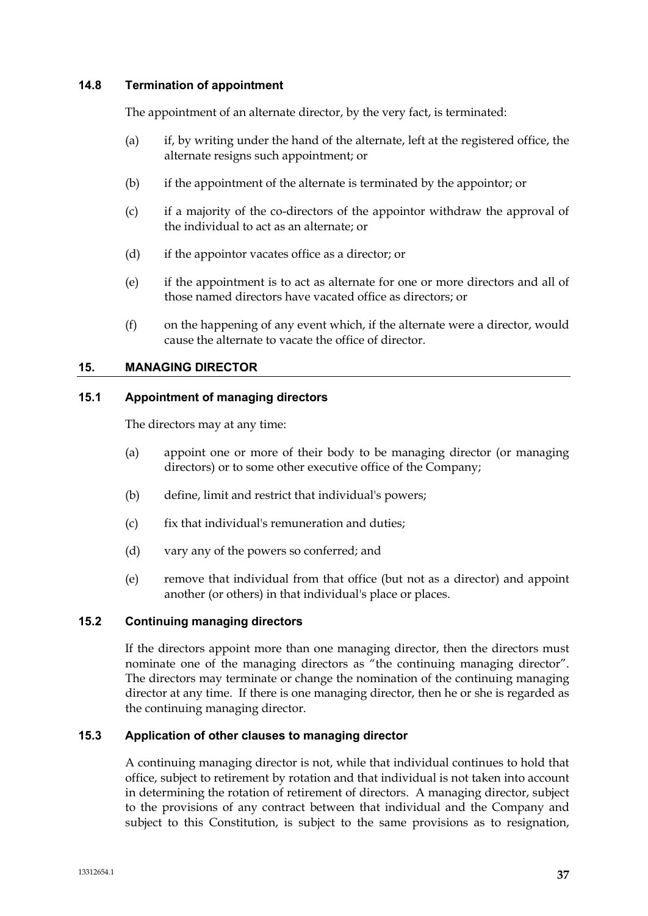### 14.8 Termination of appointment

The appointment of an alternate director, by the very fact, is terminated:

(a) if, by writing under the hand of the alternate, left at the registered office, the alternate resigns such appointment; or

(b) if the appointment of the alternate is terminated by the appointor; or

(c) if a majority of the co-directors of the appointor withdraw the approval of the individual to act as an alternate; or

(d) if the appointor vacates office as a director; or

(e) if the appointment is to act as alternate for one or more directors and all of those named directors have vacated office as directors; or

(f) on the happening of any event which, if the alternate were a director, would cause the alternate to vacate the office of director.

## 15. MANAGING DIRECTOR

### 15.1 Appointment of managing directors

The directors may at any time:

(a) appoint one or more of their body to be managing director (or managing directors) or to some other executive office of the Company;

(b) define, limit and restrict that individual's powers;

(c) fix that individual's remuneration and duties;

(d) vary any of the powers so conferred; and

(e) remove that individual from that office (but not as a director) and appoint another (or others) in that individual's place or places.

### 15.2 Continuing managing directors

If the directors appoint more than one managing director, then the directors must nominate one of the managing directors as "the continuing managing director". The directors may terminate or change the nomination of the continuing managing director at any time. If there is one managing director, then he or she is regarded as the continuing managing director.

### 15.3 Application of other clauses to managing director

A continuing managing director is not, while that individual continues to hold that office, subject to retirement by rotation and that individual is not taken into account in determining the rotation of retirement of directors. A managing director, subject to the provisions of any contract between that individual and the Company and subject to this Constitution, is subject to the same provisions as to resignation,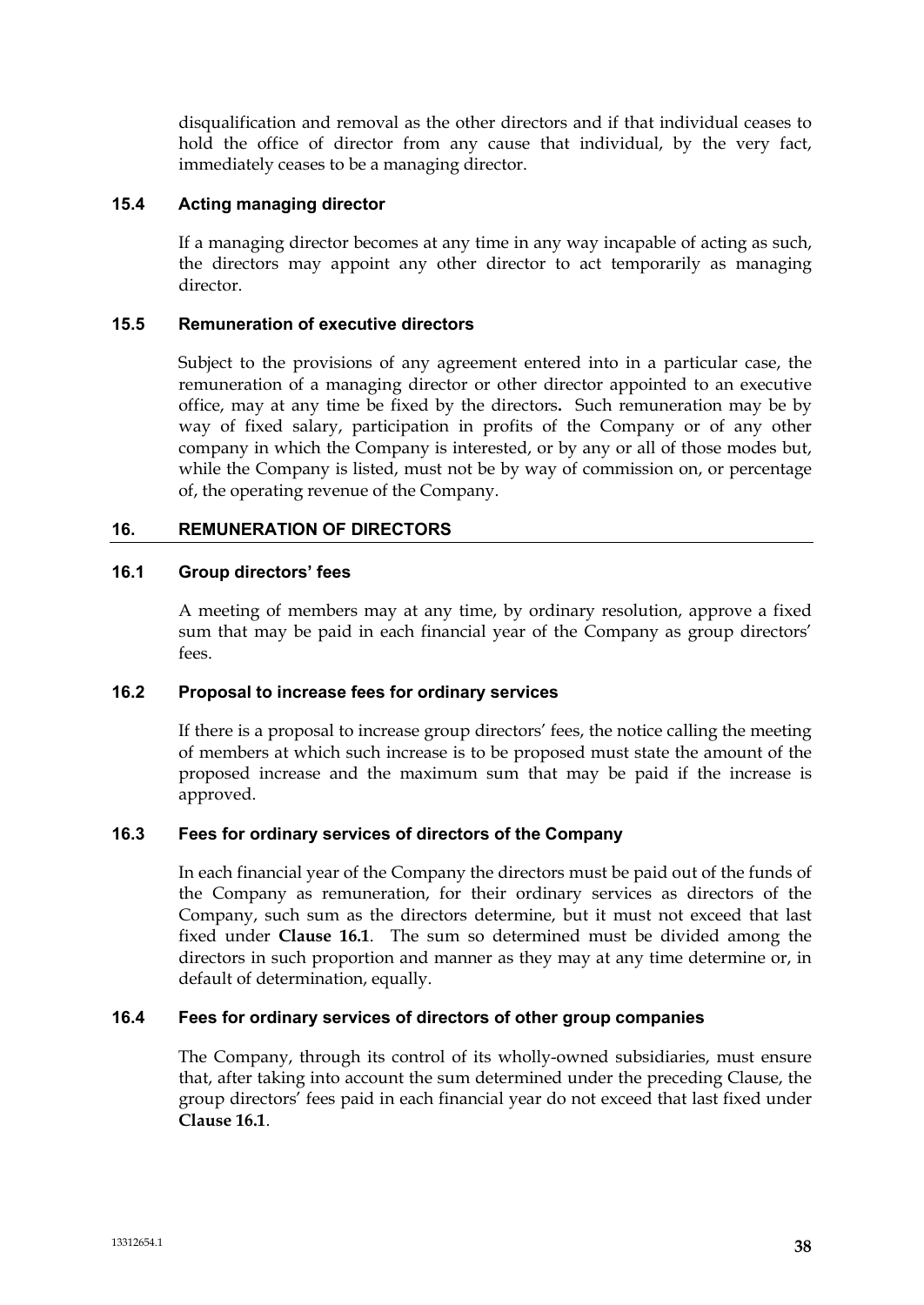disqualification and removal as the other directors and if that individual ceases to hold the office of director from any cause that individual, by the very fact, immediately ceases to be a managing director.

### 15.4 Acting managing director

If a managing director becomes at any time in any way incapable of acting as such, the directors may appoint any other director to act temporarily as managing director.

### 15.5 Remuneration of executive directors

Subject to the provisions of any agreement entered into in a particular case, the remuneration of a managing director or other director appointed to an executive office, may at any time be fixed by the directors**.** Such remuneration may be by way of fixed salary, participation in profits of the Company or of any other company in which the Company is interested, or by any or all of those modes but, while the Company is listed, must not be by way of commission on, or percentage of, the operating revenue of the Company.

## 16. REMUNERATION OF DIRECTORS

### 16.1 Group directors' fees

A meeting of members may at any time, by ordinary resolution, approve a fixed sum that may be paid in each financial year of the Company as group directors' fees.

### 16.2 Proposal to increase fees for ordinary services

If there is a proposal to increase group directors' fees, the notice calling the meeting of members at which such increase is to be proposed must state the amount of the proposed increase and the maximum sum that may be paid if the increase is approved.

### 16.3 Fees for ordinary services of directors of the Company

In each financial year of the Company the directors must be paid out of the funds of the Company as remuneration, for their ordinary services as directors of the Company, such sum as the directors determine, but it must not exceed that last fixed under **Clause 16.1**. The sum so determined must be divided among the directors in such proportion and manner as they may at any time determine or, in default of determination, equally.

### 16.4 Fees for ordinary services of directors of other group companies

The Company, through its control of its wholly-owned subsidiaries, must ensure that, after taking into account the sum determined under the preceding Clause, the group directors' fees paid in each financial year do not exceed that last fixed under **Clause 16.1**.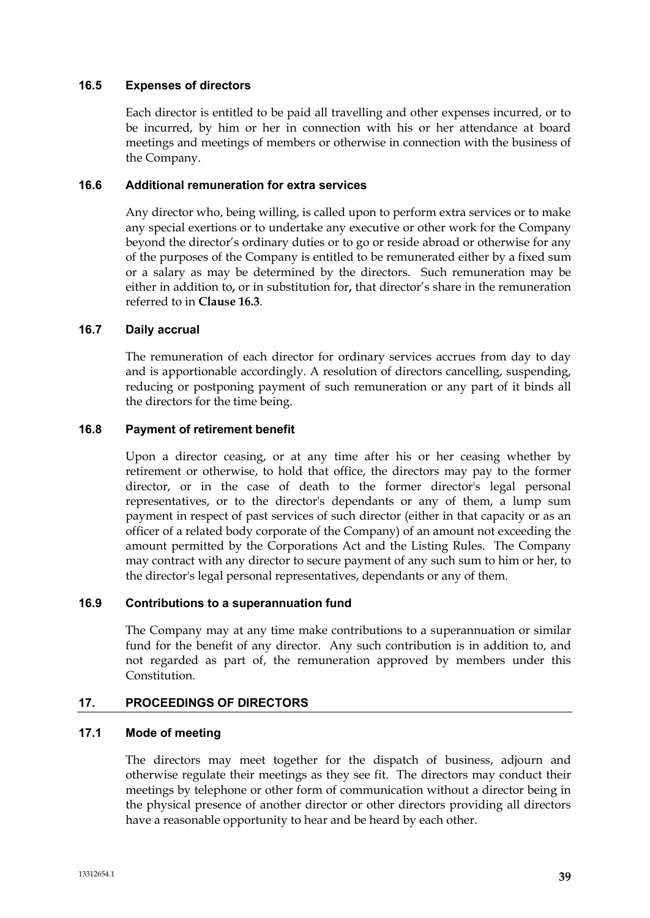### 16.5 Expenses of directors

Each director is entitled to be paid all travelling and other expenses incurred, or to be incurred, by him or her in connection with his or her attendance at board meetings and meetings of members or otherwise in connection with the business of the Company.

### 16.6 Additional remuneration for extra services

Any director who, being willing, is called upon to perform extra services or to make any special exertions or to undertake any executive or other work for the Company beyond the director's ordinary duties or to go or reside abroad or otherwise for any of the purposes of the Company is entitled to be remunerated either by a fixed sum or a salary as may be determined by the directors. Such remuneration may be either in addition to, or in substitution for, that director's share in the remuneration referred to in **Clause 16.3**.

### 16.7 Daily accrual

The remuneration of each director for ordinary services accrues from day to day and is apportionable accordingly. A resolution of directors cancelling, suspending, reducing or postponing payment of such remuneration or any part of it binds all the directors for the time being.

### 16.8 Payment of retirement benefit

Upon a director ceasing, or at any time after his or her ceasing whether by retirement or otherwise, to hold that office, the directors may pay to the former director, or in the case of death to the former director's legal personal representatives, or to the director's dependants or any of them, a lump sum payment in respect of past services of such director (either in that capacity or as an officer of a related body corporate of the Company) of an amount not exceeding the amount permitted by the Corporations Act and the Listing Rules. The Company may contract with any director to secure payment of any such sum to him or her, to the director's legal personal representatives, dependants or any of them.

### 16.9 Contributions to a superannuation fund

The Company may at any time make contributions to a superannuation or similar fund for the benefit of any director. Any such contribution is in addition to, and not regarded as part of, the remuneration approved by members under this Constitution.

## 17. PROCEEDINGS OF DIRECTORS

### 17.1 Mode of meeting

The directors may meet together for the dispatch of business, adjourn and otherwise regulate their meetings as they see fit. The directors may conduct their meetings by telephone or other form of communication without a director being in the physical presence of another director or other directors providing all directors have a reasonable opportunity to hear and be heard by each other.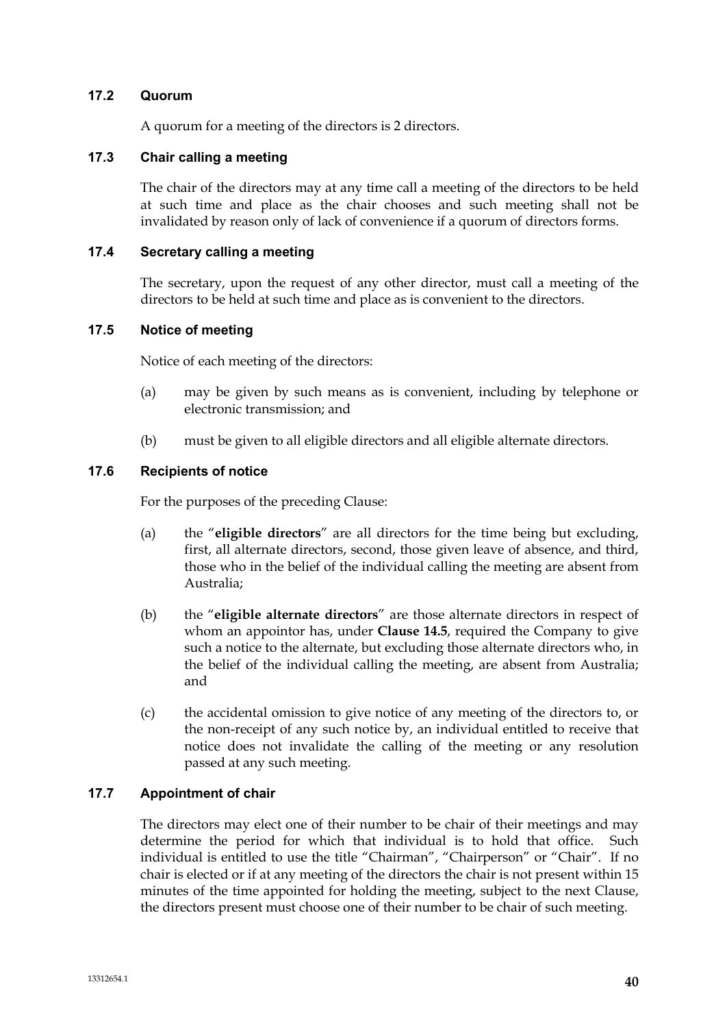### 17.2 Quorum

A quorum for a meeting of the directors is 2 directors.

### 17.3 Chair calling a meeting

The chair of the directors may at any time call a meeting of the directors to be held at such time and place as the chair chooses and such meeting shall not be invalidated by reason only of lack of convenience if a quorum of directors forms.

### 17.4 Secretary calling a meeting

The secretary, upon the request of any other director, must call a meeting of the directors to be held at such time and place as is convenient to the directors.

### 17.5 Notice of meeting

Notice of each meeting of the directors:

(a) may be given by such means as is convenient, including by telephone or electronic transmission; and

(b) must be given to all eligible directors and all eligible alternate directors.

### 17.6 Recipients of notice

For the purposes of the preceding Clause:

(a) the "**eligible directors**" are all directors for the time being but excluding, first, all alternate directors, second, those given leave of absence, and third, those who in the belief of the individual calling the meeting are absent from Australia;

(b) the "**eligible alternate directors**" are those alternate directors in respect of whom an appointor has, under **Clause 14.5**, required the Company to give such a notice to the alternate, but excluding those alternate directors who, in the belief of the individual calling the meeting, are absent from Australia; and

(c) the accidental omission to give notice of any meeting of the directors to, or the non-receipt of any such notice by, an individual entitled to receive that notice does not invalidate the calling of the meeting or any resolution passed at any such meeting.

### 17.7 Appointment of chair

The directors may elect one of their number to be chair of their meetings and may determine the period for which that individual is to hold that office. Such individual is entitled to use the title "Chairman", "Chairperson" or "Chair". If no chair is elected or if at any meeting of the directors the chair is not present within 15 minutes of the time appointed for holding the meeting, subject to the next Clause, the directors present must choose one of their number to be chair of such meeting.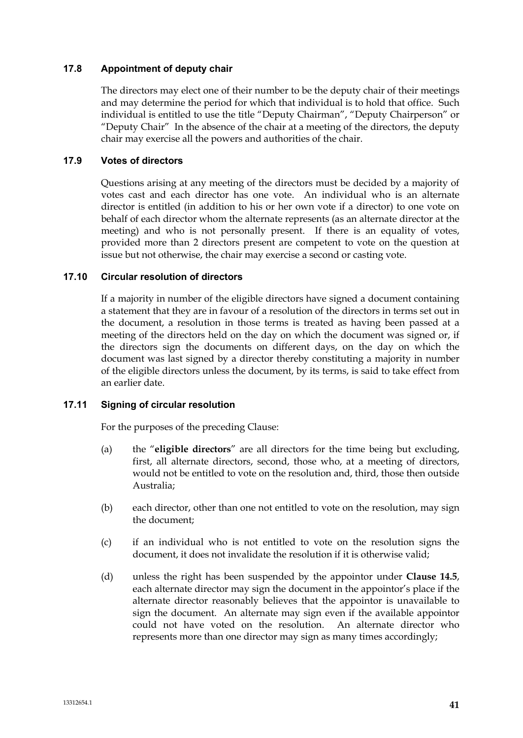### 17.8 Appointment of deputy chair

The directors may elect one of their number to be the deputy chair of their meetings and may determine the period for which that individual is to hold that office. Such individual is entitled to use the title "Deputy Chairman", "Deputy Chairperson" or "Deputy Chair" In the absence of the chair at a meeting of the directors, the deputy chair may exercise all the powers and authorities of the chair.

### 17.9 Votes of directors

Questions arising at any meeting of the directors must be decided by a majority of votes cast and each director has one vote. An individual who is an alternate director is entitled (in addition to his or her own vote if a director) to one vote on behalf of each director whom the alternate represents (as an alternate director at the meeting) and who is not personally present. If there is an equality of votes, provided more than 2 directors present are competent to vote on the question at issue but not otherwise, the chair may exercise a second or casting vote.

### 17.10 Circular resolution of directors

If a majority in number of the eligible directors have signed a document containing a statement that they are in favour of a resolution of the directors in terms set out in the document, a resolution in those terms is treated as having been passed at a meeting of the directors held on the day on which the document was signed or, if the directors sign the documents on different days, on the day on which the document was last signed by a director thereby constituting a majority in number of the eligible directors unless the document, by its terms, is said to take effect from an earlier date.

### 17.11 Signing of circular resolution

For the purposes of the preceding Clause:

(a) the "**eligible directors**" are all directors for the time being but excluding, first, all alternate directors, second, those who, at a meeting of directors, would not be entitled to vote on the resolution and, third, those then outside Australia;

(b) each director, other than one not entitled to vote on the resolution, may sign the document;

(c) if an individual who is not entitled to vote on the resolution signs the document, it does not invalidate the resolution if it is otherwise valid;

(d) unless the right has been suspended by the appointor under **Clause 14.5**, each alternate director may sign the document in the appointor's place if the alternate director reasonably believes that the appointor is unavailable to sign the document. An alternate may sign even if the available appointor could not have voted on the resolution. An alternate director who represents more than one director may sign as many times accordingly;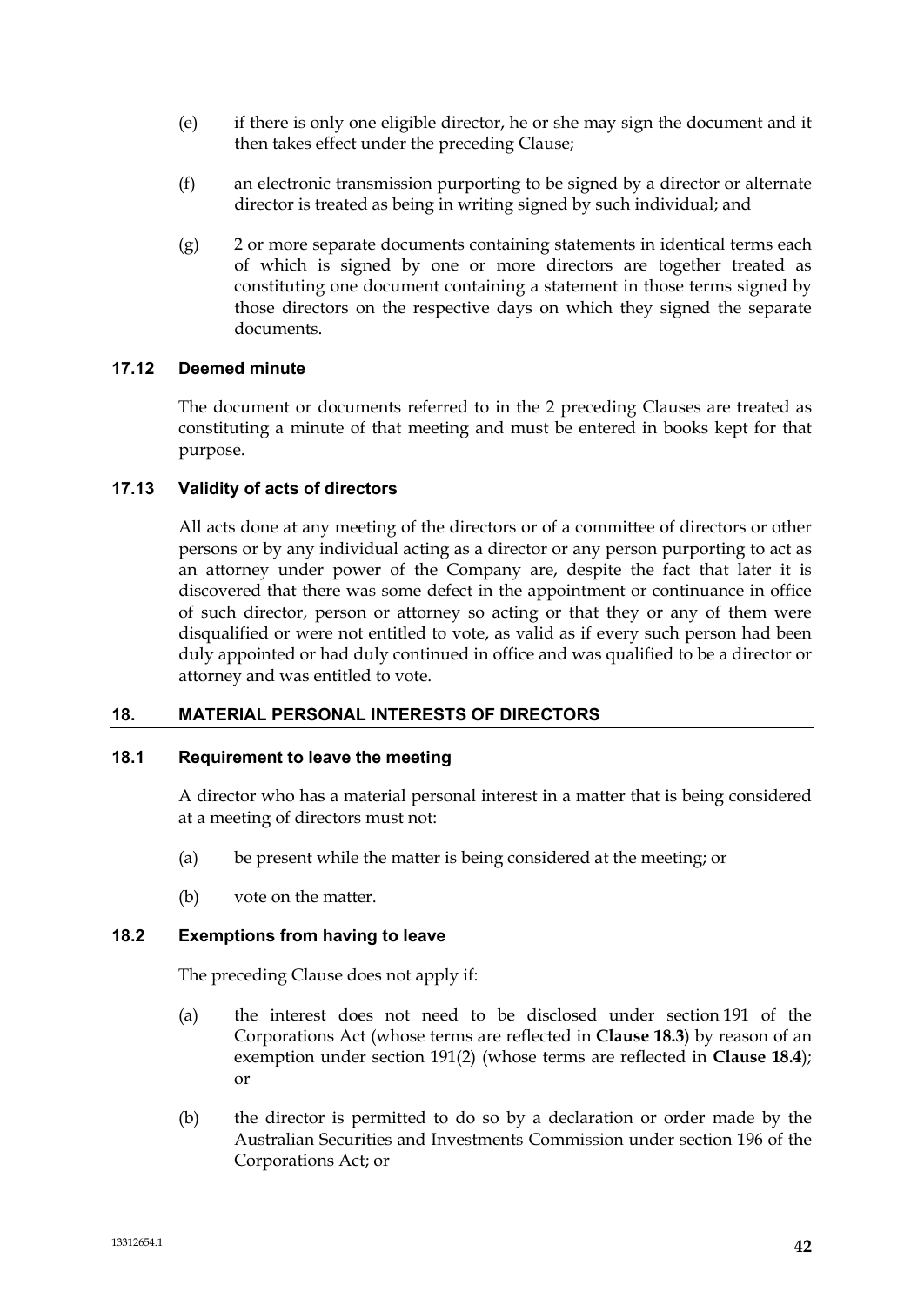(e) if there is only one eligible director, he or she may sign the document and it then takes effect under the preceding Clause;

(f) an electronic transmission purporting to be signed by a director or alternate director is treated as being in writing signed by such individual; and

(g) 2 or more separate documents containing statements in identical terms each of which is signed by one or more directors are together treated as constituting one document containing a statement in those terms signed by those directors on the respective days on which they signed the separate documents.

### 17.12 Deemed minute

The document or documents referred to in the 2 preceding Clauses are treated as constituting a minute of that meeting and must be entered in books kept for that purpose.

### 17.13 Validity of acts of directors

All acts done at any meeting of the directors or of a committee of directors or other persons or by any individual acting as a director or any person purporting to act as an attorney under power of the Company are, despite the fact that later it is discovered that there was some defect in the appointment or continuance in office of such director, person or attorney so acting or that they or any of them were disqualified or were not entitled to vote, as valid as if every such person had been duly appointed or had duly continued in office and was qualified to be a director or attorney and was entitled to vote.

## 18. MATERIAL PERSONAL INTERESTS OF DIRECTORS

### 18.1 Requirement to leave the meeting

A director who has a material personal interest in a matter that is being considered at a meeting of directors must not:

(a) be present while the matter is being considered at the meeting; or

(b) vote on the matter.

### 18.2 Exemptions from having to leave

The preceding Clause does not apply if:

(a) the interest does not need to be disclosed under section 191 of the Corporations Act (whose terms are reflected in **Clause 18.3**) by reason of an exemption under section 191(2) (whose terms are reflected in **Clause 18.4**); or

(b) the director is permitted to do so by a declaration or order made by the Australian Securities and Investments Commission under section 196 of the Corporations Act; or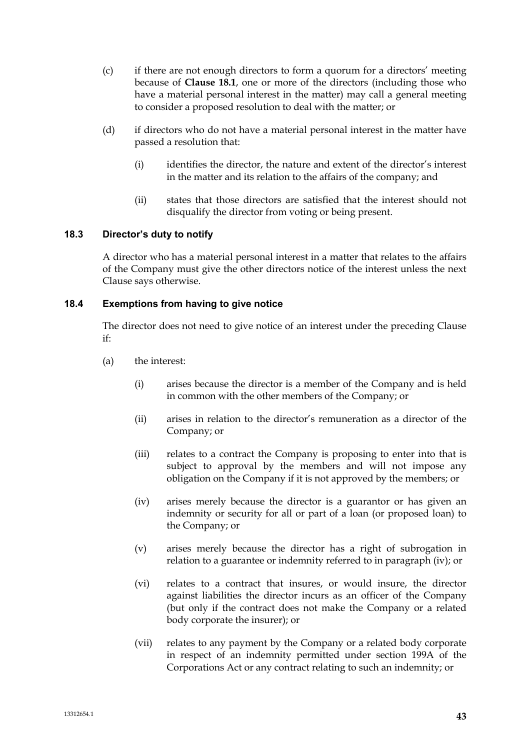(c) if there are not enough directors to form a quorum for a directors' meeting because of **Clause 18.1**, one or more of the directors (including those who have a material personal interest in the matter) may call a general meeting to consider a proposed resolution to deal with the matter; or

(d) if directors who do not have a material personal interest in the matter have passed a resolution that:

(i) identifies the director, the nature and extent of the director's interest in the matter and its relation to the affairs of the company; and

(ii) states that those directors are satisfied that the interest should not disqualify the director from voting or being present.

### 18.3 Director's duty to notify

A director who has a material personal interest in a matter that relates to the affairs of the Company must give the other directors notice of the interest unless the next Clause says otherwise.

### 18.4 Exemptions from having to give notice

The director does not need to give notice of an interest under the preceding Clause if:

(a) the interest:

(i) arises because the director is a member of the Company and is held in common with the other members of the Company; or

(ii) arises in relation to the director's remuneration as a director of the Company; or

(iii) relates to a contract the Company is proposing to enter into that is subject to approval by the members and will not impose any obligation on the Company if it is not approved by the members; or

(iv) arises merely because the director is a guarantor or has given an indemnity or security for all or part of a loan (or proposed loan) to the Company; or

(v) arises merely because the director has a right of subrogation in relation to a guarantee or indemnity referred to in paragraph (iv); or

(vi) relates to a contract that insures, or would insure, the director against liabilities the director incurs as an officer of the Company (but only if the contract does not make the Company or a related body corporate the insurer); or

(vii) relates to any payment by the Company or a related body corporate in respect of an indemnity permitted under section 199A of the Corporations Act or any contract relating to such an indemnity; or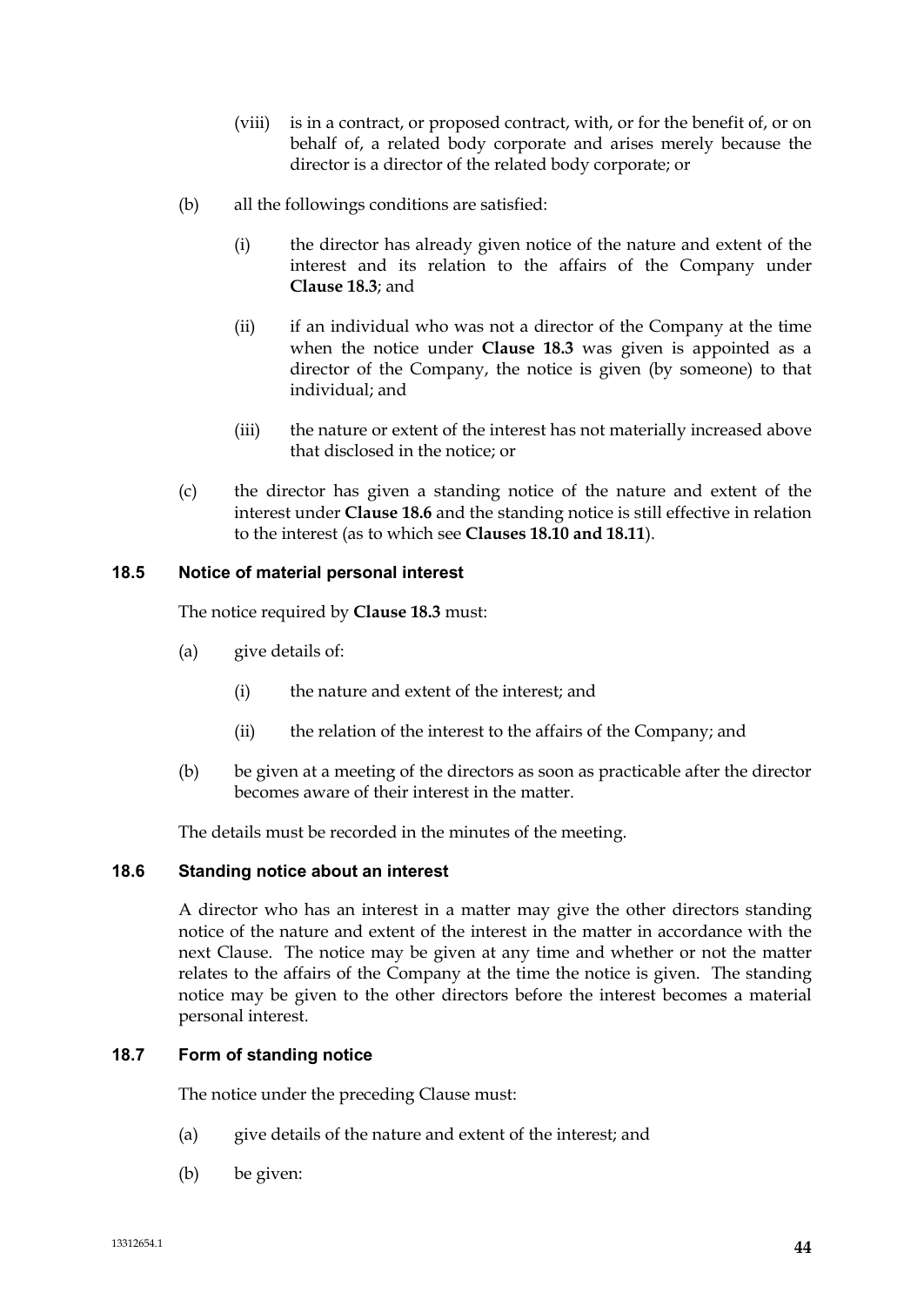(viii) is in a contract, or proposed contract, with, or for the benefit of, or on behalf of, a related body corporate and arises merely because the director is a director of the related body corporate; or

(b) all the followings conditions are satisfied:

(i) the director has already given notice of the nature and extent of the interest and its relation to the affairs of the Company under **Clause 18.3**; and

(ii) if an individual who was not a director of the Company at the time when the notice under **Clause 18.3** was given is appointed as a director of the Company, the notice is given (by someone) to that individual; and

(iii) the nature or extent of the interest has not materially increased above that disclosed in the notice; or

(c) the director has given a standing notice of the nature and extent of the interest under **Clause 18.6** and the standing notice is still effective in relation to the interest (as to which see **Clauses 18.10 and 18.11**).

### 18.5 Notice of material personal interest

The notice required by **Clause 18.3** must:

(a) give details of:

(i) the nature and extent of the interest; and

(ii) the relation of the interest to the affairs of the Company; and

(b) be given at a meeting of the directors as soon as practicable after the director becomes aware of their interest in the matter.

The details must be recorded in the minutes of the meeting.

### 18.6 Standing notice about an interest

A director who has an interest in a matter may give the other directors standing notice of the nature and extent of the interest in the matter in accordance with the next Clause. The notice may be given at any time and whether or not the matter relates to the affairs of the Company at the time the notice is given. The standing notice may be given to the other directors before the interest becomes a material personal interest.

### 18.7 Form of standing notice

The notice under the preceding Clause must:

(a) give details of the nature and extent of the interest; and

(b) be given: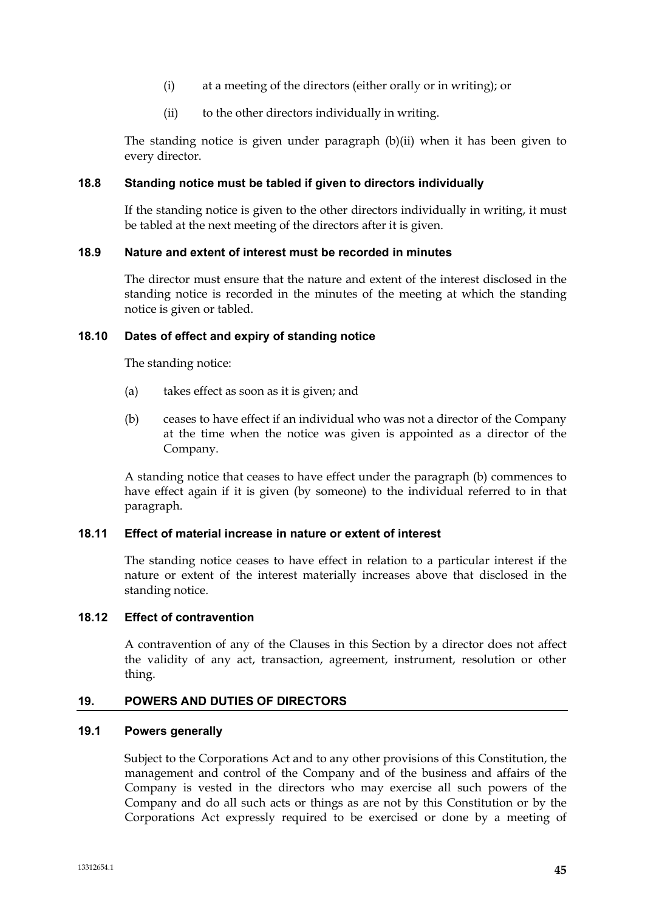(i) at a meeting of the directors (either orally or in writing); or

(ii) to the other directors individually in writing.

The standing notice is given under paragraph (b)(ii) when it has been given to every director.

### 18.8 Standing notice must be tabled if given to directors individually

If the standing notice is given to the other directors individually in writing, it must be tabled at the next meeting of the directors after it is given.

### 18.9 Nature and extent of interest must be recorded in minutes

The director must ensure that the nature and extent of the interest disclosed in the standing notice is recorded in the minutes of the meeting at which the standing notice is given or tabled.

### 18.10 Dates of effect and expiry of standing notice

The standing notice:

(a) takes effect as soon as it is given; and

(b) ceases to have effect if an individual who was not a director of the Company at the time when the notice was given is appointed as a director of the Company.

A standing notice that ceases to have effect under the paragraph (b) commences to have effect again if it is given (by someone) to the individual referred to in that paragraph.

### 18.11 Effect of material increase in nature or extent of interest

The standing notice ceases to have effect in relation to a particular interest if the nature or extent of the interest materially increases above that disclosed in the standing notice.

### 18.12 Effect of contravention

A contravention of any of the Clauses in this Section by a director does not affect the validity of any act, transaction, agreement, instrument, resolution or other thing.

## 19. POWERS AND DUTIES OF DIRECTORS

### 19.1 Powers generally

Subject to the Corporations Act and to any other provisions of this Constitution, the management and control of the Company and of the business and affairs of the Company is vested in the directors who may exercise all such powers of the Company and do all such acts or things as are not by this Constitution or by the Corporations Act expressly required to be exercised or done by a meeting of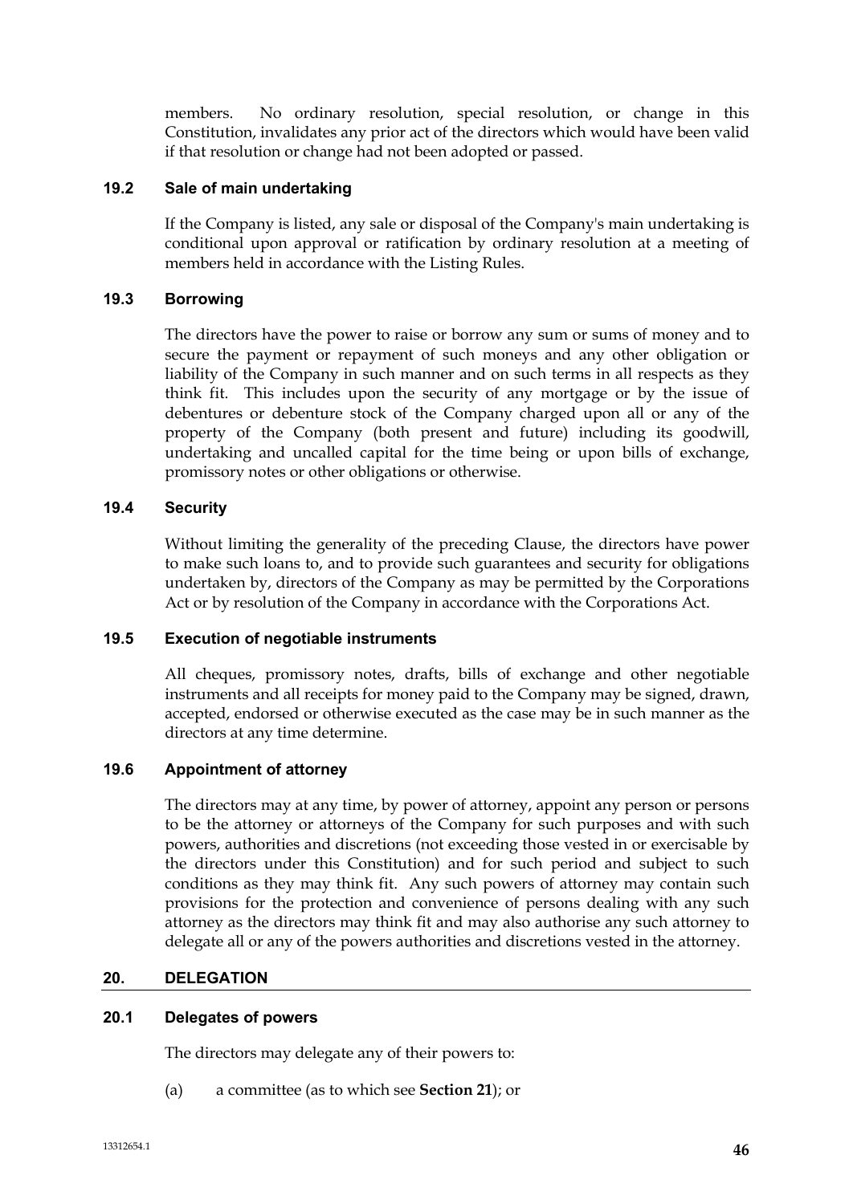members. No ordinary resolution, special resolution, or change in this Constitution, invalidates any prior act of the directors which would have been valid if that resolution or change had not been adopted or passed.

### 19.2 Sale of main undertaking

If the Company is listed, any sale or disposal of the Company's main undertaking is conditional upon approval or ratification by ordinary resolution at a meeting of members held in accordance with the Listing Rules.

### 19.3 Borrowing

The directors have the power to raise or borrow any sum or sums of money and to secure the payment or repayment of such moneys and any other obligation or liability of the Company in such manner and on such terms in all respects as they think fit. This includes upon the security of any mortgage or by the issue of debentures or debenture stock of the Company charged upon all or any of the property of the Company (both present and future) including its goodwill, undertaking and uncalled capital for the time being or upon bills of exchange, promissory notes or other obligations or otherwise.

### 19.4 Security

Without limiting the generality of the preceding Clause, the directors have power to make such loans to, and to provide such guarantees and security for obligations undertaken by, directors of the Company as may be permitted by the Corporations Act or by resolution of the Company in accordance with the Corporations Act.

### 19.5 Execution of negotiable instruments

All cheques, promissory notes, drafts, bills of exchange and other negotiable instruments and all receipts for money paid to the Company may be signed, drawn, accepted, endorsed or otherwise executed as the case may be in such manner as the directors at any time determine.

### 19.6 Appointment of attorney

The directors may at any time, by power of attorney, appoint any person or persons to be the attorney or attorneys of the Company for such purposes and with such powers, authorities and discretions (not exceeding those vested in or exercisable by the directors under this Constitution) and for such period and subject to such conditions as they may think fit. Any such powers of attorney may contain such provisions for the protection and convenience of persons dealing with any such attorney as the directors may think fit and may also authorise any such attorney to delegate all or any of the powers authorities and discretions vested in the attorney.

## 20. DELEGATION

### 20.1 Delegates of powers

The directors may delegate any of their powers to:

(a) a committee (as to which see **Section 21**); or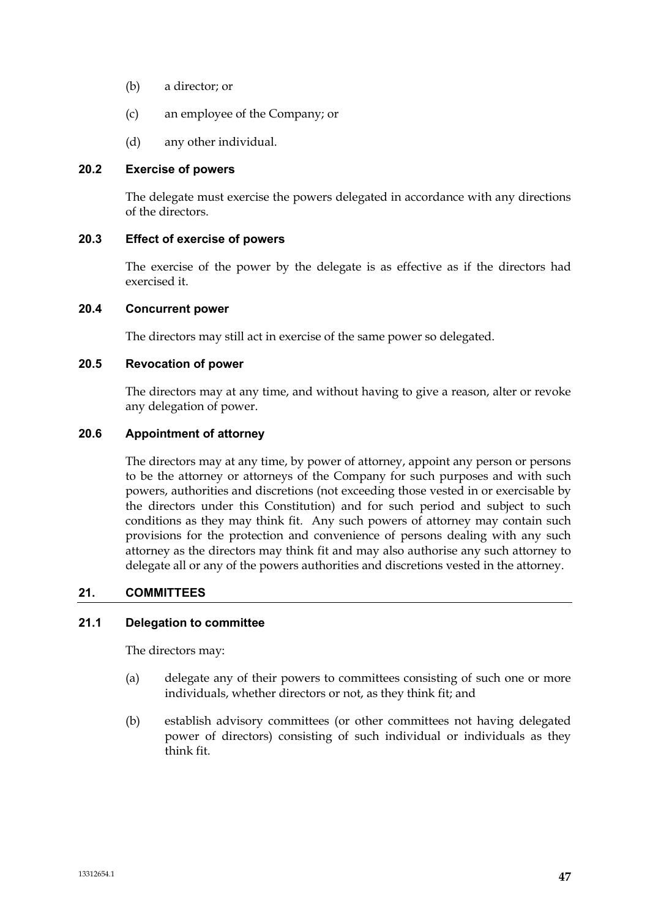(b) a director; or

(c) an employee of the Company; or

(d) any other individual.

### 20.2 Exercise of powers

The delegate must exercise the powers delegated in accordance with any directions of the directors.

### 20.3 Effect of exercise of powers

The exercise of the power by the delegate is as effective as if the directors had exercised it.

### 20.4 Concurrent power

The directors may still act in exercise of the same power so delegated.

### 20.5 Revocation of power

The directors may at any time, and without having to give a reason, alter or revoke any delegation of power.

### 20.6 Appointment of attorney

The directors may at any time, by power of attorney, appoint any person or persons to be the attorney or attorneys of the Company for such purposes and with such powers, authorities and discretions (not exceeding those vested in or exercisable by the directors under this Constitution) and for such period and subject to such conditions as they may think fit. Any such powers of attorney may contain such provisions for the protection and convenience of persons dealing with any such attorney as the directors may think fit and may also authorise any such attorney to delegate all or any of the powers authorities and discretions vested in the attorney.

## 21. COMMITTEES

### 21.1 Delegation to committee

The directors may:

(a) delegate any of their powers to committees consisting of such one or more individuals, whether directors or not, as they think fit; and

(b) establish advisory committees (or other committees not having delegated power of directors) consisting of such individual or individuals as they think fit.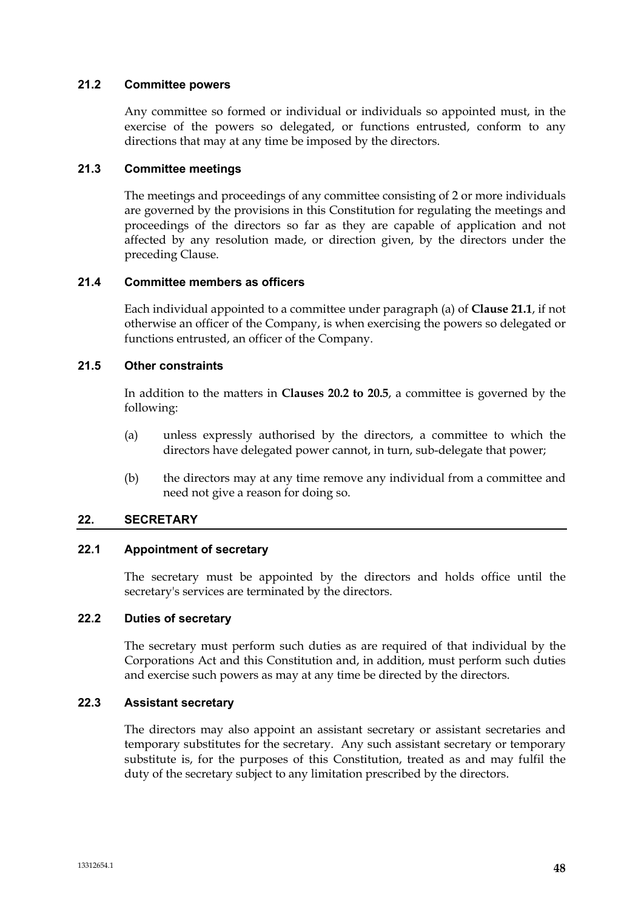### 21.2 Committee powers

Any committee so formed or individual or individuals so appointed must, in the exercise of the powers so delegated, or functions entrusted, conform to any directions that may at any time be imposed by the directors.

### 21.3 Committee meetings

The meetings and proceedings of any committee consisting of 2 or more individuals are governed by the provisions in this Constitution for regulating the meetings and proceedings of the directors so far as they are capable of application and not affected by any resolution made, or direction given, by the directors under the preceding Clause.

### 21.4 Committee members as officers

Each individual appointed to a committee under paragraph (a) of **Clause 21.1**, if not otherwise an officer of the Company, is when exercising the powers so delegated or functions entrusted, an officer of the Company.

### 21.5 Other constraints

In addition to the matters in **Clauses 20.2 to 20.5**, a committee is governed by the following:

(a) unless expressly authorised by the directors, a committee to which the directors have delegated power cannot, in turn, sub-delegate that power;

(b) the directors may at any time remove any individual from a committee and need not give a reason for doing so.

## 22. SECRETARY

### 22.1 Appointment of secretary

The secretary must be appointed by the directors and holds office until the secretary's services are terminated by the directors.

### 22.2 Duties of secretary

The secretary must perform such duties as are required of that individual by the Corporations Act and this Constitution and, in addition, must perform such duties and exercise such powers as may at any time be directed by the directors.

### 22.3 Assistant secretary

The directors may also appoint an assistant secretary or assistant secretaries and temporary substitutes for the secretary. Any such assistant secretary or temporary substitute is, for the purposes of this Constitution, treated as and may fulfil the duty of the secretary subject to any limitation prescribed by the directors.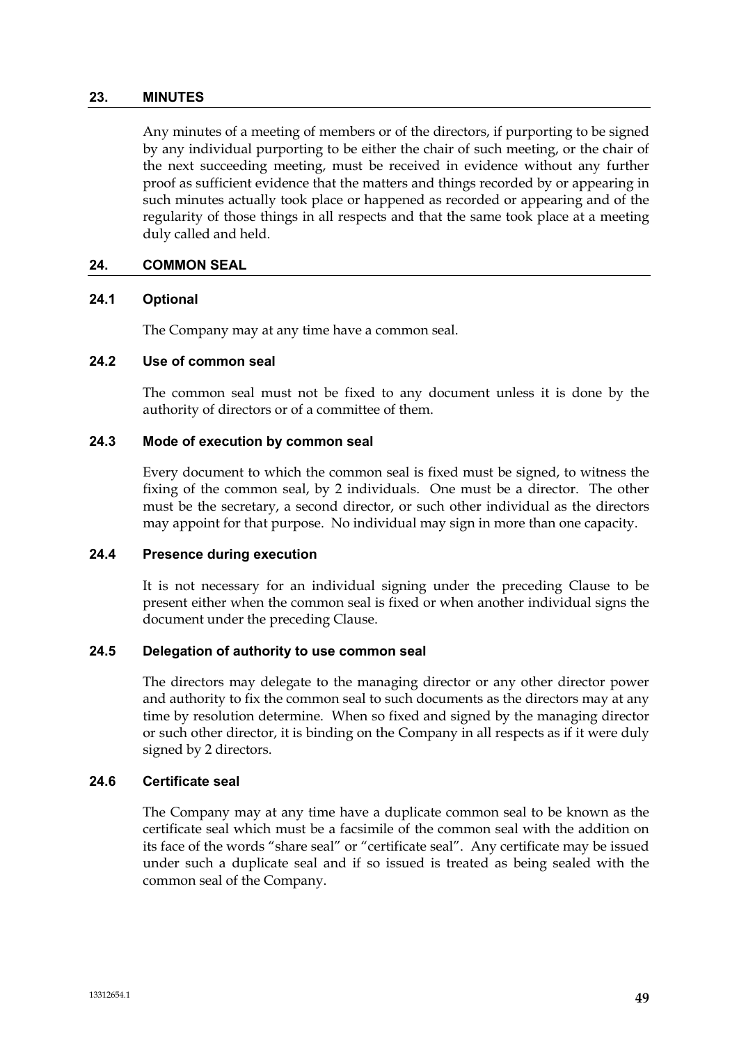## 23. MINUTES

Any minutes of a meeting of members or of the directors, if purporting to be signed by any individual purporting to be either the chair of such meeting, or the chair of the next succeeding meeting, must be received in evidence without any further proof as sufficient evidence that the matters and things recorded by or appearing in such minutes actually took place or happened as recorded or appearing and of the regularity of those things in all respects and that the same took place at a meeting duly called and held.

## 24. COMMON SEAL

### 24.1 Optional

The Company may at any time have a common seal.

### 24.2 Use of common seal

The common seal must not be fixed to any document unless it is done by the authority of directors or of a committee of them.

### 24.3 Mode of execution by common seal

Every document to which the common seal is fixed must be signed, to witness the fixing of the common seal, by 2 individuals. One must be a director. The other must be the secretary, a second director, or such other individual as the directors may appoint for that purpose. No individual may sign in more than one capacity.

### 24.4 Presence during execution

It is not necessary for an individual signing under the preceding Clause to be present either when the common seal is fixed or when another individual signs the document under the preceding Clause.

### 24.5 Delegation of authority to use common seal

The directors may delegate to the managing director or any other director power and authority to fix the common seal to such documents as the directors may at any time by resolution determine. When so fixed and signed by the managing director or such other director, it is binding on the Company in all respects as if it were duly signed by 2 directors.

### 24.6 Certificate seal

The Company may at any time have a duplicate common seal to be known as the certificate seal which must be a facsimile of the common seal with the addition on its face of the words "share seal" or "certificate seal". Any certificate may be issued under such a duplicate seal and if so issued is treated as being sealed with the common seal of the Company.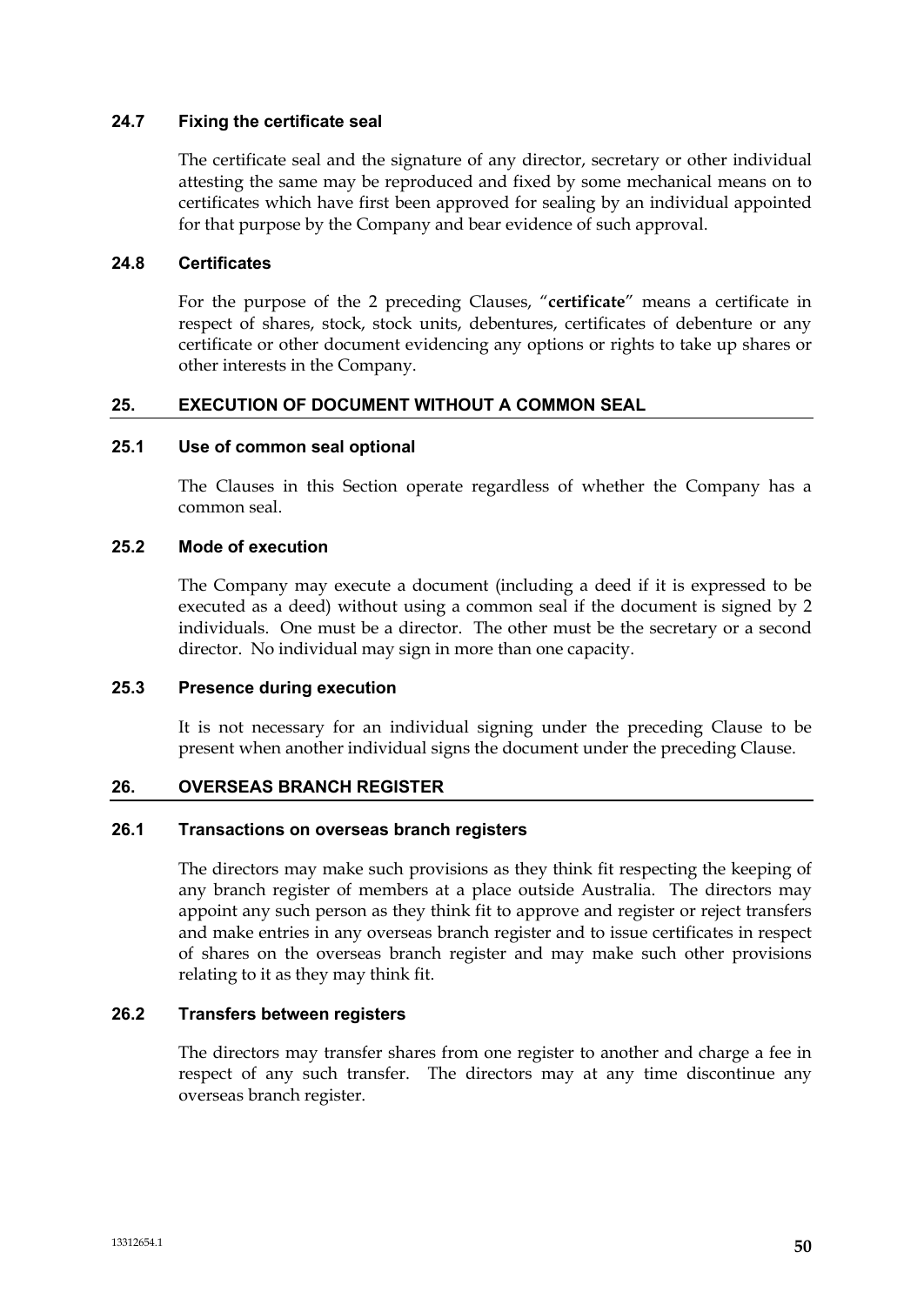### 24.7 Fixing the certificate seal

The certificate seal and the signature of any director, secretary or other individual attesting the same may be reproduced and fixed by some mechanical means on to certificates which have first been approved for sealing by an individual appointed for that purpose by the Company and bear evidence of such approval.

### 24.8 Certificates

For the purpose of the 2 preceding Clauses, "**certificate**" means a certificate in respect of shares, stock, stock units, debentures, certificates of debenture or any certificate or other document evidencing any options or rights to take up shares or other interests in the Company.

## 25. EXECUTION OF DOCUMENT WITHOUT A COMMON SEAL

### 25.1 Use of common seal optional

The Clauses in this Section operate regardless of whether the Company has a common seal.

### 25.2 Mode of execution

The Company may execute a document (including a deed if it is expressed to be executed as a deed) without using a common seal if the document is signed by 2 individuals. One must be a director. The other must be the secretary or a second director. No individual may sign in more than one capacity.

### 25.3 Presence during execution

It is not necessary for an individual signing under the preceding Clause to be present when another individual signs the document under the preceding Clause.

## 26. OVERSEAS BRANCH REGISTER

### 26.1 Transactions on overseas branch registers

The directors may make such provisions as they think fit respecting the keeping of any branch register of members at a place outside Australia. The directors may appoint any such person as they think fit to approve and register or reject transfers and make entries in any overseas branch register and to issue certificates in respect of shares on the overseas branch register and may make such other provisions relating to it as they may think fit.

### 26.2 Transfers between registers

The directors may transfer shares from one register to another and charge a fee in respect of any such transfer. The directors may at any time discontinue any overseas branch register.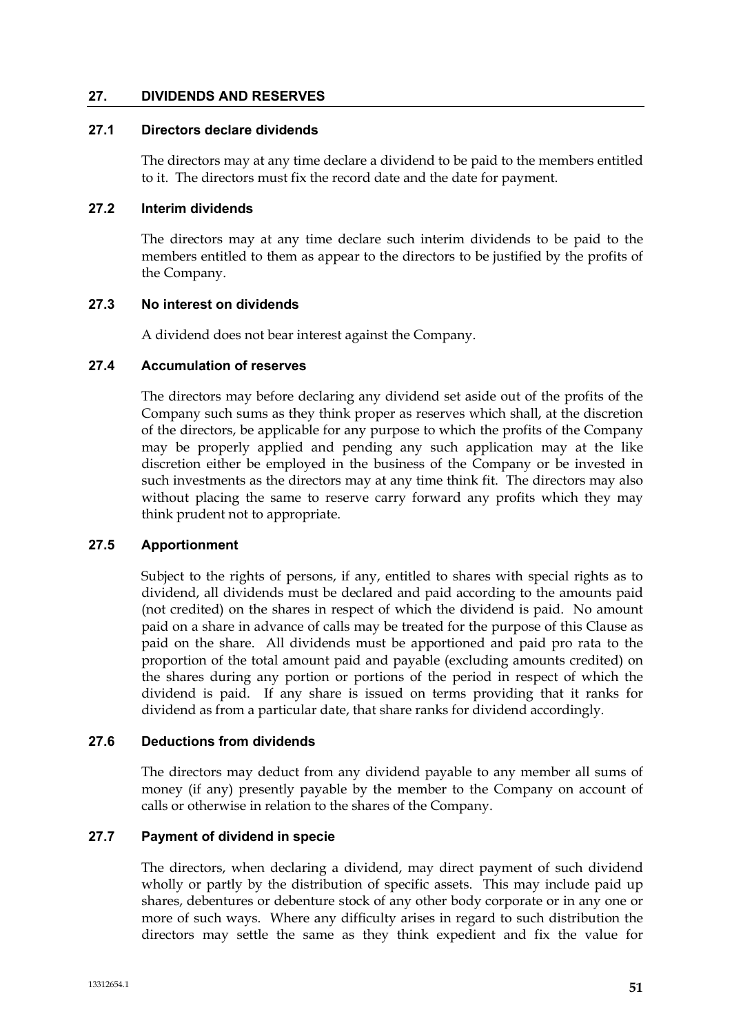## 27. DIVIDENDS AND RESERVES

### 27.1 Directors declare dividends

The directors may at any time declare a dividend to be paid to the members entitled to it. The directors must fix the record date and the date for payment.

### 27.2 Interim dividends

The directors may at any time declare such interim dividends to be paid to the members entitled to them as appear to the directors to be justified by the profits of the Company.

### 27.3 No interest on dividends

A dividend does not bear interest against the Company.

### 27.4 Accumulation of reserves

The directors may before declaring any dividend set aside out of the profits of the Company such sums as they think proper as reserves which shall, at the discretion of the directors, be applicable for any purpose to which the profits of the Company may be properly applied and pending any such application may at the like discretion either be employed in the business of the Company or be invested in such investments as the directors may at any time think fit. The directors may also without placing the same to reserve carry forward any profits which they may think prudent not to appropriate.

### 27.5 Apportionment

Subject to the rights of persons, if any, entitled to shares with special rights as to dividend, all dividends must be declared and paid according to the amounts paid (not credited) on the shares in respect of which the dividend is paid. No amount paid on a share in advance of calls may be treated for the purpose of this Clause as paid on the share. All dividends must be apportioned and paid pro rata to the proportion of the total amount paid and payable (excluding amounts credited) on the shares during any portion or portions of the period in respect of which the dividend is paid. If any share is issued on terms providing that it ranks for dividend as from a particular date, that share ranks for dividend accordingly.

### 27.6 Deductions from dividends

The directors may deduct from any dividend payable to any member all sums of money (if any) presently payable by the member to the Company on account of calls or otherwise in relation to the shares of the Company.

### 27.7 Payment of dividend in specie

The directors, when declaring a dividend, may direct payment of such dividend wholly or partly by the distribution of specific assets. This may include paid up shares, debentures or debenture stock of any other body corporate or in any one or more of such ways. Where any difficulty arises in regard to such distribution the directors may settle the same as they think expedient and fix the value for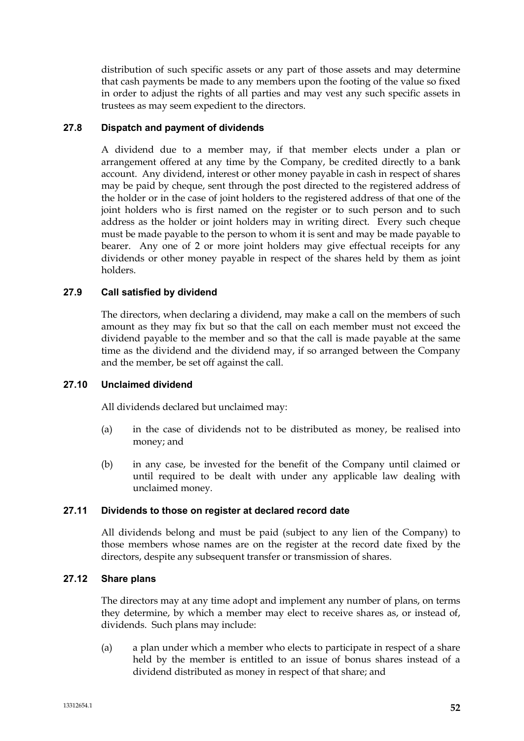distribution of such specific assets or any part of those assets and may determine that cash payments be made to any members upon the footing of the value so fixed in order to adjust the rights of all parties and may vest any such specific assets in trustees as may seem expedient to the directors.

### 27.8 Dispatch and payment of dividends

A dividend due to a member may, if that member elects under a plan or arrangement offered at any time by the Company, be credited directly to a bank account. Any dividend, interest or other money payable in cash in respect of shares may be paid by cheque, sent through the post directed to the registered address of the holder or in the case of joint holders to the registered address of that one of the joint holders who is first named on the register or to such person and to such address as the holder or joint holders may in writing direct. Every such cheque must be made payable to the person to whom it is sent and may be made payable to bearer. Any one of 2 or more joint holders may give effectual receipts for any dividends or other money payable in respect of the shares held by them as joint holders.

### 27.9 Call satisfied by dividend

The directors, when declaring a dividend, may make a call on the members of such amount as they may fix but so that the call on each member must not exceed the dividend payable to the member and so that the call is made payable at the same time as the dividend and the dividend may, if so arranged between the Company and the member, be set off against the call.

### 27.10 Unclaimed dividend

All dividends declared but unclaimed may:

(a) in the case of dividends not to be distributed as money, be realised into money; and

(b) in any case, be invested for the benefit of the Company until claimed or until required to be dealt with under any applicable law dealing with unclaimed money.

### 27.11 Dividends to those on register at declared record date

All dividends belong and must be paid (subject to any lien of the Company) to those members whose names are on the register at the record date fixed by the directors, despite any subsequent transfer or transmission of shares.

### 27.12 Share plans

The directors may at any time adopt and implement any number of plans, on terms they determine, by which a member may elect to receive shares as, or instead of, dividends. Such plans may include:

(a) a plan under which a member who elects to participate in respect of a share held by the member is entitled to an issue of bonus shares instead of a dividend distributed as money in respect of that share; and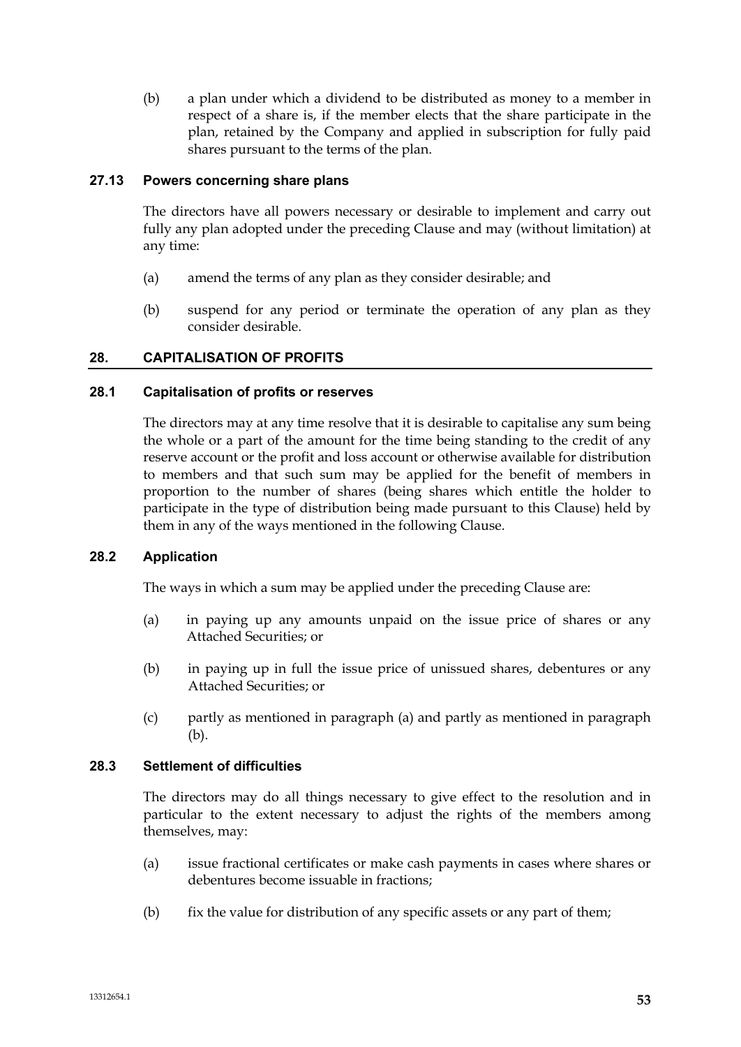(b) a plan under which a dividend to be distributed as money to a member in respect of a share is, if the member elects that the share participate in the plan, retained by the Company and applied in subscription for fully paid shares pursuant to the terms of the plan.

### 27.13 Powers concerning share plans

The directors have all powers necessary or desirable to implement and carry out fully any plan adopted under the preceding Clause and may (without limitation) at any time:

(a) amend the terms of any plan as they consider desirable; and

(b) suspend for any period or terminate the operation of any plan as they consider desirable.

## 28. CAPITALISATION OF PROFITS

### 28.1 Capitalisation of profits or reserves

The directors may at any time resolve that it is desirable to capitalise any sum being the whole or a part of the amount for the time being standing to the credit of any reserve account or the profit and loss account or otherwise available for distribution to members and that such sum may be applied for the benefit of members in proportion to the number of shares (being shares which entitle the holder to participate in the type of distribution being made pursuant to this Clause) held by them in any of the ways mentioned in the following Clause.

### 28.2 Application

The ways in which a sum may be applied under the preceding Clause are:

(a) in paying up any amounts unpaid on the issue price of shares or any Attached Securities; or

(b) in paying up in full the issue price of unissued shares, debentures or any Attached Securities; or

(c) partly as mentioned in paragraph (a) and partly as mentioned in paragraph (b).

### 28.3 Settlement of difficulties

The directors may do all things necessary to give effect to the resolution and in particular to the extent necessary to adjust the rights of the members among themselves, may:

(a) issue fractional certificates or make cash payments in cases where shares or debentures become issuable in fractions;

(b) fix the value for distribution of any specific assets or any part of them;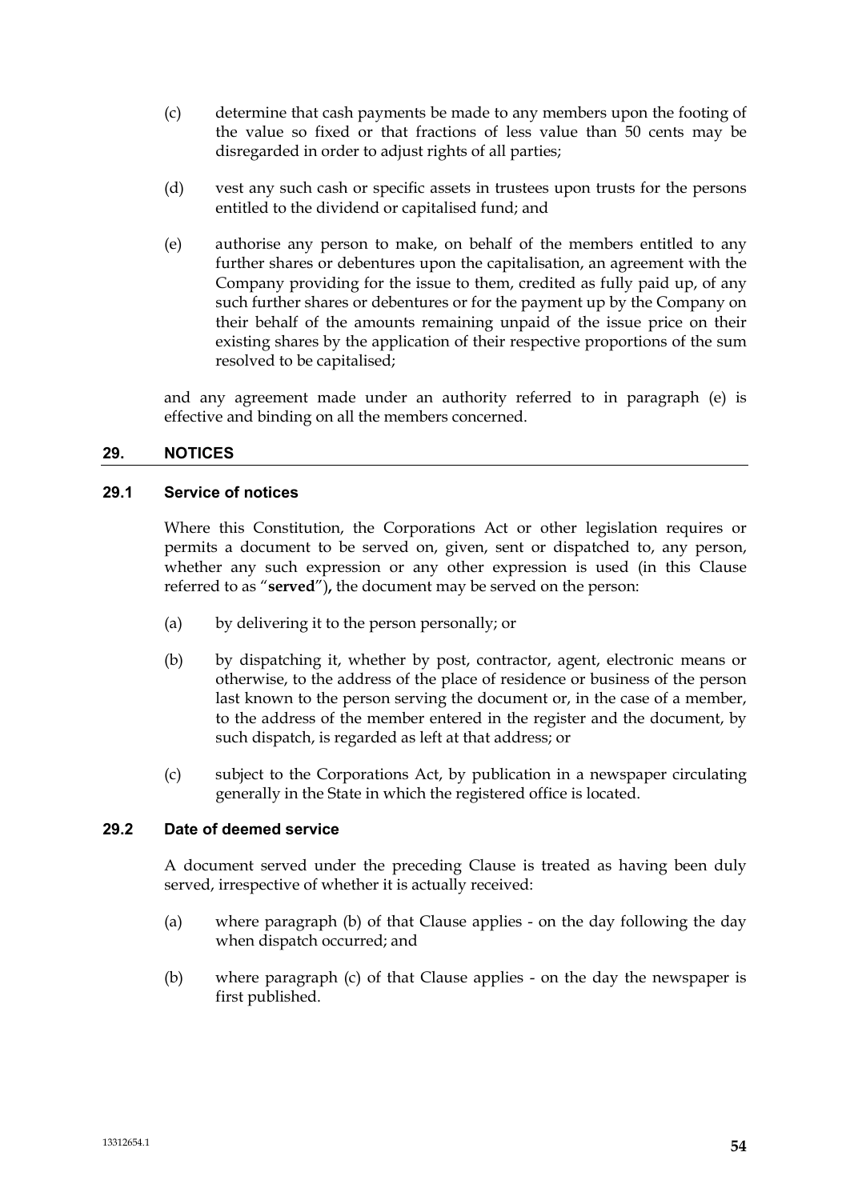(c) determine that cash payments be made to any members upon the footing of the value so fixed or that fractions of less value than 50 cents may be disregarded in order to adjust rights of all parties;

(d) vest any such cash or specific assets in trustees upon trusts for the persons entitled to the dividend or capitalised fund; and

(e) authorise any person to make, on behalf of the members entitled to any further shares or debentures upon the capitalisation, an agreement with the Company providing for the issue to them, credited as fully paid up, of any such further shares or debentures or for the payment up by the Company on their behalf of the amounts remaining unpaid of the issue price on their existing shares by the application of their respective proportions of the sum resolved to be capitalised;

and any agreement made under an authority referred to in paragraph (e) is effective and binding on all the members concerned.

## 29. NOTICES

### 29.1 Service of notices

Where this Constitution, the Corporations Act or other legislation requires or permits a document to be served on, given, sent or dispatched to, any person, whether any such expression or any other expression is used (in this Clause referred to as "**served**")**,** the document may be served on the person:

(a) by delivering it to the person personally; or

(b) by dispatching it, whether by post, contractor, agent, electronic means or otherwise, to the address of the place of residence or business of the person last known to the person serving the document or, in the case of a member, to the address of the member entered in the register and the document, by such dispatch, is regarded as left at that address; or

(c) subject to the Corporations Act, by publication in a newspaper circulating generally in the State in which the registered office is located.

### 29.2 Date of deemed service

A document served under the preceding Clause is treated as having been duly served, irrespective of whether it is actually received:

(a) where paragraph (b) of that Clause applies - on the day following the day when dispatch occurred; and

(b) where paragraph (c) of that Clause applies - on the day the newspaper is first published.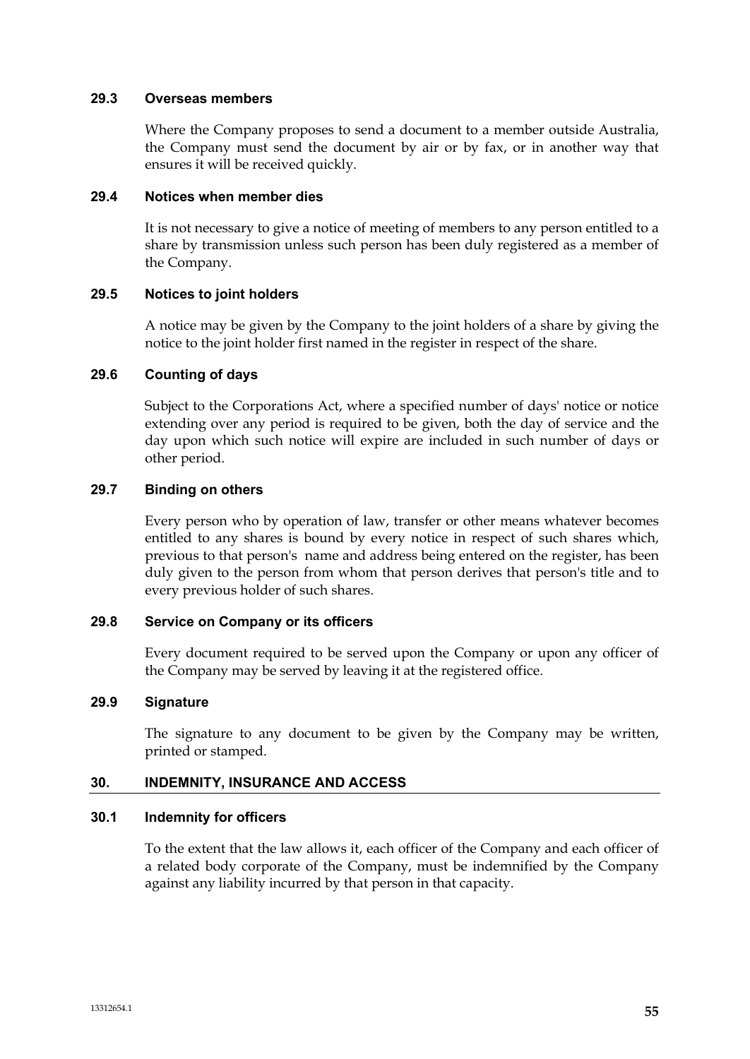### 29.3 Overseas members

Where the Company proposes to send a document to a member outside Australia, the Company must send the document by air or by fax, or in another way that ensures it will be received quickly.

### 29.4 Notices when member dies

It is not necessary to give a notice of meeting of members to any person entitled to a share by transmission unless such person has been duly registered as a member of the Company.

### 29.5 Notices to joint holders

A notice may be given by the Company to the joint holders of a share by giving the notice to the joint holder first named in the register in respect of the share.

### 29.6 Counting of days

Subject to the Corporations Act, where a specified number of days' notice or notice extending over any period is required to be given, both the day of service and the day upon which such notice will expire are included in such number of days or other period.

### 29.7 Binding on others

Every person who by operation of law, transfer or other means whatever becomes entitled to any shares is bound by every notice in respect of such shares which, previous to that person's name and address being entered on the register, has been duly given to the person from whom that person derives that person's title and to every previous holder of such shares.

### 29.8 Service on Company or its officers

Every document required to be served upon the Company or upon any officer of the Company may be served by leaving it at the registered office.

### 29.9 Signature

The signature to any document to be given by the Company may be written, printed or stamped.

## 30. INDEMNITY, INSURANCE AND ACCESS

### 30.1 Indemnity for officers

To the extent that the law allows it, each officer of the Company and each officer of a related body corporate of the Company, must be indemnified by the Company against any liability incurred by that person in that capacity.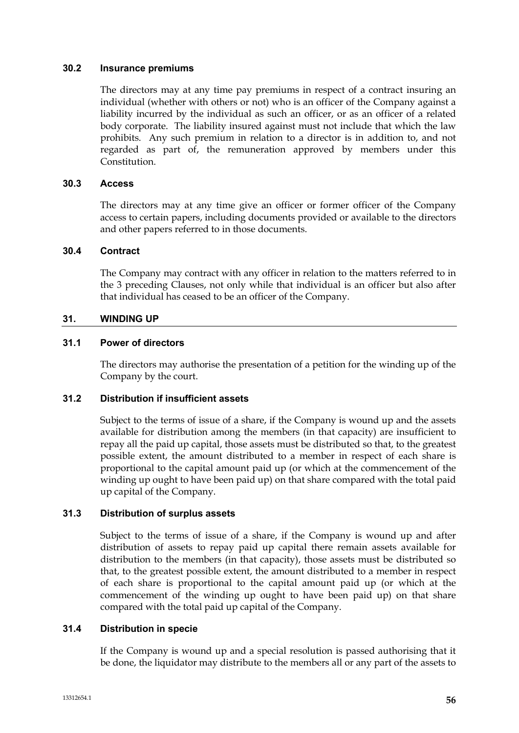### 30.2 Insurance premiums

The directors may at any time pay premiums in respect of a contract insuring an individual (whether with others or not) who is an officer of the Company against a liability incurred by the individual as such an officer, or as an officer of a related body corporate. The liability insured against must not include that which the law prohibits. Any such premium in relation to a director is in addition to, and not regarded as part of, the remuneration approved by members under this Constitution.

### 30.3 Access

The directors may at any time give an officer or former officer of the Company access to certain papers, including documents provided or available to the directors and other papers referred to in those documents.

### 30.4 Contract

The Company may contract with any officer in relation to the matters referred to in the 3 preceding Clauses, not only while that individual is an officer but also after that individual has ceased to be an officer of the Company.

## 31. WINDING UP

### 31.1 Power of directors

The directors may authorise the presentation of a petition for the winding up of the Company by the court.

### 31.2 Distribution if insufficient assets

Subject to the terms of issue of a share, if the Company is wound up and the assets available for distribution among the members (in that capacity) are insufficient to repay all the paid up capital, those assets must be distributed so that, to the greatest possible extent, the amount distributed to a member in respect of each share is proportional to the capital amount paid up (or which at the commencement of the winding up ought to have been paid up) on that share compared with the total paid up capital of the Company.

### 31.3 Distribution of surplus assets

Subject to the terms of issue of a share, if the Company is wound up and after distribution of assets to repay paid up capital there remain assets available for distribution to the members (in that capacity), those assets must be distributed so that, to the greatest possible extent, the amount distributed to a member in respect of each share is proportional to the capital amount paid up (or which at the commencement of the winding up ought to have been paid up) on that share compared with the total paid up capital of the Company.

### 31.4 Distribution in specie

If the Company is wound up and a special resolution is passed authorising that it be done, the liquidator may distribute to the members all or any part of the assets to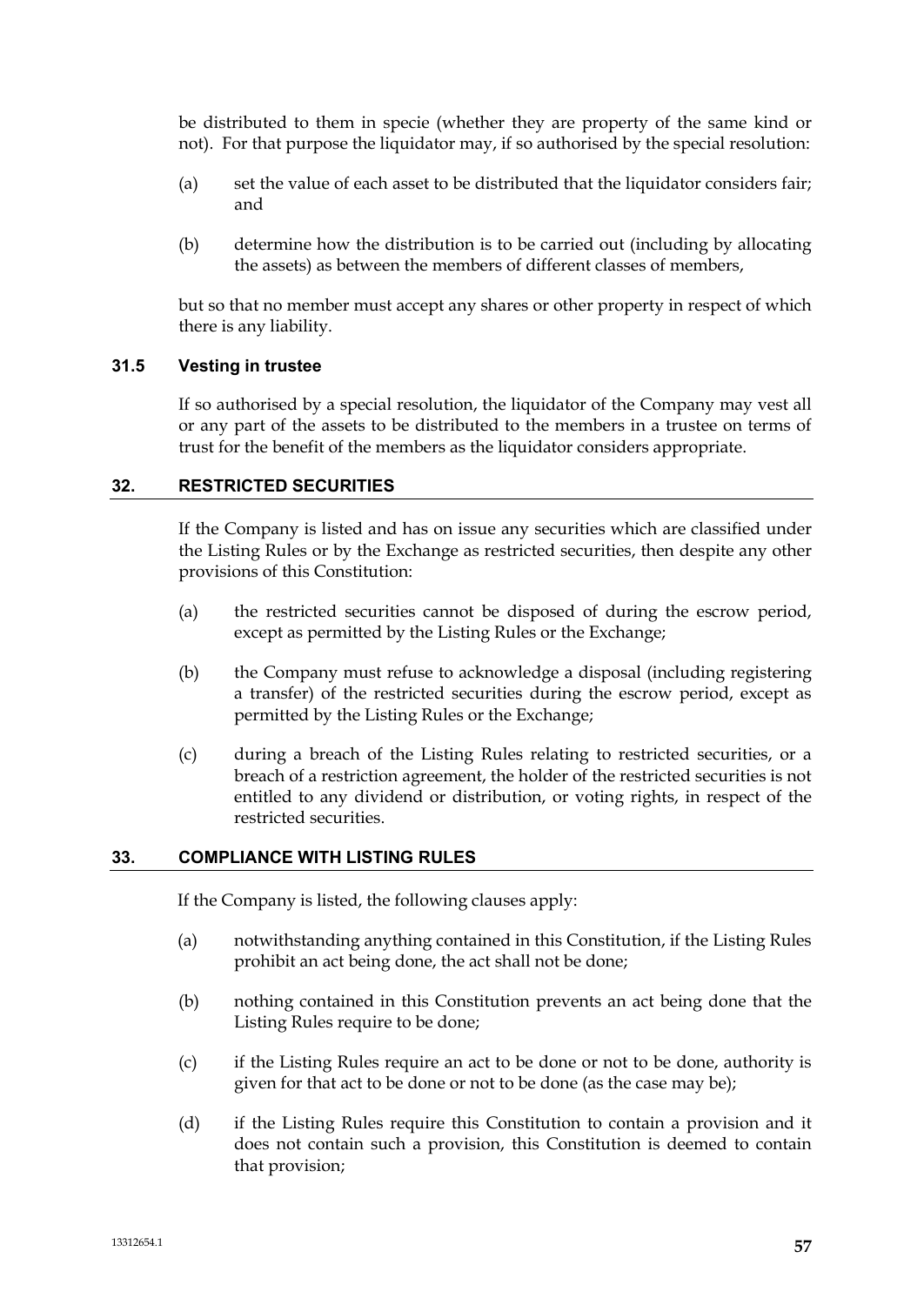be distributed to them in specie (whether they are property of the same kind or not). For that purpose the liquidator may, if so authorised by the special resolution:

(a) set the value of each asset to be distributed that the liquidator considers fair; and

(b) determine how the distribution is to be carried out (including by allocating the assets) as between the members of different classes of members,

but so that no member must accept any shares or other property in respect of which there is any liability.

### 31.5 Vesting in trustee

If so authorised by a special resolution, the liquidator of the Company may vest all or any part of the assets to be distributed to the members in a trustee on terms of trust for the benefit of the members as the liquidator considers appropriate.

## 32. RESTRICTED SECURITIES

If the Company is listed and has on issue any securities which are classified under the Listing Rules or by the Exchange as restricted securities, then despite any other provisions of this Constitution:

(a) the restricted securities cannot be disposed of during the escrow period, except as permitted by the Listing Rules or the Exchange;

(b) the Company must refuse to acknowledge a disposal (including registering a transfer) of the restricted securities during the escrow period, except as permitted by the Listing Rules or the Exchange;

(c) during a breach of the Listing Rules relating to restricted securities, or a breach of a restriction agreement, the holder of the restricted securities is not entitled to any dividend or distribution, or voting rights, in respect of the restricted securities.

## 33. COMPLIANCE WITH LISTING RULES

If the Company is listed, the following clauses apply:

(a) notwithstanding anything contained in this Constitution, if the Listing Rules prohibit an act being done, the act shall not be done;

(b) nothing contained in this Constitution prevents an act being done that the Listing Rules require to be done;

(c) if the Listing Rules require an act to be done or not to be done, authority is given for that act to be done or not to be done (as the case may be);

(d) if the Listing Rules require this Constitution to contain a provision and it does not contain such a provision, this Constitution is deemed to contain that provision;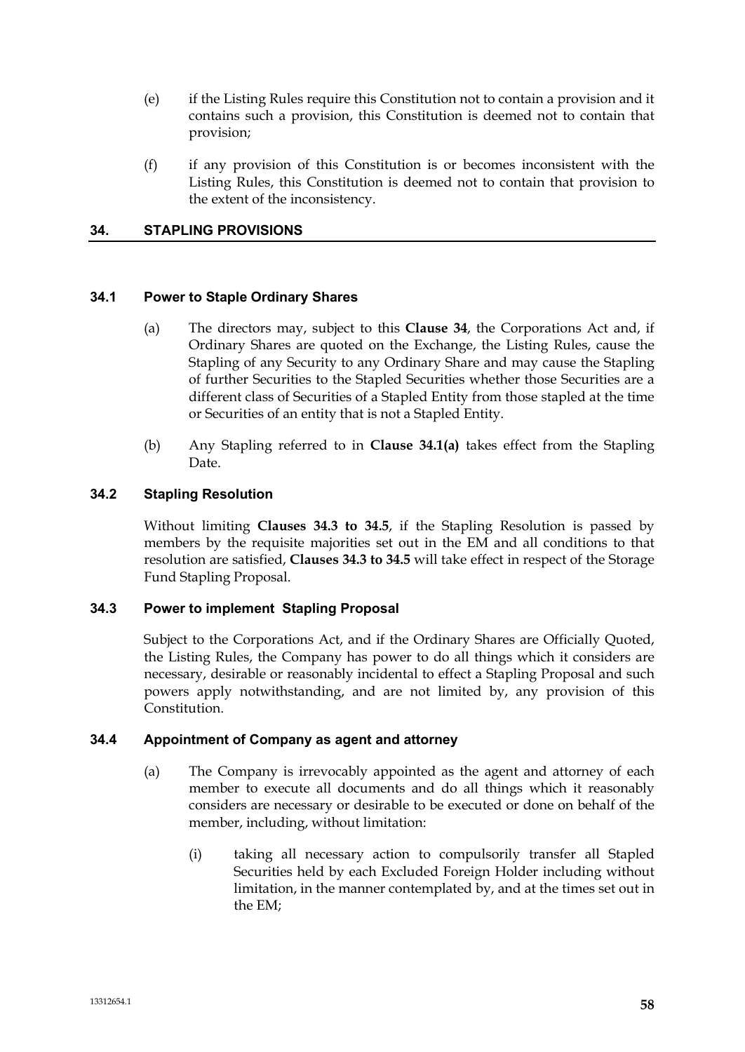(e) if the Listing Rules require this Constitution not to contain a provision and it contains such a provision, this Constitution is deemed not to contain that provision;

(f) if any provision of this Constitution is or becomes inconsistent with the Listing Rules, this Constitution is deemed not to contain that provision to the extent of the inconsistency.

## 34. STAPLING PROVISIONS

### 34.1 Power to Staple Ordinary Shares

(a) The directors may, subject to this **Clause 34**, the Corporations Act and, if Ordinary Shares are quoted on the Exchange, the Listing Rules, cause the Stapling of any Security to any Ordinary Share and may cause the Stapling of further Securities to the Stapled Securities whether those Securities are a different class of Securities of a Stapled Entity from those stapled at the time or Securities of an entity that is not a Stapled Entity.

(b) Any Stapling referred to in **Clause 34.1(a)** takes effect from the Stapling Date.

### 34.2 Stapling Resolution

Without limiting **Clauses 34.3 to 34.5**, if the Stapling Resolution is passed by members by the requisite majorities set out in the EM and all conditions to that resolution are satisfied, **Clauses 34.3 to 34.5** will take effect in respect of the Storage Fund Stapling Proposal.

### 34.3 Power to implement Stapling Proposal

Subject to the Corporations Act, and if the Ordinary Shares are Officially Quoted, the Listing Rules, the Company has power to do all things which it considers are necessary, desirable or reasonably incidental to effect a Stapling Proposal and such powers apply notwithstanding, and are not limited by, any provision of this Constitution.

### 34.4 Appointment of Company as agent and attorney

(a) The Company is irrevocably appointed as the agent and attorney of each member to execute all documents and do all things which it reasonably considers are necessary or desirable to be executed or done on behalf of the member, including, without limitation:

(i) taking all necessary action to compulsorily transfer all Stapled Securities held by each Excluded Foreign Holder including without limitation, in the manner contemplated by, and at the times set out in the EM;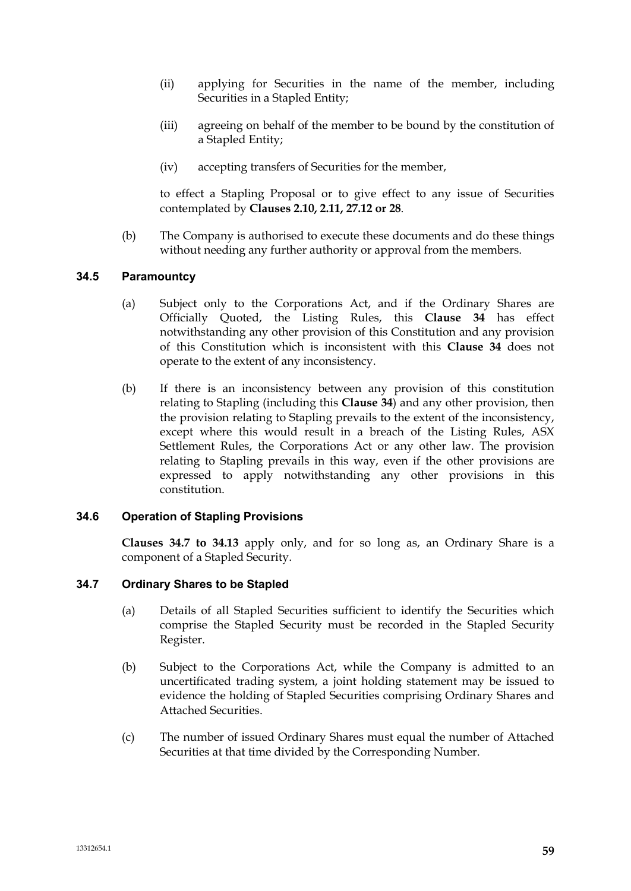(ii) applying for Securities in the name of the member, including Securities in a Stapled Entity;

(iii) agreeing on behalf of the member to be bound by the constitution of a Stapled Entity;

(iv) accepting transfers of Securities for the member,

to effect a Stapling Proposal or to give effect to any issue of Securities contemplated by **Clauses 2.10, 2.11, 27.12 or 28**.

(b) The Company is authorised to execute these documents and do these things without needing any further authority or approval from the members.

### 34.5 Paramountcy

(a) Subject only to the Corporations Act, and if the Ordinary Shares are Officially Quoted, the Listing Rules, this **Clause 34** has effect notwithstanding any other provision of this Constitution and any provision of this Constitution which is inconsistent with this **Clause 34** does not operate to the extent of any inconsistency.

(b) If there is an inconsistency between any provision of this constitution relating to Stapling (including this **Clause 34**) and any other provision, then the provision relating to Stapling prevails to the extent of the inconsistency, except where this would result in a breach of the Listing Rules, ASX Settlement Rules, the Corporations Act or any other law. The provision relating to Stapling prevails in this way, even if the other provisions are expressed to apply notwithstanding any other provisions in this constitution.

### 34.6 Operation of Stapling Provisions

**Clauses 34.7 to 34.13** apply only, and for so long as, an Ordinary Share is a component of a Stapled Security.

### 34.7 Ordinary Shares to be Stapled

(a) Details of all Stapled Securities sufficient to identify the Securities which comprise the Stapled Security must be recorded in the Stapled Security Register.

(b) Subject to the Corporations Act, while the Company is admitted to an uncertificated trading system, a joint holding statement may be issued to evidence the holding of Stapled Securities comprising Ordinary Shares and Attached Securities.

(c) The number of issued Ordinary Shares must equal the number of Attached Securities at that time divided by the Corresponding Number.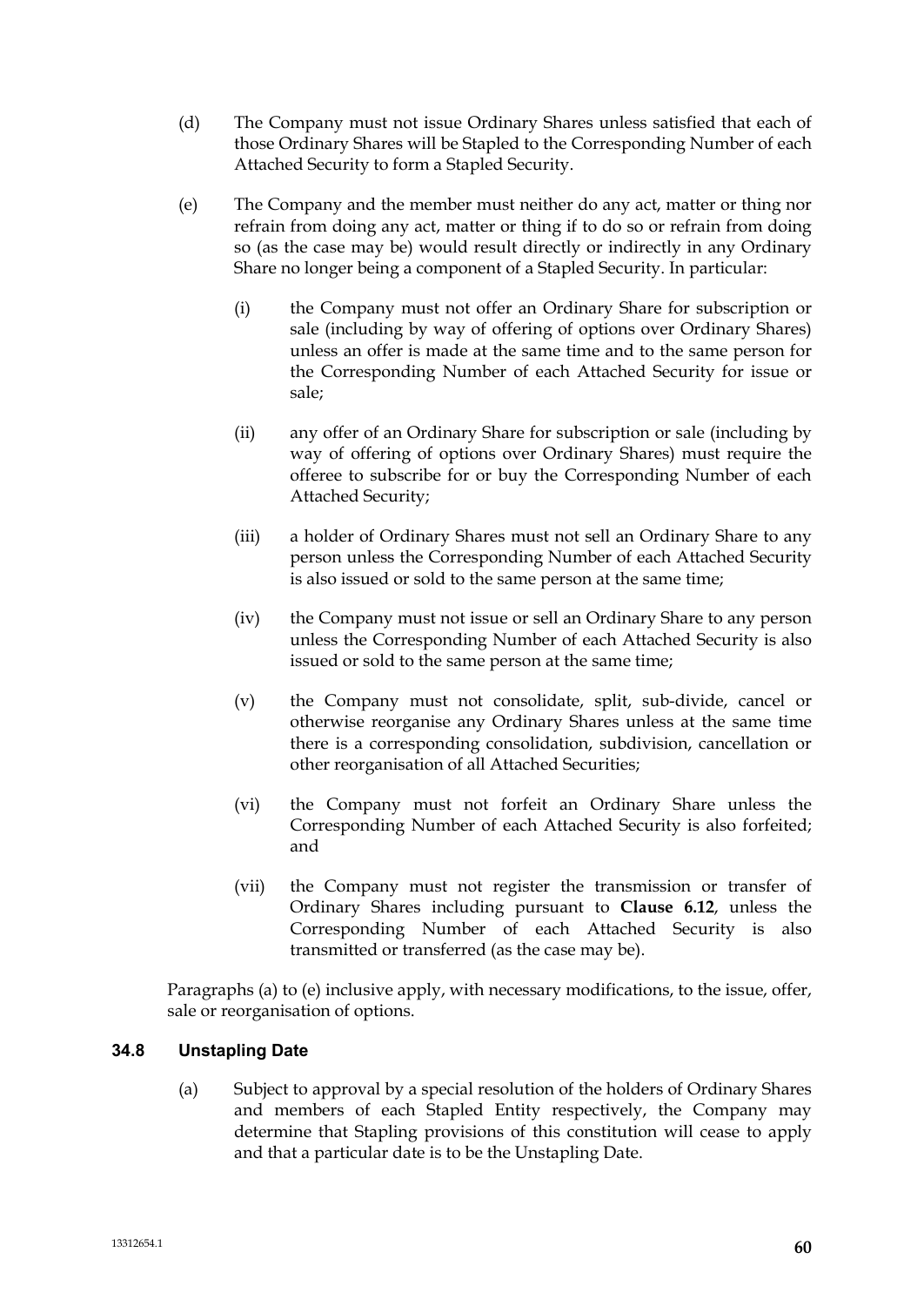(d) The Company must not issue Ordinary Shares unless satisfied that each of those Ordinary Shares will be Stapled to the Corresponding Number of each Attached Security to form a Stapled Security.

(e) The Company and the member must neither do any act, matter or thing nor refrain from doing any act, matter or thing if to do so or refrain from doing so (as the case may be) would result directly or indirectly in any Ordinary Share no longer being a component of a Stapled Security. In particular:

   (i) the Company must not offer an Ordinary Share for subscription or sale (including by way of offering of options over Ordinary Shares) unless an offer is made at the same time and to the same person for the Corresponding Number of each Attached Security for issue or sale;

   (ii) any offer of an Ordinary Share for subscription or sale (including by way of offering of options over Ordinary Shares) must require the offeree to subscribe for or buy the Corresponding Number of each Attached Security;

   (iii) a holder of Ordinary Shares must not sell an Ordinary Share to any person unless the Corresponding Number of each Attached Security is also issued or sold to the same person at the same time;

   (iv) the Company must not issue or sell an Ordinary Share to any person unless the Corresponding Number of each Attached Security is also issued or sold to the same person at the same time;

   (v) the Company must not consolidate, split, sub-divide, cancel or otherwise reorganise any Ordinary Shares unless at the same time there is a corresponding consolidation, subdivision, cancellation or other reorganisation of all Attached Securities;

   (vi) the Company must not forfeit an Ordinary Share unless the Corresponding Number of each Attached Security is also forfeited; and

   (vii) the Company must not register the transmission or transfer of Ordinary Shares including pursuant to **Clause 6.12**, unless the Corresponding Number of each Attached Security is also transmitted or transferred (as the case may be).

Paragraphs (a) to (e) inclusive apply, with necessary modifications, to the issue, offer, sale or reorganisation of options.

### 34.8 Unstapling Date

(a) Subject to approval by a special resolution of the holders of Ordinary Shares and members of each Stapled Entity respectively, the Company may determine that Stapling provisions of this constitution will cease to apply and that a particular date is to be the Unstapling Date.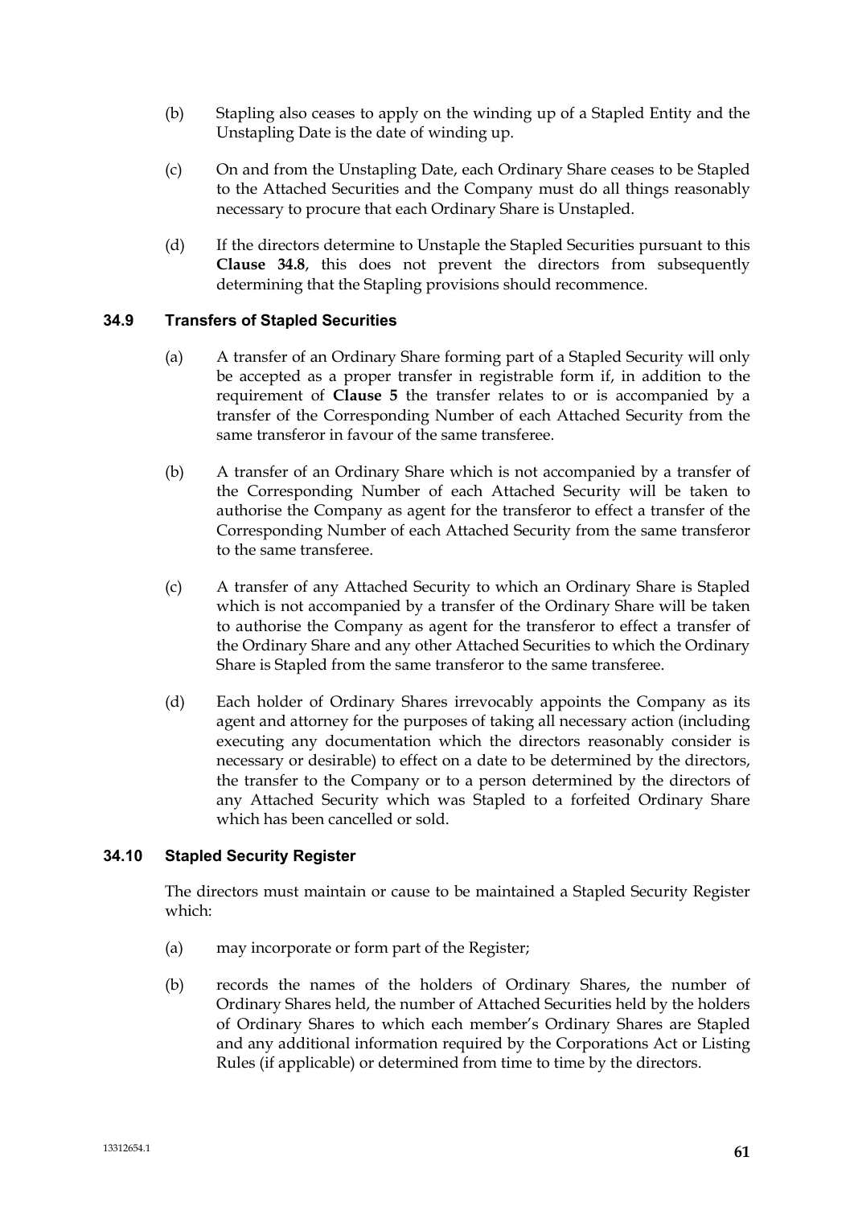(b) Stapling also ceases to apply on the winding up of a Stapled Entity and the Unstapling Date is the date of winding up.

(c) On and from the Unstapling Date, each Ordinary Share ceases to be Stapled to the Attached Securities and the Company must do all things reasonably necessary to procure that each Ordinary Share is Unstapled.

(d) If the directors determine to Unstaple the Stapled Securities pursuant to this **Clause 34.8**, this does not prevent the directors from subsequently determining that the Stapling provisions should recommence.

### 34.9 Transfers of Stapled Securities

(a) A transfer of an Ordinary Share forming part of a Stapled Security will only be accepted as a proper transfer in registrable form if, in addition to the requirement of **Clause 5** the transfer relates to or is accompanied by a transfer of the Corresponding Number of each Attached Security from the same transferor in favour of the same transferee.

(b) A transfer of an Ordinary Share which is not accompanied by a transfer of the Corresponding Number of each Attached Security will be taken to authorise the Company as agent for the transferor to effect a transfer of the Corresponding Number of each Attached Security from the same transferor to the same transferee.

(c) A transfer of any Attached Security to which an Ordinary Share is Stapled which is not accompanied by a transfer of the Ordinary Share will be taken to authorise the Company as agent for the transferor to effect a transfer of the Ordinary Share and any other Attached Securities to which the Ordinary Share is Stapled from the same transferor to the same transferee.

(d) Each holder of Ordinary Shares irrevocably appoints the Company as its agent and attorney for the purposes of taking all necessary action (including executing any documentation which the directors reasonably consider is necessary or desirable) to effect on a date to be determined by the directors, the transfer to the Company or to a person determined by the directors of any Attached Security which was Stapled to a forfeited Ordinary Share which has been cancelled or sold.

### 34.10 Stapled Security Register

The directors must maintain or cause to be maintained a Stapled Security Register which:

(a) may incorporate or form part of the Register;

(b) records the names of the holders of Ordinary Shares, the number of Ordinary Shares held, the number of Attached Securities held by the holders of Ordinary Shares to which each member's Ordinary Shares are Stapled and any additional information required by the Corporations Act or Listing Rules (if applicable) or determined from time to time by the directors.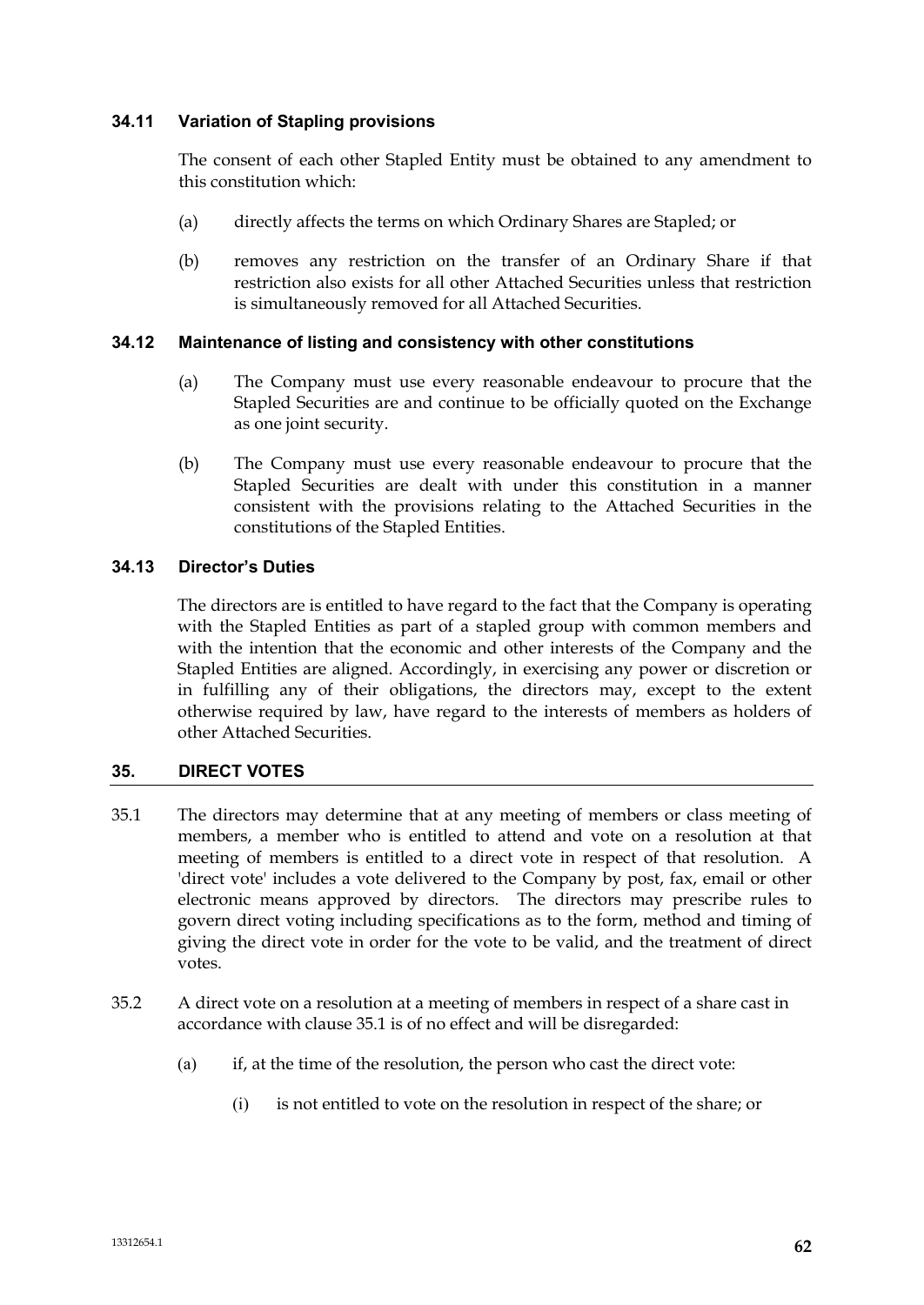### 34.11 Variation of Stapling provisions

The consent of each other Stapled Entity must be obtained to any amendment to this constitution which:

(a) directly affects the terms on which Ordinary Shares are Stapled; or

(b) removes any restriction on the transfer of an Ordinary Share if that restriction also exists for all other Attached Securities unless that restriction is simultaneously removed for all Attached Securities.

### 34.12 Maintenance of listing and consistency with other constitutions

(a) The Company must use every reasonable endeavour to procure that the Stapled Securities are and continue to be officially quoted on the Exchange as one joint security.

(b) The Company must use every reasonable endeavour to procure that the Stapled Securities are dealt with under this constitution in a manner consistent with the provisions relating to the Attached Securities in the constitutions of the Stapled Entities.

### 34.13 Director's Duties

The directors are is entitled to have regard to the fact that the Company is operating with the Stapled Entities as part of a stapled group with common members and with the intention that the economic and other interests of the Company and the Stapled Entities are aligned. Accordingly, in exercising any power or discretion or in fulfilling any of their obligations, the directors may, except to the extent otherwise required by law, have regard to the interests of members as holders of other Attached Securities.

## 35. DIRECT VOTES

35.1 The directors may determine that at any meeting of members or class meeting of members, a member who is entitled to attend and vote on a resolution at that meeting of members is entitled to a direct vote in respect of that resolution. A 'direct vote' includes a vote delivered to the Company by post, fax, email or other electronic means approved by directors. The directors may prescribe rules to govern direct voting including specifications as to the form, method and timing of giving the direct vote in order for the vote to be valid, and the treatment of direct votes.

35.2 A direct vote on a resolution at a meeting of members in respect of a share cast in accordance with clause 35.1 is of no effect and will be disregarded:

(a) if, at the time of the resolution, the person who cast the direct vote:

(i) is not entitled to vote on the resolution in respect of the share; or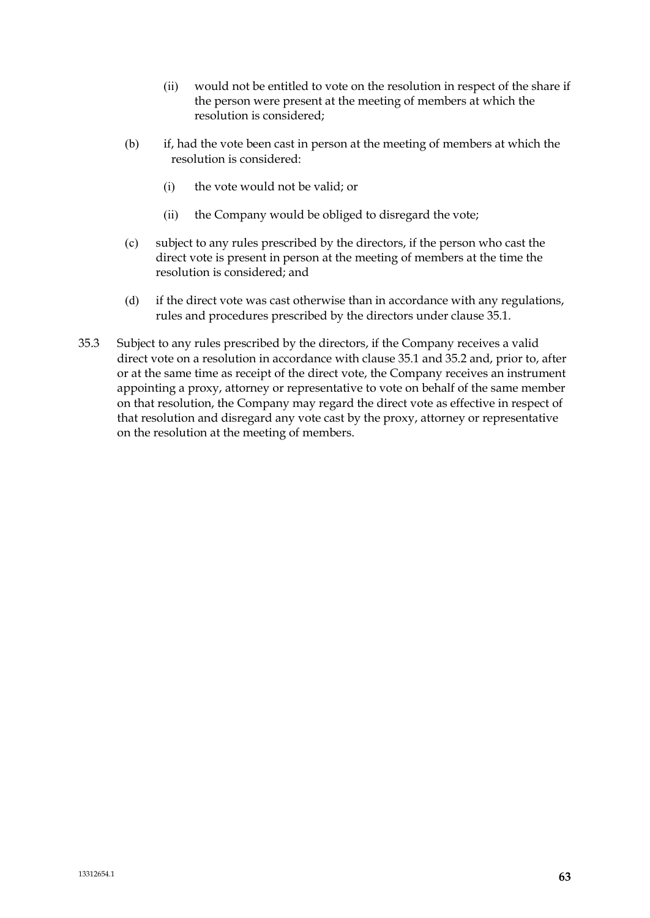(ii) would not be entitled to vote on the resolution in respect of the share if the person were present at the meeting of members at which the resolution is considered;

(b) if, had the vote been cast in person at the meeting of members at which the resolution is considered:

(i) the vote would not be valid; or

(ii) the Company would be obliged to disregard the vote;

(c) subject to any rules prescribed by the directors, if the person who cast the direct vote is present in person at the meeting of members at the time the resolution is considered; and

(d) if the direct vote was cast otherwise than in accordance with any regulations, rules and procedures prescribed by the directors under clause 35.1.

35.3 Subject to any rules prescribed by the directors, if the Company receives a valid direct vote on a resolution in accordance with clause 35.1 and 35.2 and, prior to, after or at the same time as receipt of the direct vote, the Company receives an instrument appointing a proxy, attorney or representative to vote on behalf of the same member on that resolution, the Company may regard the direct vote as effective in respect of that resolution and disregard any vote cast by the proxy, attorney or representative on the resolution at the meeting of members.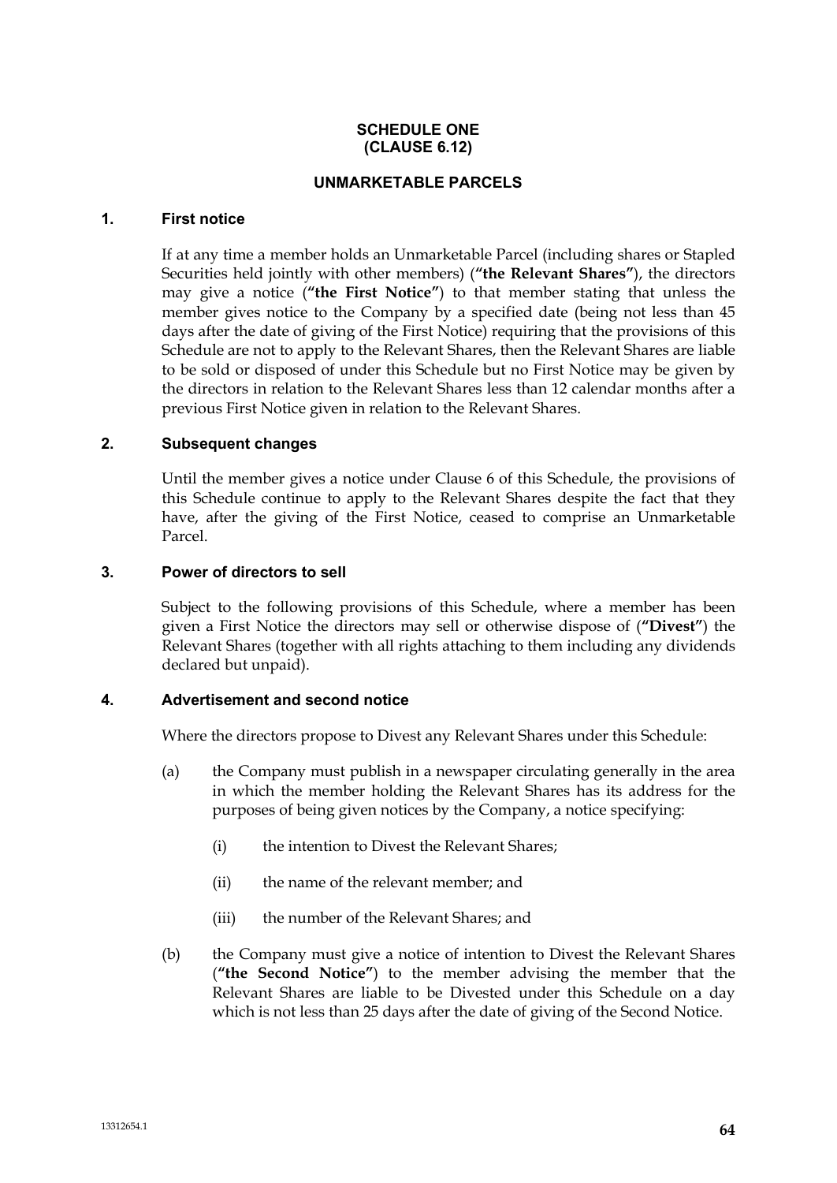# SCHEDULE ONE
# (CLAUSE 6.12)

## UNMARKETABLE PARCELS

### 1. First notice

If at any time a member holds an Unmarketable Parcel (including shares or Stapled Securities held jointly with other members) (**"the Relevant Shares"**), the directors may give a notice (**"the First Notice"**) to that member stating that unless the member gives notice to the Company by a specified date (being not less than 45 days after the date of giving of the First Notice) requiring that the provisions of this Schedule are not to apply to the Relevant Shares, then the Relevant Shares are liable to be sold or disposed of under this Schedule but no First Notice may be given by the directors in relation to the Relevant Shares less than 12 calendar months after a previous First Notice given in relation to the Relevant Shares.

### 2. Subsequent changes

Until the member gives a notice under Clause 6 of this Schedule, the provisions of this Schedule continue to apply to the Relevant Shares despite the fact that they have, after the giving of the First Notice, ceased to comprise an Unmarketable Parcel.

### 3. Power of directors to sell

Subject to the following provisions of this Schedule, where a member has been given a First Notice the directors may sell or otherwise dispose of (**"Divest"**) the Relevant Shares (together with all rights attaching to them including any dividends declared but unpaid).

### 4. Advertisement and second notice

Where the directors propose to Divest any Relevant Shares under this Schedule:

(a) the Company must publish in a newspaper circulating generally in the area in which the member holding the Relevant Shares has its address for the purposes of being given notices by the Company, a notice specifying:

 (i) the intention to Divest the Relevant Shares;

 (ii) the name of the relevant member; and

 (iii) the number of the Relevant Shares; and

(b) the Company must give a notice of intention to Divest the Relevant Shares (**"the Second Notice"**) to the member advising the member that the Relevant Shares are liable to be Divested under this Schedule on a day which is not less than 25 days after the date of giving of the Second Notice.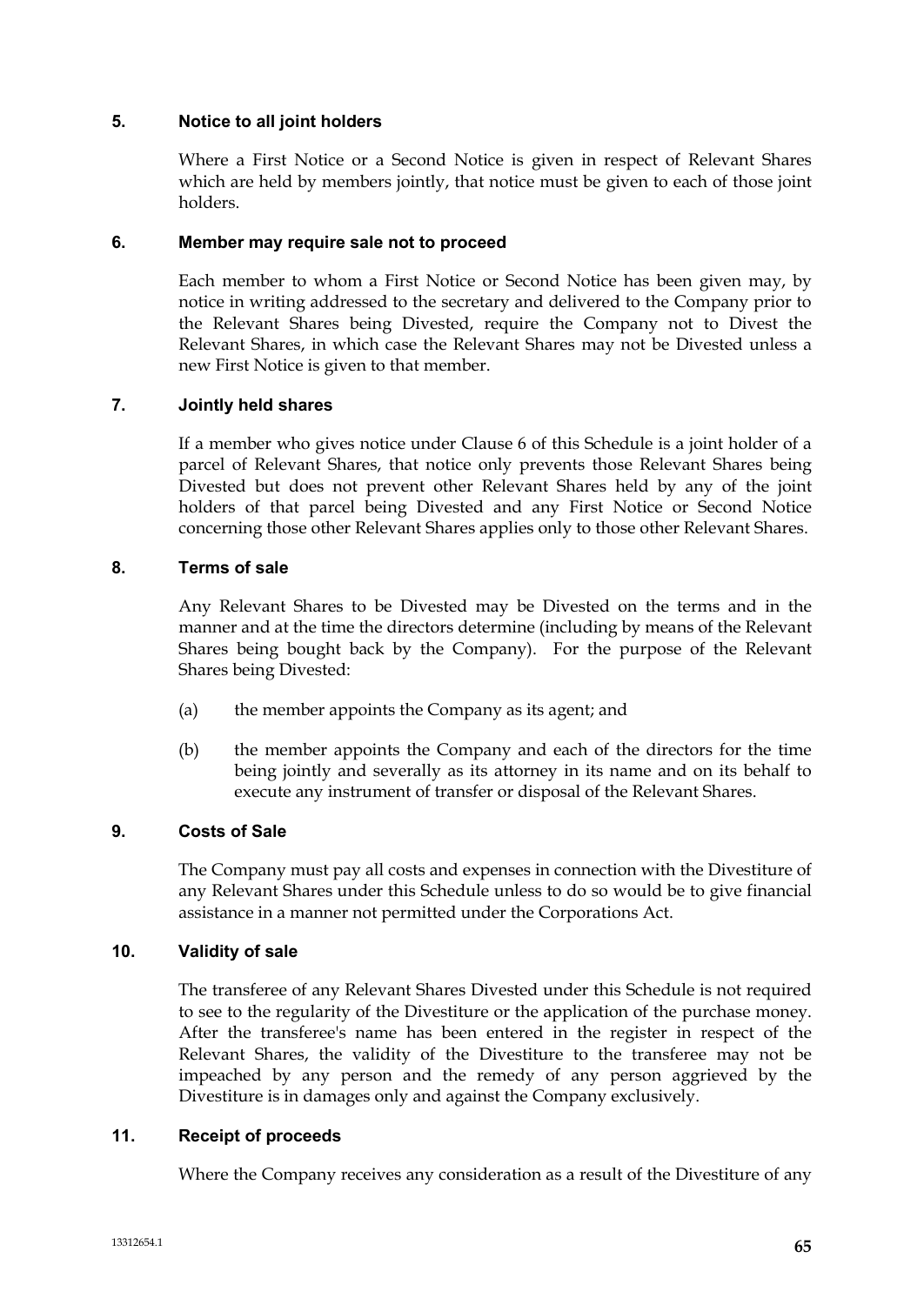## 5. Notice to all joint holders

Where a First Notice or a Second Notice is given in respect of Relevant Shares which are held by members jointly, that notice must be given to each of those joint holders.

## 6. Member may require sale not to proceed

Each member to whom a First Notice or Second Notice has been given may, by notice in writing addressed to the secretary and delivered to the Company prior to the Relevant Shares being Divested, require the Company not to Divest the Relevant Shares, in which case the Relevant Shares may not be Divested unless a new First Notice is given to that member.

## 7. Jointly held shares

If a member who gives notice under Clause 6 of this Schedule is a joint holder of a parcel of Relevant Shares, that notice only prevents those Relevant Shares being Divested but does not prevent other Relevant Shares held by any of the joint holders of that parcel being Divested and any First Notice or Second Notice concerning those other Relevant Shares applies only to those other Relevant Shares.

## 8. Terms of sale

Any Relevant Shares to be Divested may be Divested on the terms and in the manner and at the time the directors determine (including by means of the Relevant Shares being bought back by the Company). For the purpose of the Relevant Shares being Divested:

(a) the member appoints the Company as its agent; and

(b) the member appoints the Company and each of the directors for the time being jointly and severally as its attorney in its name and on its behalf to execute any instrument of transfer or disposal of the Relevant Shares.

## 9. Costs of Sale

The Company must pay all costs and expenses in connection with the Divestiture of any Relevant Shares under this Schedule unless to do so would be to give financial assistance in a manner not permitted under the Corporations Act.

## 10. Validity of sale

The transferee of any Relevant Shares Divested under this Schedule is not required to see to the regularity of the Divestiture or the application of the purchase money. After the transferee's name has been entered in the register in respect of the Relevant Shares, the validity of the Divestiture to the transferee may not be impeached by any person and the remedy of any person aggrieved by the Divestiture is in damages only and against the Company exclusively.

## 11. Receipt of proceeds

Where the Company receives any consideration as a result of the Divestiture of any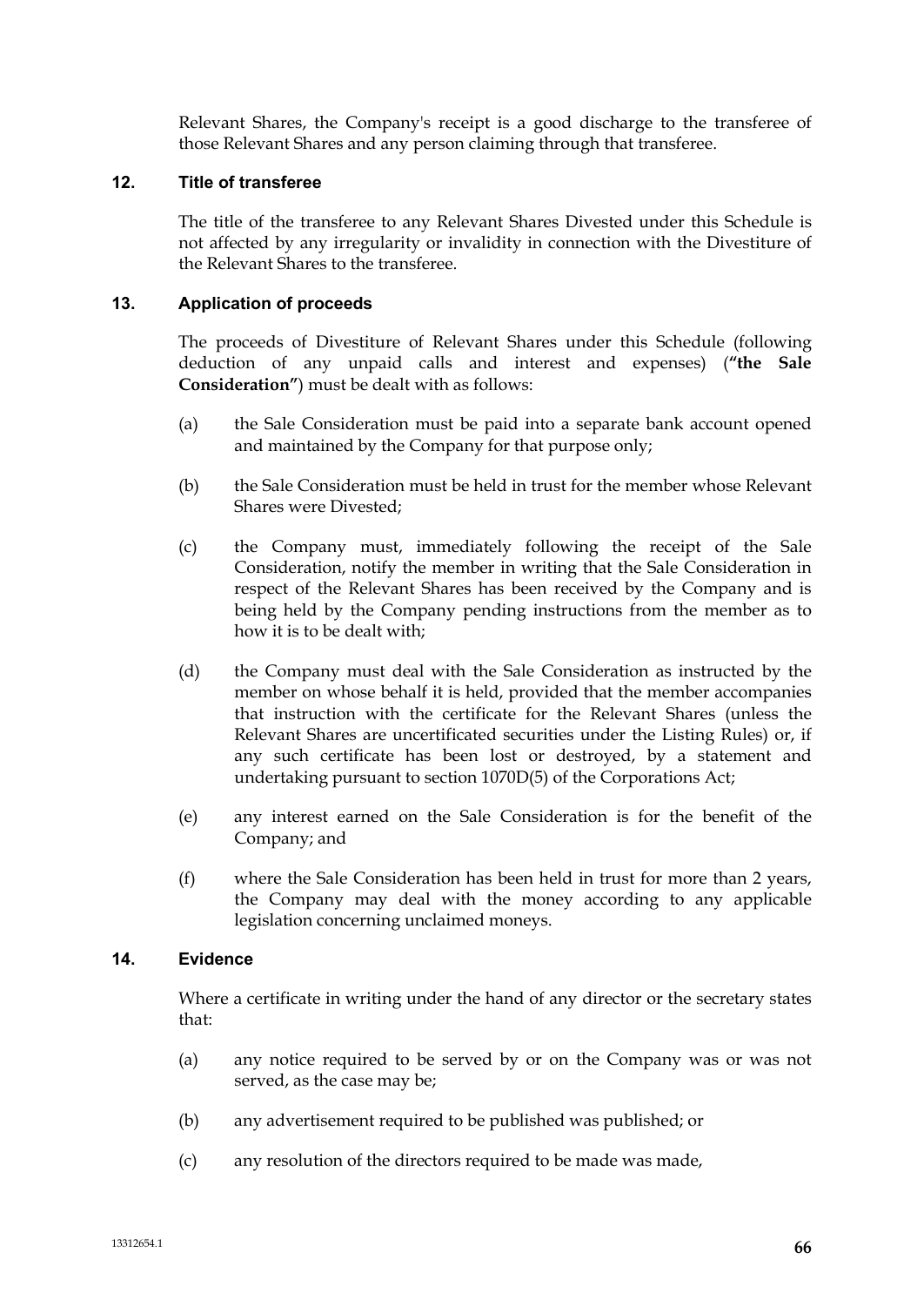Relevant Shares, the Company's receipt is a good discharge to the transferee of those Relevant Shares and any person claiming through that transferee.

### 12. Title of transferee

The title of the transferee to any Relevant Shares Divested under this Schedule is not affected by any irregularity or invalidity in connection with the Divestiture of the Relevant Shares to the transferee.

### 13. Application of proceeds

The proceeds of Divestiture of Relevant Shares under this Schedule (following deduction of any unpaid calls and interest and expenses) (**"the Sale Consideration"**) must be dealt with as follows:

(a) the Sale Consideration must be paid into a separate bank account opened and maintained by the Company for that purpose only;

(b) the Sale Consideration must be held in trust for the member whose Relevant Shares were Divested;

(c) the Company must, immediately following the receipt of the Sale Consideration, notify the member in writing that the Sale Consideration in respect of the Relevant Shares has been received by the Company and is being held by the Company pending instructions from the member as to how it is to be dealt with;

(d) the Company must deal with the Sale Consideration as instructed by the member on whose behalf it is held, provided that the member accompanies that instruction with the certificate for the Relevant Shares (unless the Relevant Shares are uncertificated securities under the Listing Rules) or, if any such certificate has been lost or destroyed, by a statement and undertaking pursuant to section 1070D(5) of the Corporations Act;

(e) any interest earned on the Sale Consideration is for the benefit of the Company; and

(f) where the Sale Consideration has been held in trust for more than 2 years, the Company may deal with the money according to any applicable legislation concerning unclaimed moneys.

### 14. Evidence

Where a certificate in writing under the hand of any director or the secretary states that:

(a) any notice required to be served by or on the Company was or was not served, as the case may be;

(b) any advertisement required to be published was published; or

(c) any resolution of the directors required to be made was made,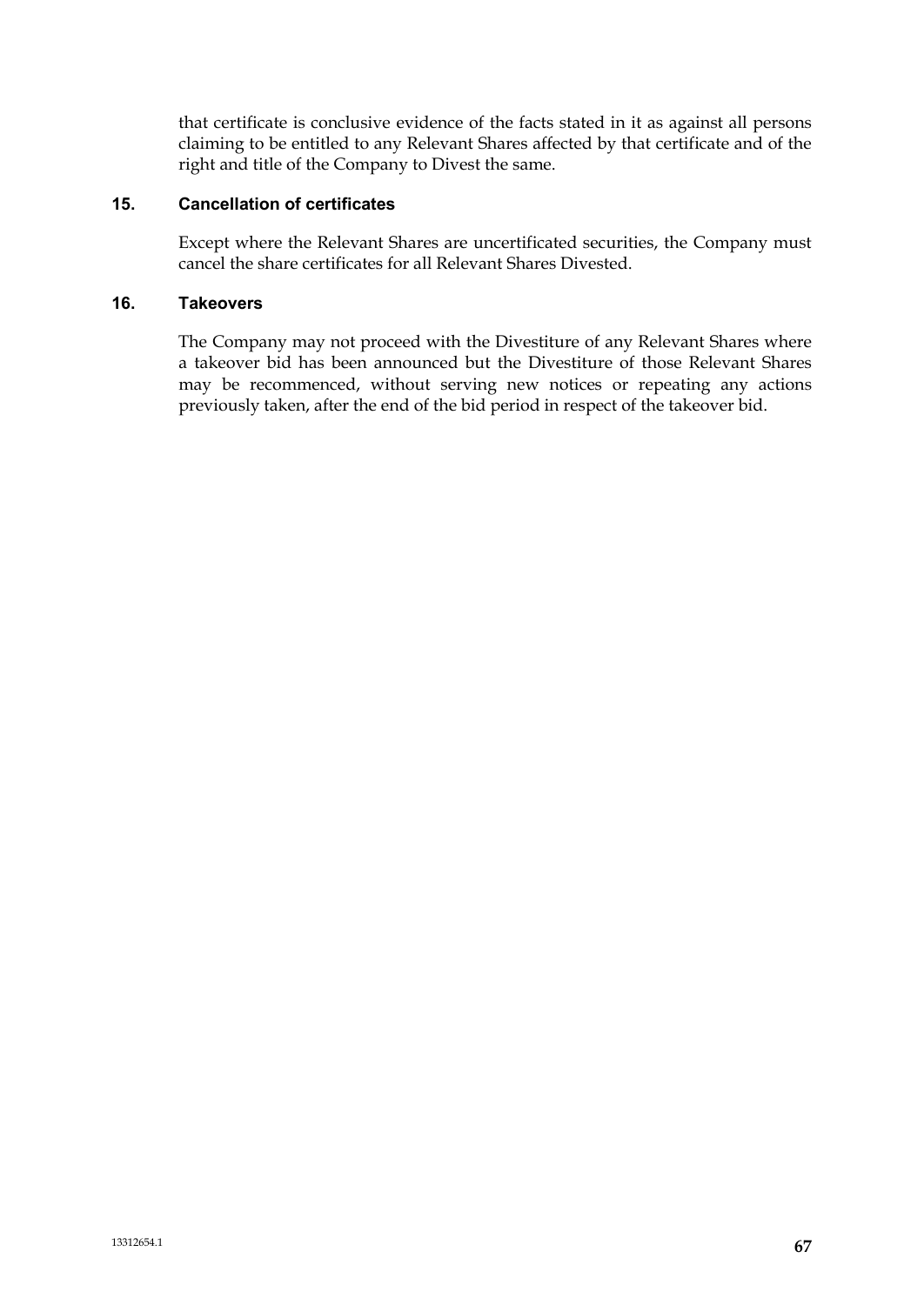that certificate is conclusive evidence of the facts stated in it as against all persons claiming to be entitled to any Relevant Shares affected by that certificate and of the right and title of the Company to Divest the same.

### 15. Cancellation of certificates

Except where the Relevant Shares are uncertificated securities, the Company must cancel the share certificates for all Relevant Shares Divested.

### 16. Takeovers

The Company may not proceed with the Divestiture of any Relevant Shares where a takeover bid has been announced but the Divestiture of those Relevant Shares may be recommenced, without serving new notices or repeating any actions previously taken, after the end of the bid period in respect of the takeover bid.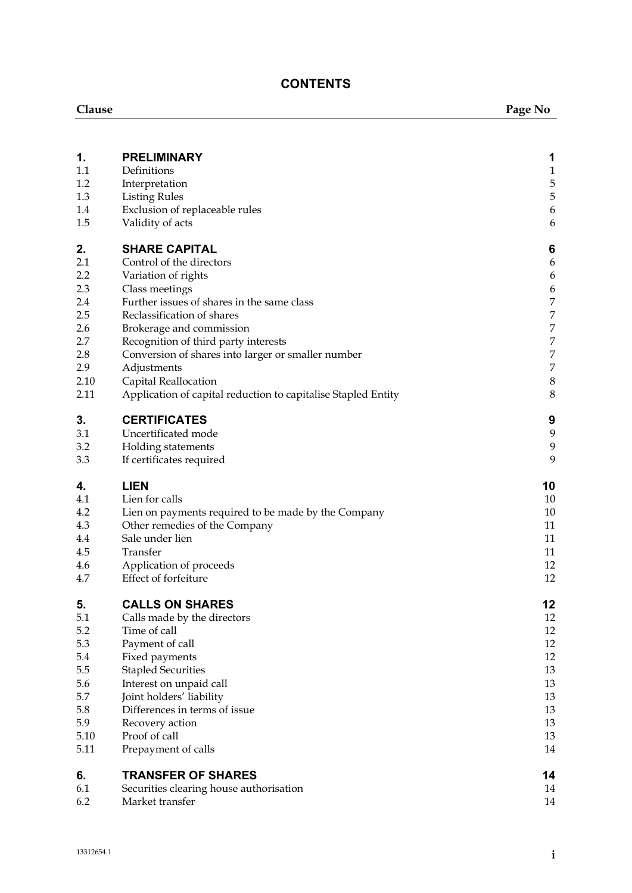# CONTENTS

| Clause | | Page No |
|---|---|---|
| **1.** | **PRELIMINARY** | **1** |
| 1.1 | Definitions | 1 |
| 1.2 | Interpretation | 5 |
| 1.3 | Listing Rules | 5 |
| 1.4 | Exclusion of replaceable rules | 6 |
| 1.5 | Validity of acts | 6 |
| **2.** | **SHARE CAPITAL** | **6** |
| 2.1 | Control of the directors | 6 |
| 2.2 | Variation of rights | 6 |
| 2.3 | Class meetings | 6 |
| 2.4 | Further issues of shares in the same class | 7 |
| 2.5 | Reclassification of shares | 7 |
| 2.6 | Brokerage and commission | 7 |
| 2.7 | Recognition of third party interests | 7 |
| 2.8 | Conversion of shares into larger or smaller number | 7 |
| 2.9 | Adjustments | 7 |
| 2.10 | Capital Reallocation | 8 |
| 2.11 | Application of capital reduction to capitalise Stapled Entity | 8 |
| **3.** | **CERTIFICATES** | **9** |
| 3.1 | Uncertificated mode | 9 |
| 3.2 | Holding statements | 9 |
| 3.3 | If certificates required | 9 |
| **4.** | **LIEN** | **10** |
| 4.1 | Lien for calls | 10 |
| 4.2 | Lien on payments required to be made by the Company | 10 |
| 4.3 | Other remedies of the Company | 11 |
| 4.4 | Sale under lien | 11 |
| 4.5 | Transfer | 11 |
| 4.6 | Application of proceeds | 12 |
| 4.7 | Effect of forfeiture | 12 |
| **5.** | **CALLS ON SHARES** | **12** |
| 5.1 | Calls made by the directors | 12 |
| 5.2 | Time of call | 12 |
| 5.3 | Payment of call | 12 |
| 5.4 | Fixed payments | 12 |
| 5.5 | Stapled Securities | 13 |
| 5.6 | Interest on unpaid call | 13 |
| 5.7 | Joint holders' liability | 13 |
| 5.8 | Differences in terms of issue | 13 |
| 5.9 | Recovery action | 13 |
| 5.10 | Proof of call | 13 |
| 5.11 | Prepayment of calls | 14 |
| **6.** | **TRANSFER OF SHARES** | **14** |
| 6.1 | Securities clearing house authorisation | 14 |
| 6.2 | Market transfer | 14 |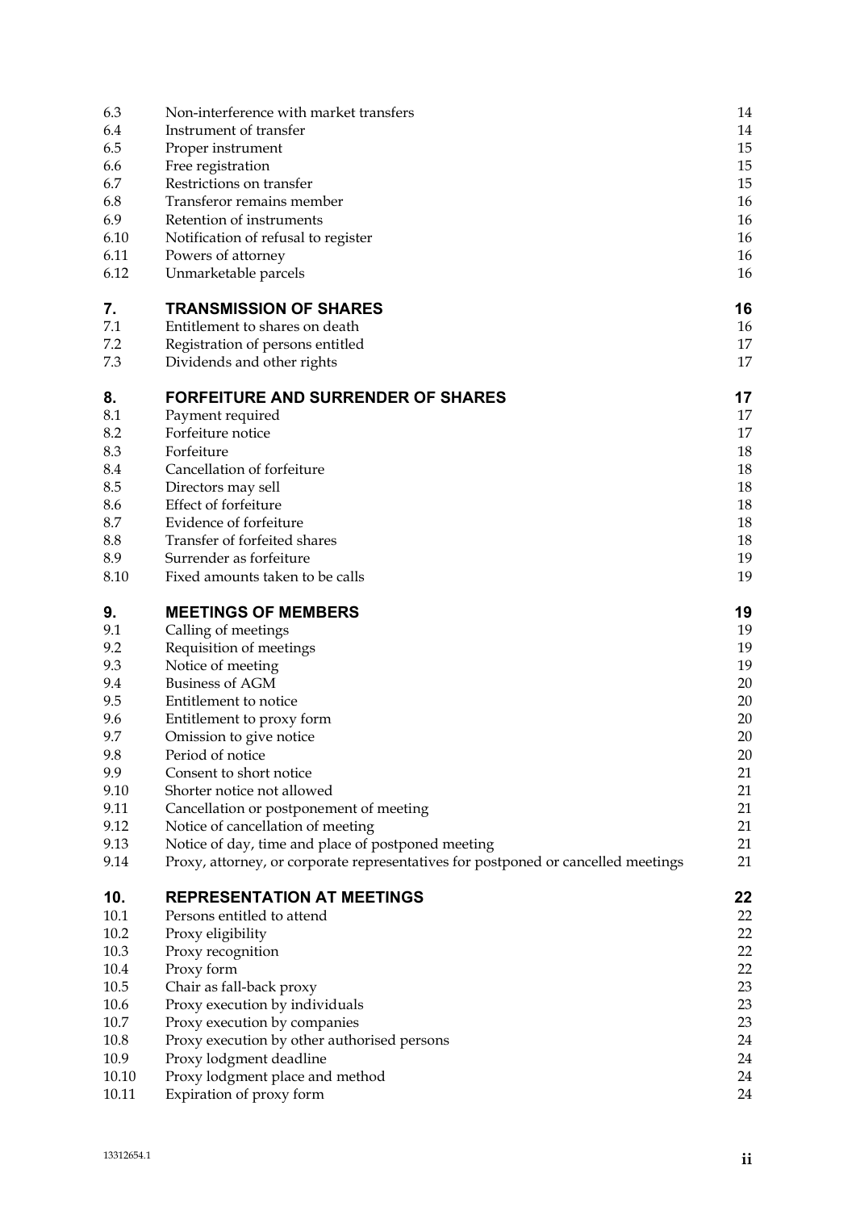| | | |
|---|---|---|
| 6.3 | Non-interference with market transfers | 14 |
| 6.4 | Instrument of transfer | 14 |
| 6.5 | Proper instrument | 15 |
| 6.6 | Free registration | 15 |
| 6.7 | Restrictions on transfer | 15 |
| 6.8 | Transferor remains member | 16 |
| 6.9 | Retention of instruments | 16 |
| 6.10 | Notification of refusal to register | 16 |
| 6.11 | Powers of attorney | 16 |
| 6.12 | Unmarketable parcels | 16 |
| **7.** | **TRANSMISSION OF SHARES** | **16** |
| 7.1 | Entitlement to shares on death | 16 |
| 7.2 | Registration of persons entitled | 17 |
| 7.3 | Dividends and other rights | 17 |
| **8.** | **FORFEITURE AND SURRENDER OF SHARES** | **17** |
| 8.1 | Payment required | 17 |
| 8.2 | Forfeiture notice | 17 |
| 8.3 | Forfeiture | 18 |
| 8.4 | Cancellation of forfeiture | 18 |
| 8.5 | Directors may sell | 18 |
| 8.6 | Effect of forfeiture | 18 |
| 8.7 | Evidence of forfeiture | 18 |
| 8.8 | Transfer of forfeited shares | 18 |
| 8.9 | Surrender as forfeiture | 19 |
| 8.10 | Fixed amounts taken to be calls | 19 |
| **9.** | **MEETINGS OF MEMBERS** | **19** |
| 9.1 | Calling of meetings | 19 |
| 9.2 | Requisition of meetings | 19 |
| 9.3 | Notice of meeting | 19 |
| 9.4 | Business of AGM | 20 |
| 9.5 | Entitlement to notice | 20 |
| 9.6 | Entitlement to proxy form | 20 |
| 9.7 | Omission to give notice | 20 |
| 9.8 | Period of notice | 20 |
| 9.9 | Consent to short notice | 21 |
| 9.10 | Shorter notice not allowed | 21 |
| 9.11 | Cancellation or postponement of meeting | 21 |
| 9.12 | Notice of cancellation of meeting | 21 |
| 9.13 | Notice of day, time and place of postponed meeting | 21 |
| 9.14 | Proxy, attorney, or corporate representatives for postponed or cancelled meetings | 21 |
| **10.** | **REPRESENTATION AT MEETINGS** | **22** |
| 10.1 | Persons entitled to attend | 22 |
| 10.2 | Proxy eligibility | 22 |
| 10.3 | Proxy recognition | 22 |
| 10.4 | Proxy form | 22 |
| 10.5 | Chair as fall-back proxy | 23 |
| 10.6 | Proxy execution by individuals | 23 |
| 10.7 | Proxy execution by companies | 23 |
| 10.8 | Proxy execution by other authorised persons | 24 |
| 10.9 | Proxy lodgment deadline | 24 |
| 10.10 | Proxy lodgment place and method | 24 |
| 10.11 | Expiration of proxy form | 24 |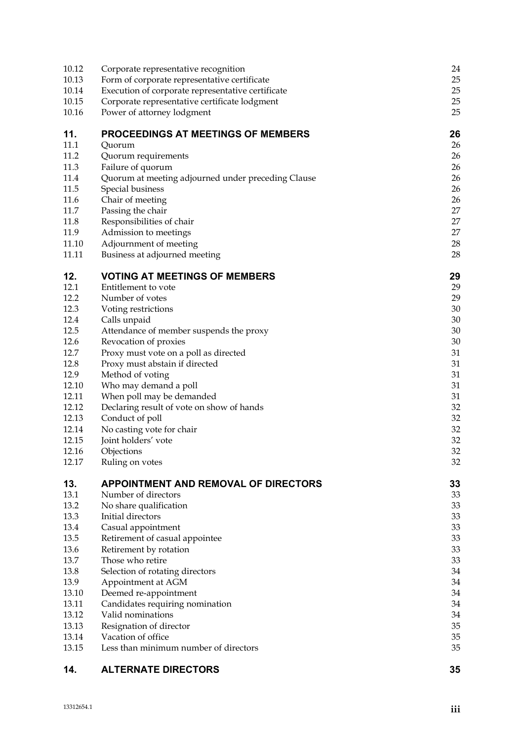| | | |
|---|---|---|
| 10.12 | Corporate representative recognition | 24 |
| 10.13 | Form of corporate representative certificate | 25 |
| 10.14 | Execution of corporate representative certificate | 25 |
| 10.15 | Corporate representative certificate lodgment | 25 |
| 10.16 | Power of attorney lodgment | 25 |
| **11.** | **PROCEEDINGS AT MEETINGS OF MEMBERS** | **26** |
| 11.1 | Quorum | 26 |
| 11.2 | Quorum requirements | 26 |
| 11.3 | Failure of quorum | 26 |
| 11.4 | Quorum at meeting adjourned under preceding Clause | 26 |
| 11.5 | Special business | 26 |
| 11.6 | Chair of meeting | 26 |
| 11.7 | Passing the chair | 27 |
| 11.8 | Responsibilities of chair | 27 |
| 11.9 | Admission to meetings | 27 |
| 11.10 | Adjournment of meeting | 28 |
| 11.11 | Business at adjourned meeting | 28 |
| **12.** | **VOTING AT MEETINGS OF MEMBERS** | **29** |
| 12.1 | Entitlement to vote | 29 |
| 12.2 | Number of votes | 29 |
| 12.3 | Voting restrictions | 30 |
| 12.4 | Calls unpaid | 30 |
| 12.5 | Attendance of member suspends the proxy | 30 |
| 12.6 | Revocation of proxies | 30 |
| 12.7 | Proxy must vote on a poll as directed | 31 |
| 12.8 | Proxy must abstain if directed | 31 |
| 12.9 | Method of voting | 31 |
| 12.10 | Who may demand a poll | 31 |
| 12.11 | When poll may be demanded | 31 |
| 12.12 | Declaring result of vote on show of hands | 32 |
| 12.13 | Conduct of poll | 32 |
| 12.14 | No casting vote for chair | 32 |
| 12.15 | Joint holders' vote | 32 |
| 12.16 | Objections | 32 |
| 12.17 | Ruling on votes | 32 |
| **13.** | **APPOINTMENT AND REMOVAL OF DIRECTORS** | **33** |
| 13.1 | Number of directors | 33 |
| 13.2 | No share qualification | 33 |
| 13.3 | Initial directors | 33 |
| 13.4 | Casual appointment | 33 |
| 13.5 | Retirement of casual appointee | 33 |
| 13.6 | Retirement by rotation | 33 |
| 13.7 | Those who retire | 33 |
| 13.8 | Selection of rotating directors | 34 |
| 13.9 | Appointment at AGM | 34 |
| 13.10 | Deemed re-appointment | 34 |
| 13.11 | Candidates requiring nomination | 34 |
| 13.12 | Valid nominations | 34 |
| 13.13 | Resignation of director | 35 |
| 13.14 | Vacation of office | 35 |
| 13.15 | Less than minimum number of directors | 35 |
| **14.** | **ALTERNATE DIRECTORS** | **35** |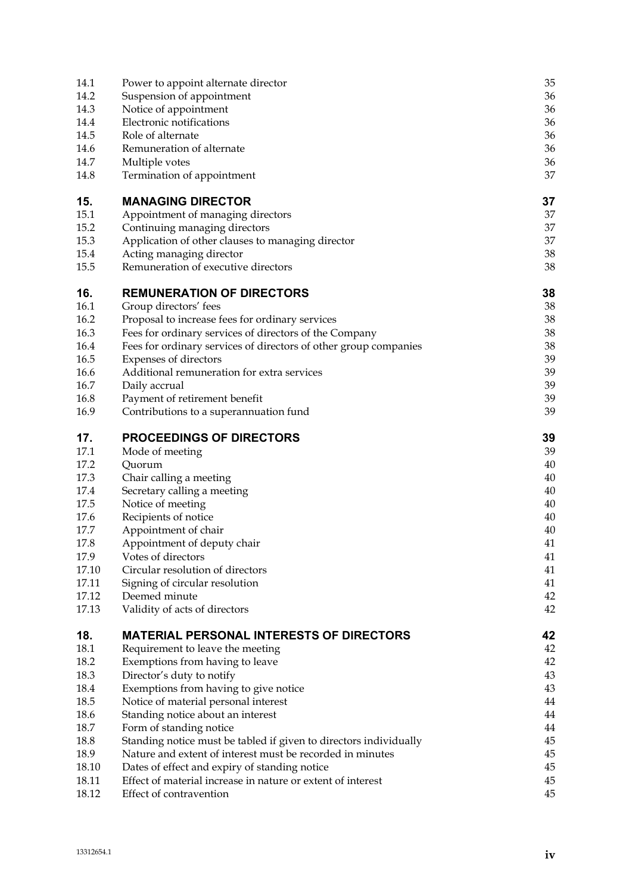| | | |
|---|---|---|
| 14.1 | Power to appoint alternate director | 35 |
| 14.2 | Suspension of appointment | 36 |
| 14.3 | Notice of appointment | 36 |
| 14.4 | Electronic notifications | 36 |
| 14.5 | Role of alternate | 36 |
| 14.6 | Remuneration of alternate | 36 |
| 14.7 | Multiple votes | 36 |
| 14.8 | Termination of appointment | 37 |
| **15.** | **MANAGING DIRECTOR** | **37** |
| 15.1 | Appointment of managing directors | 37 |
| 15.2 | Continuing managing directors | 37 |
| 15.3 | Application of other clauses to managing director | 37 |
| 15.4 | Acting managing director | 38 |
| 15.5 | Remuneration of executive directors | 38 |
| **16.** | **REMUNERATION OF DIRECTORS** | **38** |
| 16.1 | Group directors' fees | 38 |
| 16.2 | Proposal to increase fees for ordinary services | 38 |
| 16.3 | Fees for ordinary services of directors of the Company | 38 |
| 16.4 | Fees for ordinary services of directors of other group companies | 38 |
| 16.5 | Expenses of directors | 39 |
| 16.6 | Additional remuneration for extra services | 39 |
| 16.7 | Daily accrual | 39 |
| 16.8 | Payment of retirement benefit | 39 |
| 16.9 | Contributions to a superannuation fund | 39 |
| **17.** | **PROCEEDINGS OF DIRECTORS** | **39** |
| 17.1 | Mode of meeting | 39 |
| 17.2 | Quorum | 40 |
| 17.3 | Chair calling a meeting | 40 |
| 17.4 | Secretary calling a meeting | 40 |
| 17.5 | Notice of meeting | 40 |
| 17.6 | Recipients of notice | 40 |
| 17.7 | Appointment of chair | 40 |
| 17.8 | Appointment of deputy chair | 41 |
| 17.9 | Votes of directors | 41 |
| 17.10 | Circular resolution of directors | 41 |
| 17.11 | Signing of circular resolution | 41 |
| 17.12 | Deemed minute | 42 |
| 17.13 | Validity of acts of directors | 42 |
| **18.** | **MATERIAL PERSONAL INTERESTS OF DIRECTORS** | **42** |
| 18.1 | Requirement to leave the meeting | 42 |
| 18.2 | Exemptions from having to leave | 42 |
| 18.3 | Director's duty to notify | 43 |
| 18.4 | Exemptions from having to give notice | 43 |
| 18.5 | Notice of material personal interest | 44 |
| 18.6 | Standing notice about an interest | 44 |
| 18.7 | Form of standing notice | 44 |
| 18.8 | Standing notice must be tabled if given to directors individually | 45 |
| 18.9 | Nature and extent of interest must be recorded in minutes | 45 |
| 18.10 | Dates of effect and expiry of standing notice | 45 |
| 18.11 | Effect of material increase in nature or extent of interest | 45 |
| 18.12 | Effect of contravention | 45 |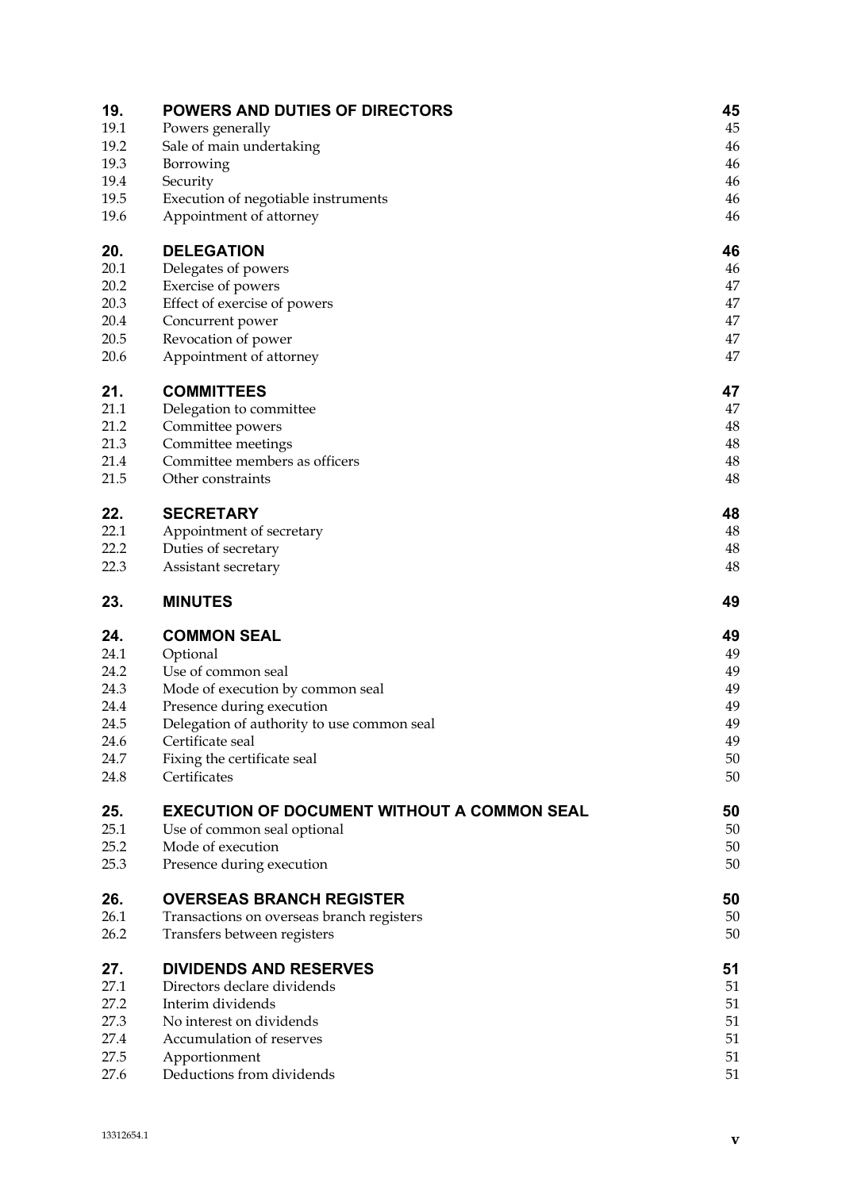| | | |
|---|---|---|
| **19.** | **POWERS AND DUTIES OF DIRECTORS** | **45** |
| 19.1 | Powers generally | 45 |
| 19.2 | Sale of main undertaking | 46 |
| 19.3 | Borrowing | 46 |
| 19.4 | Security | 46 |
| 19.5 | Execution of negotiable instruments | 46 |
| 19.6 | Appointment of attorney | 46 |
| **20.** | **DELEGATION** | **46** |
| 20.1 | Delegates of powers | 46 |
| 20.2 | Exercise of powers | 47 |
| 20.3 | Effect of exercise of powers | 47 |
| 20.4 | Concurrent power | 47 |
| 20.5 | Revocation of power | 47 |
| 20.6 | Appointment of attorney | 47 |
| **21.** | **COMMITTEES** | **47** |
| 21.1 | Delegation to committee | 47 |
| 21.2 | Committee powers | 48 |
| 21.3 | Committee meetings | 48 |
| 21.4 | Committee members as officers | 48 |
| 21.5 | Other constraints | 48 |
| **22.** | **SECRETARY** | **48** |
| 22.1 | Appointment of secretary | 48 |
| 22.2 | Duties of secretary | 48 |
| 22.3 | Assistant secretary | 48 |
| **23.** | **MINUTES** | **49** |
| **24.** | **COMMON SEAL** | **49** |
| 24.1 | Optional | 49 |
| 24.2 | Use of common seal | 49 |
| 24.3 | Mode of execution by common seal | 49 |
| 24.4 | Presence during execution | 49 |
| 24.5 | Delegation of authority to use common seal | 49 |
| 24.6 | Certificate seal | 49 |
| 24.7 | Fixing the certificate seal | 50 |
| 24.8 | Certificates | 50 |
| **25.** | **EXECUTION OF DOCUMENT WITHOUT A COMMON SEAL** | **50** |
| 25.1 | Use of common seal optional | 50 |
| 25.2 | Mode of execution | 50 |
| 25.3 | Presence during execution | 50 |
| **26.** | **OVERSEAS BRANCH REGISTER** | **50** |
| 26.1 | Transactions on overseas branch registers | 50 |
| 26.2 | Transfers between registers | 50 |
| **27.** | **DIVIDENDS AND RESERVES** | **51** |
| 27.1 | Directors declare dividends | 51 |
| 27.2 | Interim dividends | 51 |
| 27.3 | No interest on dividends | 51 |
| 27.4 | Accumulation of reserves | 51 |
| 27.5 | Apportionment | 51 |
| 27.6 | Deductions from dividends | 51 |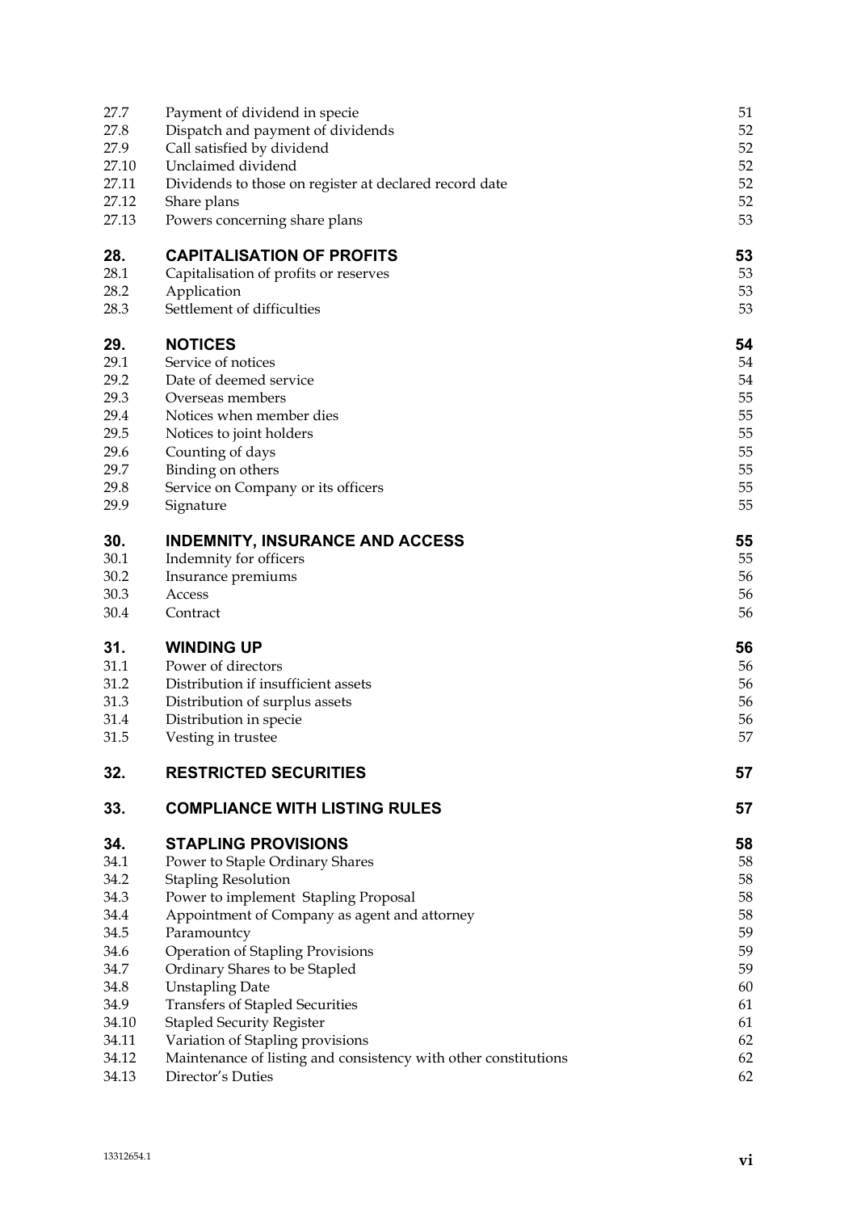| | | |
|---|---|---|
| 27.7 | Payment of dividend in specie | 51 |
| 27.8 | Dispatch and payment of dividends | 52 |
| 27.9 | Call satisfied by dividend | 52 |
| 27.10 | Unclaimed dividend | 52 |
| 27.11 | Dividends to those on register at declared record date | 52 |
| 27.12 | Share plans | 52 |
| 27.13 | Powers concerning share plans | 53 |
| **28.** | **CAPITALISATION OF PROFITS** | **53** |
| 28.1 | Capitalisation of profits or reserves | 53 |
| 28.2 | Application | 53 |
| 28.3 | Settlement of difficulties | 53 |
| **29.** | **NOTICES** | **54** |
| 29.1 | Service of notices | 54 |
| 29.2 | Date of deemed service | 54 |
| 29.3 | Overseas members | 55 |
| 29.4 | Notices when member dies | 55 |
| 29.5 | Notices to joint holders | 55 |
| 29.6 | Counting of days | 55 |
| 29.7 | Binding on others | 55 |
| 29.8 | Service on Company or its officers | 55 |
| 29.9 | Signature | 55 |
| **30.** | **INDEMNITY, INSURANCE AND ACCESS** | **55** |
| 30.1 | Indemnity for officers | 55 |
| 30.2 | Insurance premiums | 56 |
| 30.3 | Access | 56 |
| 30.4 | Contract | 56 |
| **31.** | **WINDING UP** | **56** |
| 31.1 | Power of directors | 56 |
| 31.2 | Distribution if insufficient assets | 56 |
| 31.3 | Distribution of surplus assets | 56 |
| 31.4 | Distribution in specie | 56 |
| 31.5 | Vesting in trustee | 57 |
| **32.** | **RESTRICTED SECURITIES** | **57** |
| **33.** | **COMPLIANCE WITH LISTING RULES** | **57** |
| **34.** | **STAPLING PROVISIONS** | **58** |
| 34.1 | Power to Staple Ordinary Shares | 58 |
| 34.2 | Stapling Resolution | 58 |
| 34.3 | Power to implement Stapling Proposal | 58 |
| 34.4 | Appointment of Company as agent and attorney | 58 |
| 34.5 | Paramountcy | 59 |
| 34.6 | Operation of Stapling Provisions | 59 |
| 34.7 | Ordinary Shares to be Stapled | 59 |
| 34.8 | Unstapling Date | 60 |
| 34.9 | Transfers of Stapled Securities | 61 |
| 34.10 | Stapled Security Register | 61 |
| 34.11 | Variation of Stapling provisions | 62 |
| 34.12 | Maintenance of listing and consistency with other constitutions | 62 |
| 34.13 | Director's Duties | 62 |